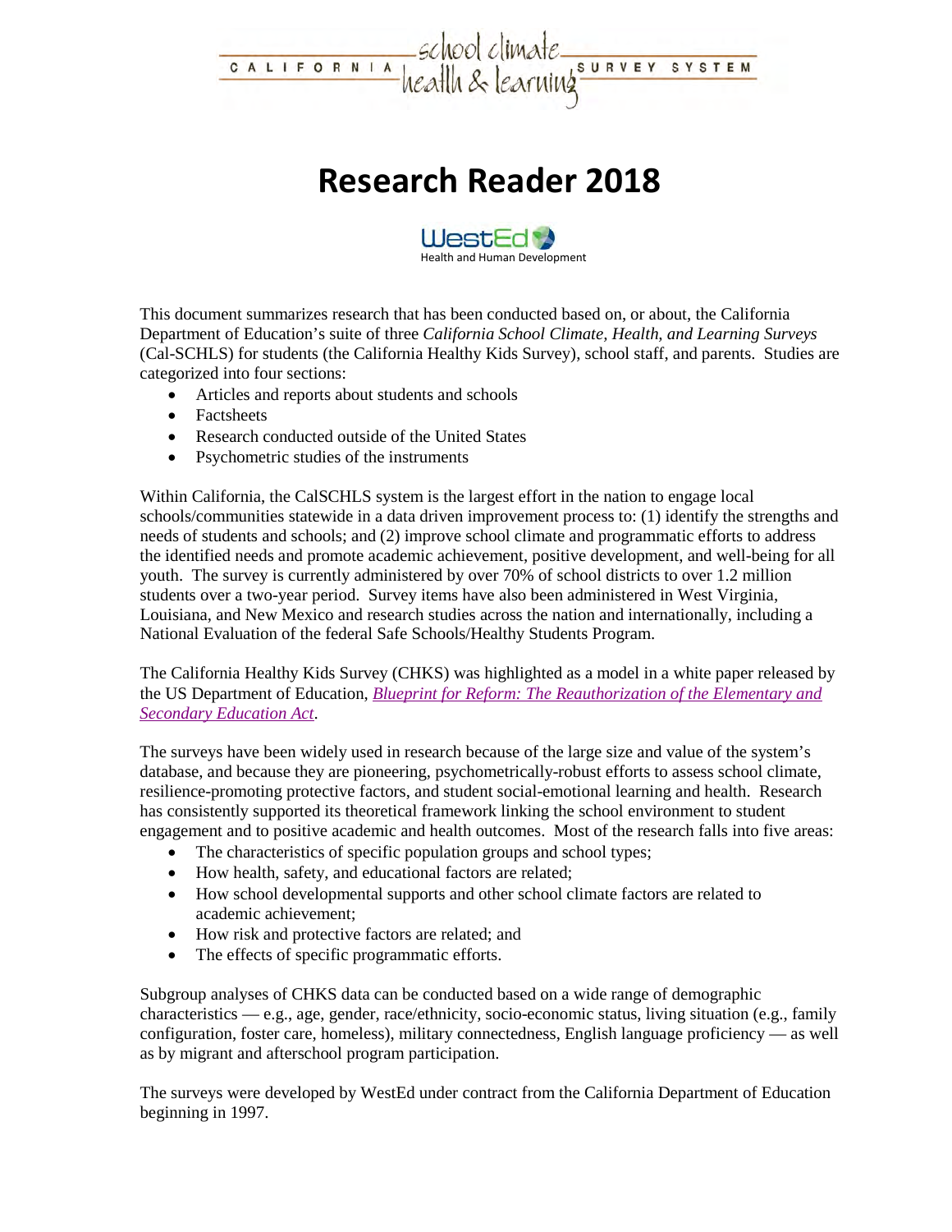CALIFORNIA school climate health & learning SURVEY SYSTEM

# Research Reader 2018

WestEd
Health and Human Development

This document summarizes research that has been conducted based on, or about, the California Department of Education's suite of three *California School Climate, Health, and Learning Surveys* (Cal-SCHLS) for students (the California Healthy Kids Survey), school staff, and parents. Studies are categorized into four sections:

- Articles and reports about students and schools
- Factsheets
- Research conducted outside of the United States
- Psychometric studies of the instruments

Within California, the CalSCHLS system is the largest effort in the nation to engage local schools/communities statewide in a data driven improvement process to: (1) identify the strengths and needs of students and schools; and (2) improve school climate and programmatic efforts to address the identified needs and promote academic achievement, positive development, and well-being for all youth. The survey is currently administered by over 70% of school districts to over 1.2 million students over a two-year period. Survey items have also been administered in West Virginia, Louisiana, and New Mexico and research studies across the nation and internationally, including a National Evaluation of the federal Safe Schools/Healthy Students Program.

The California Healthy Kids Survey (CHKS) was highlighted as a model in a white paper released by the US Department of Education, *Blueprint for Reform: The Reauthorization of the Elementary and Secondary Education Act*.

The surveys have been widely used in research because of the large size and value of the system's database, and because they are pioneering, psychometrically-robust efforts to assess school climate, resilience-promoting protective factors, and student social-emotional learning and health. Research has consistently supported its theoretical framework linking the school environment to student engagement and to positive academic and health outcomes. Most of the research falls into five areas:

- The characteristics of specific population groups and school types;
- How health, safety, and educational factors are related;
- How school developmental supports and other school climate factors are related to academic achievement;
- How risk and protective factors are related; and
- The effects of specific programmatic efforts.

Subgroup analyses of CHKS data can be conducted based on a wide range of demographic characteristics — e.g., age, gender, race/ethnicity, socio-economic status, living situation (e.g., family configuration, foster care, homeless), military connectedness, English language proficiency — as well as by migrant and afterschool program participation.

The surveys were developed by WestEd under contract from the California Department of Education beginning in 1997.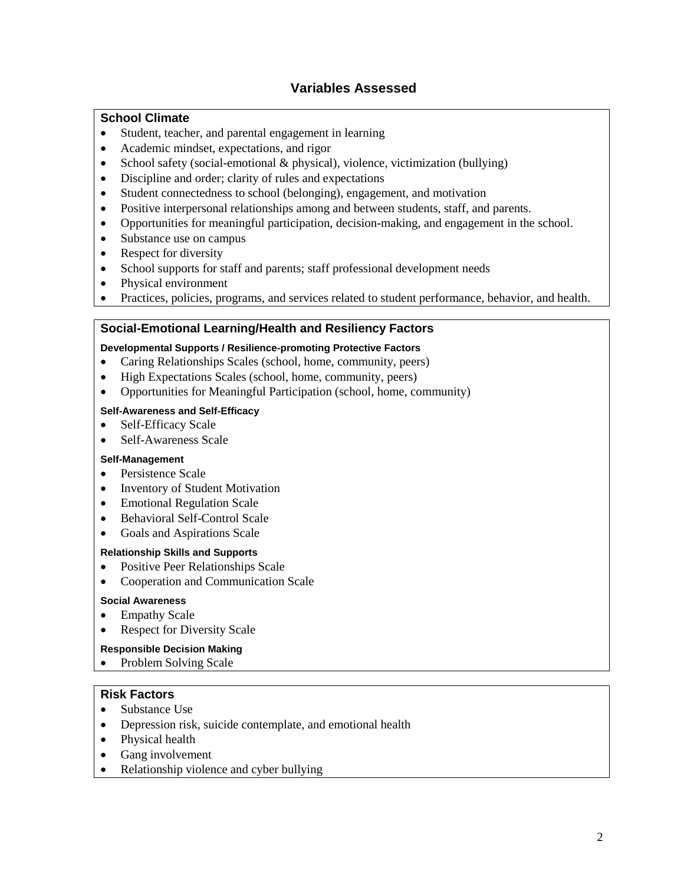# Variables Assessed

## School Climate

- Student, teacher, and parental engagement in learning
- Academic mindset, expectations, and rigor
- School safety (social-emotional & physical), violence, victimization (bullying)
- Discipline and order; clarity of rules and expectations
- Student connectedness to school (belonging), engagement, and motivation
- Positive interpersonal relationships among and between students, staff, and parents.
- Opportunities for meaningful participation, decision-making, and engagement in the school.
- Substance use on campus
- Respect for diversity
- School supports for staff and parents; staff professional development needs
- Physical environment
- Practices, policies, programs, and services related to student performance, behavior, and health.

## Social-Emotional Learning/Health and Resiliency Factors

#### Developmental Supports / Resilience-promoting Protective Factors

- Caring Relationships Scales (school, home, community, peers)
- High Expectations Scales (school, home, community, peers)
- Opportunities for Meaningful Participation (school, home, community)

#### Self-Awareness and Self-Efficacy

- Self-Efficacy Scale
- Self-Awareness Scale

#### Self-Management

- Persistence Scale
- Inventory of Student Motivation
- Emotional Regulation Scale
- Behavioral Self-Control Scale
- Goals and Aspirations Scale

#### Relationship Skills and Supports

- Positive Peer Relationships Scale
- Cooperation and Communication Scale

#### Social Awareness

- Empathy Scale
- Respect for Diversity Scale

#### Responsible Decision Making

- Problem Solving Scale

## Risk Factors

- Substance Use
- Depression risk, suicide contemplate, and emotional health
- Physical health
- Gang involvement
- Relationship violence and cyber bullying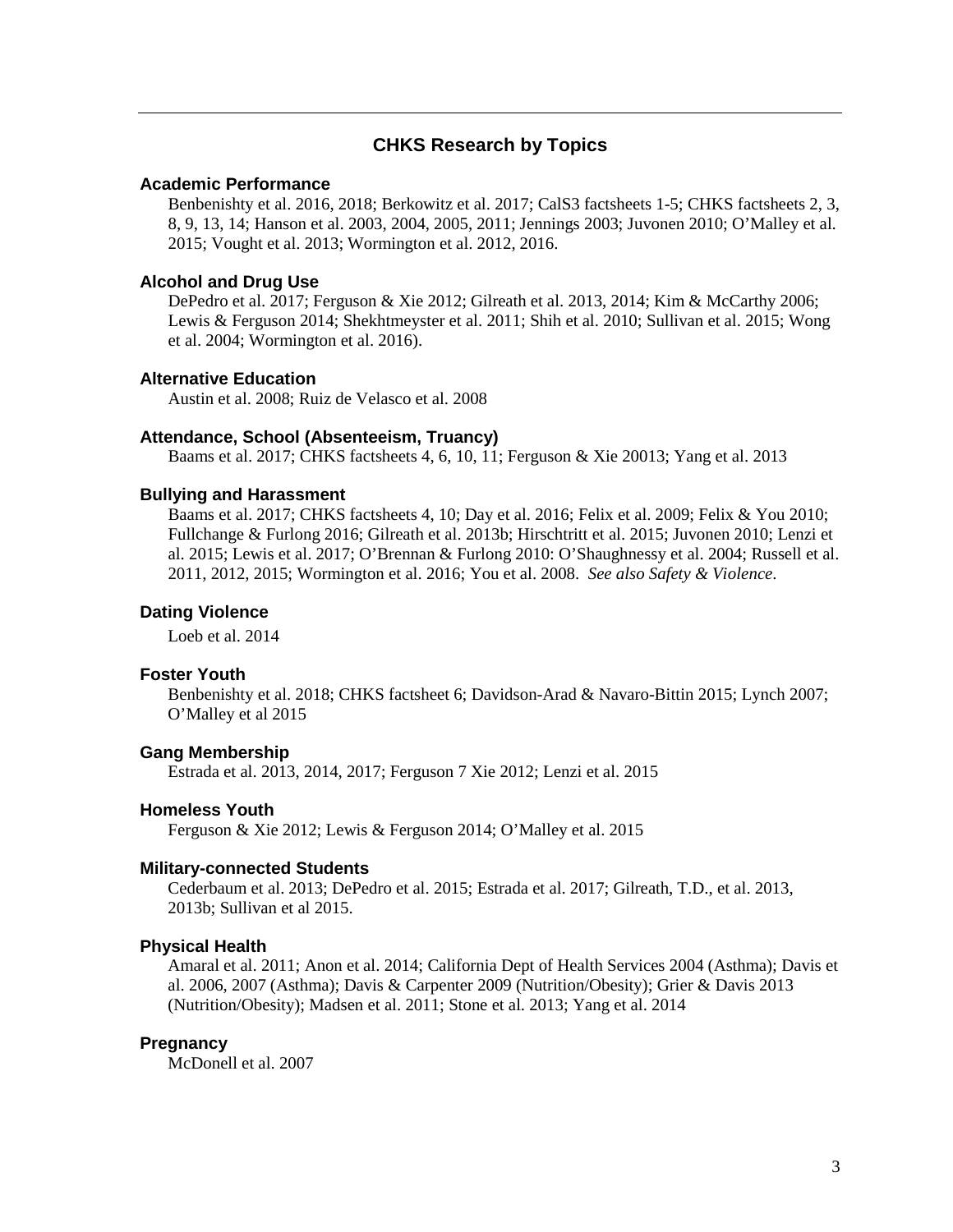## CHKS Research by Topics

### Academic Performance

Benbenishty et al. 2016, 2018; Berkowitz et al. 2017; CalS3 factsheets 1-5; CHKS factsheets 2, 3, 8, 9, 13, 14; Hanson et al. 2003, 2004, 2005, 2011; Jennings 2003; Juvonen 2010; O'Malley et al. 2015; Vought et al. 2013; Wormington et al. 2012, 2016.

### Alcohol and Drug Use

DePedro et al. 2017; Ferguson & Xie 2012; Gilreath et al. 2013, 2014; Kim & McCarthy 2006; Lewis & Ferguson 2014; Shekhtmeyster et al. 2011; Shih et al. 2010; Sullivan et al. 2015; Wong et al. 2004; Wormington et al. 2016).

### Alternative Education

Austin et al. 2008; Ruiz de Velasco et al. 2008

### Attendance, School (Absenteeism, Truancy)

Baams et al. 2017; CHKS factsheets 4, 6, 10, 11; Ferguson & Xie 20013; Yang et al. 2013

### Bullying and Harassment

Baams et al. 2017; CHKS factsheets 4, 10; Day et al. 2016; Felix et al. 2009; Felix & You 2010; Fullchange & Furlong 2016; Gilreath et al. 2013b; Hirschtritt et al. 2015; Juvonen 2010; Lenzi et al. 2015; Lewis et al. 2017; O'Brennan & Furlong 2010: O'Shaughnessy et al. 2004; Russell et al. 2011, 2012, 2015; Wormington et al. 2016; You et al. 2008. *See also Safety & Violence*.

### Dating Violence

Loeb et al. 2014

### Foster Youth

Benbenishty et al. 2018; CHKS factsheet 6; Davidson-Arad & Navaro-Bittin 2015; Lynch 2007; O'Malley et al 2015

### Gang Membership

Estrada et al. 2013, 2014, 2017; Ferguson 7 Xie 2012; Lenzi et al. 2015

### Homeless Youth

Ferguson & Xie 2012; Lewis & Ferguson 2014; O'Malley et al. 2015

### Military-connected Students

Cederbaum et al. 2013; DePedro et al. 2015; Estrada et al. 2017; Gilreath, T.D., et al. 2013, 2013b; Sullivan et al 2015.

### Physical Health

Amaral et al. 2011; Anon et al. 2014; California Dept of Health Services 2004 (Asthma); Davis et al. 2006, 2007 (Asthma); Davis & Carpenter 2009 (Nutrition/Obesity); Grier & Davis 2013 (Nutrition/Obesity); Madsen et al. 2011; Stone et al. 2013; Yang et al. 2014

### Pregnancy

McDonell et al. 2007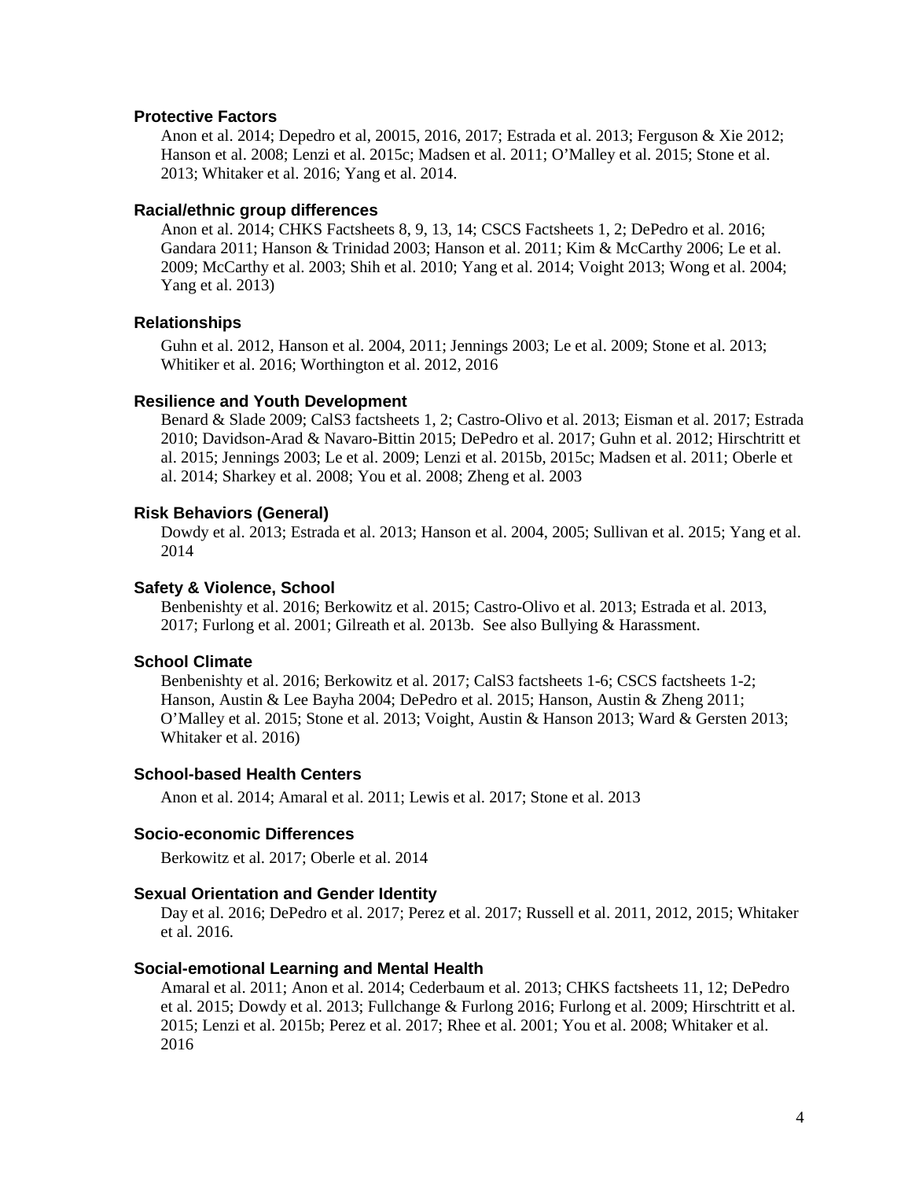### Protective Factors

Anon et al. 2014; Depedro et al, 20015, 2016, 2017; Estrada et al. 2013; Ferguson & Xie 2012; Hanson et al. 2008; Lenzi et al. 2015c; Madsen et al. 2011; O'Malley et al. 2015; Stone et al. 2013; Whitaker et al. 2016; Yang et al. 2014.

### Racial/ethnic group differences

Anon et al. 2014; CHKS Factsheets 8, 9, 13, 14; CSCS Factsheets 1, 2; DePedro et al. 2016; Gandara 2011; Hanson & Trinidad 2003; Hanson et al. 2011; Kim & McCarthy 2006; Le et al. 2009; McCarthy et al. 2003; Shih et al. 2010; Yang et al. 2014; Voight 2013; Wong et al. 2004; Yang et al. 2013)

### Relationships

Guhn et al. 2012, Hanson et al. 2004, 2011; Jennings 2003; Le et al. 2009; Stone et al. 2013; Whitiker et al. 2016; Worthington et al. 2012, 2016

### Resilience and Youth Development

Benard & Slade 2009; CalS3 factsheets 1, 2; Castro-Olivo et al. 2013; Eisman et al. 2017; Estrada 2010; Davidson-Arad & Navaro-Bittin 2015; DePedro et al. 2017; Guhn et al. 2012; Hirschtritt et al. 2015; Jennings 2003; Le et al. 2009; Lenzi et al. 2015b, 2015c; Madsen et al. 2011; Oberle et al. 2014; Sharkey et al. 2008; You et al. 2008; Zheng et al. 2003

### Risk Behaviors (General)

Dowdy et al. 2013; Estrada et al. 2013; Hanson et al. 2004, 2005; Sullivan et al. 2015; Yang et al. 2014

### Safety & Violence, School

Benbenishty et al. 2016; Berkowitz et al. 2015; Castro-Olivo et al. 2013; Estrada et al. 2013, 2017; Furlong et al. 2001; Gilreath et al. 2013b. See also Bullying & Harassment.

### School Climate

Benbenishty et al. 2016; Berkowitz et al. 2017; CalS3 factsheets 1-6; CSCS factsheets 1-2; Hanson, Austin & Lee Bayha 2004; DePedro et al. 2015; Hanson, Austin & Zheng 2011; O'Malley et al. 2015; Stone et al. 2013; Voight, Austin & Hanson 2013; Ward & Gersten 2013; Whitaker et al. 2016)

### School-based Health Centers

Anon et al. 2014; Amaral et al. 2011; Lewis et al. 2017; Stone et al. 2013

### Socio-economic Differences

Berkowitz et al. 2017; Oberle et al. 2014

### Sexual Orientation and Gender Identity

Day et al. 2016; DePedro et al. 2017; Perez et al. 2017; Russell et al. 2011, 2012, 2015; Whitaker et al. 2016.

### Social-emotional Learning and Mental Health

Amaral et al. 2011; Anon et al. 2014; Cederbaum et al. 2013; CHKS factsheets 11, 12; DePedro et al. 2015; Dowdy et al. 2013; Fullchange & Furlong 2016; Furlong et al. 2009; Hirschtritt et al. 2015; Lenzi et al. 2015b; Perez et al. 2017; Rhee et al. 2001; You et al. 2008; Whitaker et al. 2016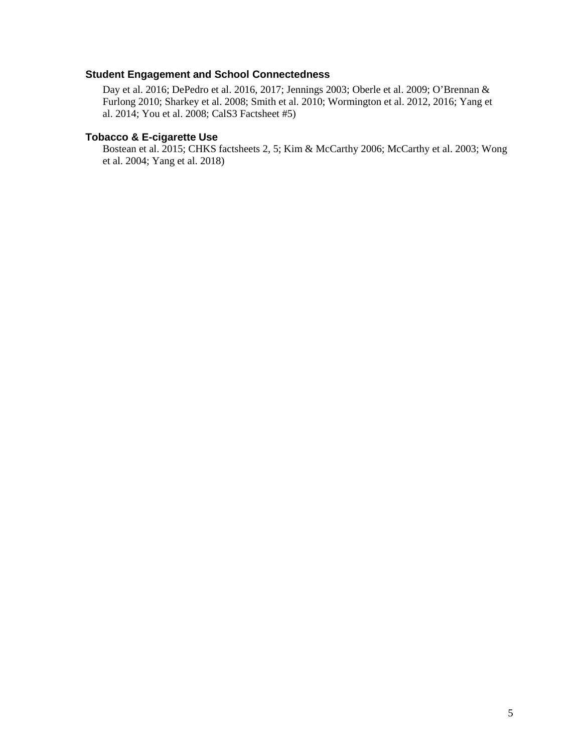### Student Engagement and School Connectedness

Day et al. 2016; DePedro et al. 2016, 2017; Jennings 2003; Oberle et al. 2009; O'Brennan & Furlong 2010; Sharkey et al. 2008; Smith et al. 2010; Wormington et al. 2012, 2016; Yang et al. 2014; You et al. 2008; CalS3 Factsheet #5)

### Tobacco & E-cigarette Use

Bostean et al. 2015; CHKS factsheets 2, 5; Kim & McCarthy 2006; McCarthy et al. 2003; Wong et al. 2004; Yang et al. 2018)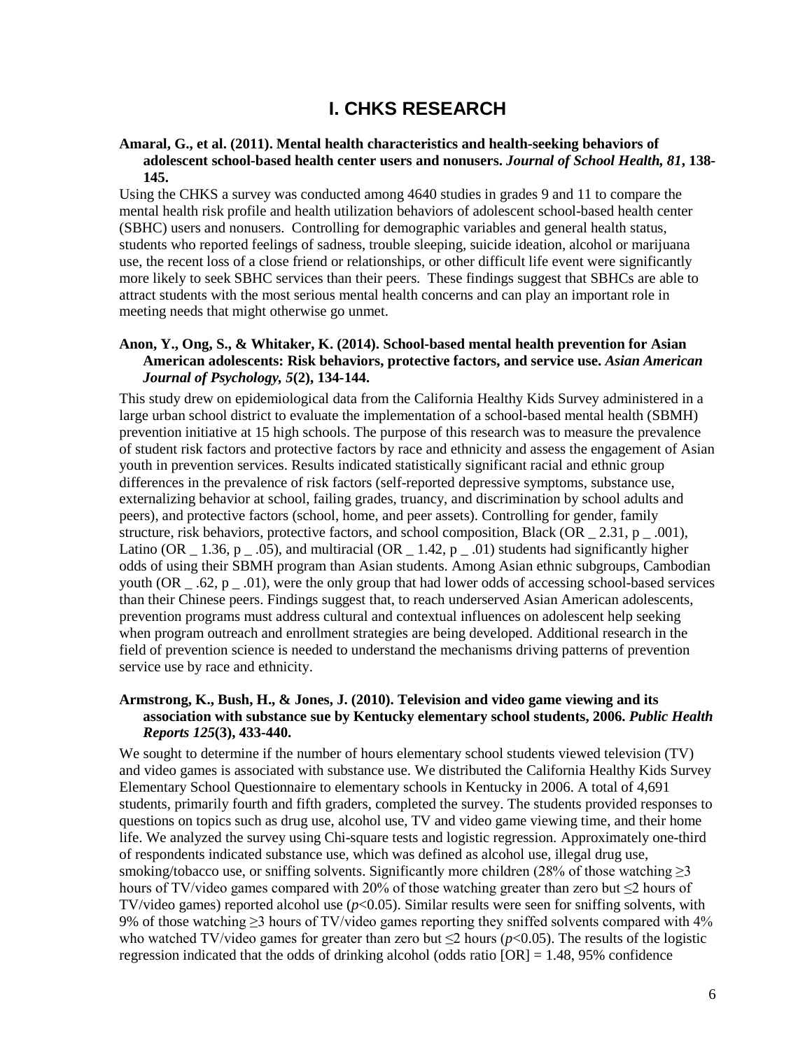# I. CHKS RESEARCH

**Amaral, G., et al. (2011). Mental health characteristics and health-seeking behaviors of adolescent school-based health center users and nonusers. *Journal of School Health, 81*, 138-145.**

Using the CHKS a survey was conducted among 4640 studies in grades 9 and 11 to compare the mental health risk profile and health utilization behaviors of adolescent school-based health center (SBHC) users and nonusers. Controlling for demographic variables and general health status, students who reported feelings of sadness, trouble sleeping, suicide ideation, alcohol or marijuana use, the recent loss of a close friend or relationships, or other difficult life event were significantly more likely to seek SBHC services than their peers. These findings suggest that SBHCs are able to attract students with the most serious mental health concerns and can play an important role in meeting needs that might otherwise go unmet.

**Anon, Y., Ong, S., & Whitaker, K. (2014). School-based mental health prevention for Asian American adolescents: Risk behaviors, protective factors, and service use. *Asian American Journal of Psychology, 5*(2), 134-144.**

This study drew on epidemiological data from the California Healthy Kids Survey administered in a large urban school district to evaluate the implementation of a school-based mental health (SBMH) prevention initiative at 15 high schools. The purpose of this research was to measure the prevalence of student risk factors and protective factors by race and ethnicity and assess the engagement of Asian youth in prevention services. Results indicated statistically significant racial and ethnic group differences in the prevalence of risk factors (self-reported depressive symptoms, substance use, externalizing behavior at school, failing grades, truancy, and discrimination by school adults and peers), and protective factors (school, home, and peer assets). Controlling for gender, family structure, risk behaviors, protective factors, and school composition, Black (OR _ 2.31, p _ .001), Latino (OR _ 1.36, p _ .05), and multiracial (OR _ 1.42, p _ .01) students had significantly higher odds of using their SBMH program than Asian students. Among Asian ethnic subgroups, Cambodian youth (OR _ .62, p _ .01), were the only group that had lower odds of accessing school-based services than their Chinese peers. Findings suggest that, to reach underserved Asian American adolescents, prevention programs must address cultural and contextual influences on adolescent help seeking when program outreach and enrollment strategies are being developed. Additional research in the field of prevention science is needed to understand the mechanisms driving patterns of prevention service use by race and ethnicity.

**Armstrong, K., Bush, H., & Jones, J. (2010). Television and video game viewing and its association with substance sue by Kentucky elementary school students, 2006. *Public Health Reports 125*(3), 433-440.**

We sought to determine if the number of hours elementary school students viewed television (TV) and video games is associated with substance use. We distributed the California Healthy Kids Survey Elementary School Questionnaire to elementary schools in Kentucky in 2006. A total of 4,691 students, primarily fourth and fifth graders, completed the survey. The students provided responses to questions on topics such as drug use, alcohol use, TV and video game viewing time, and their home life. We analyzed the survey using Chi-square tests and logistic regression. Approximately one-third of respondents indicated substance use, which was defined as alcohol use, illegal drug use, smoking/tobacco use, or sniffing solvents. Significantly more children (28% of those watching $\geq$3 hours of TV/video games compared with 20% of those watching greater than zero but $\leq$2 hours of TV/video games) reported alcohol use ($p$<0.05). Similar results were seen for sniffing solvents, with 9% of those watching $\geq$3 hours of TV/video games reporting they sniffed solvents compared with 4% who watched TV/video games for greater than zero but $\leq$2 hours ($p$<0.05). The results of the logistic regression indicated that the odds of drinking alcohol (odds ratio [OR] = 1.48, 95% confidence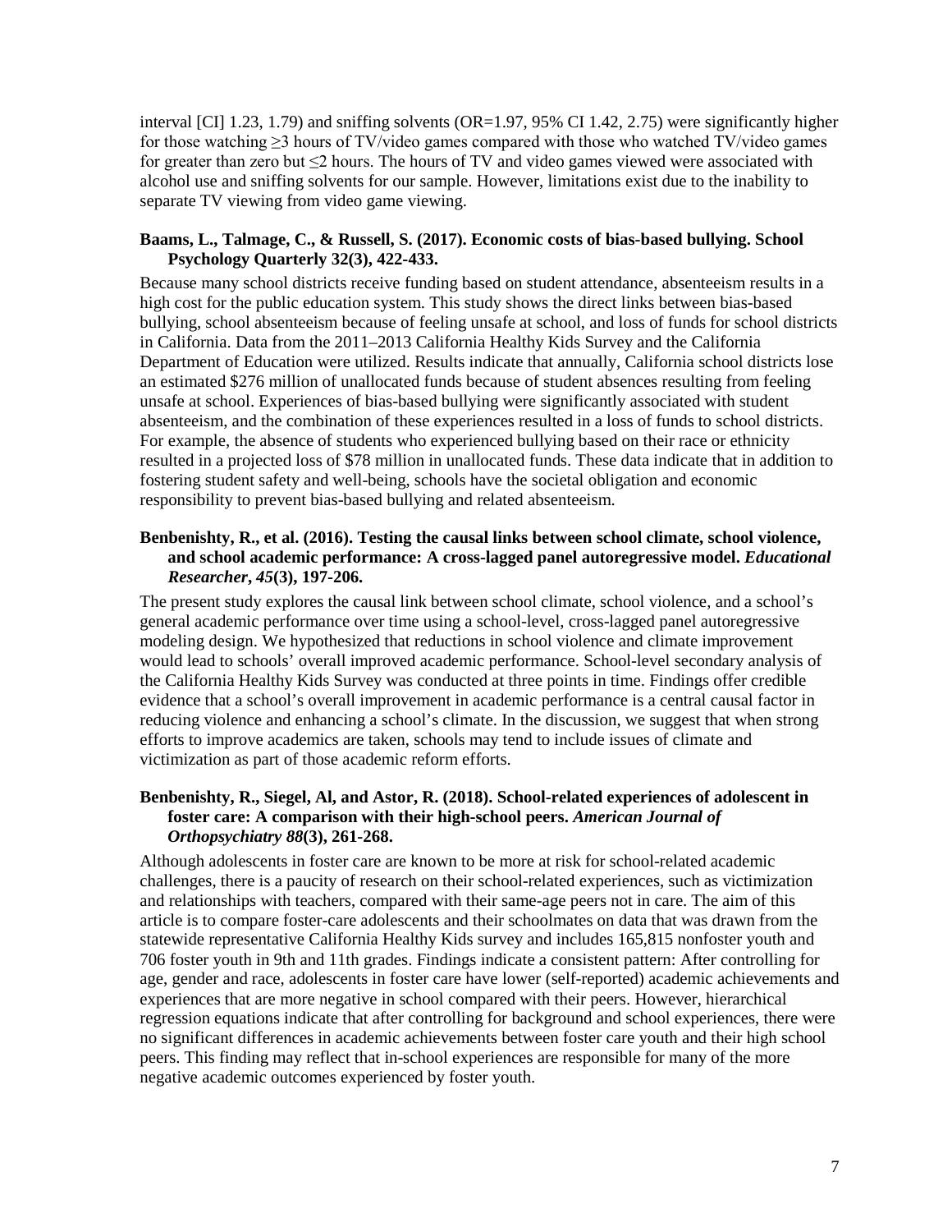interval [CI] 1.23, 1.79) and sniffing solvents (OR=1.97, 95% CI 1.42, 2.75) were significantly higher for those watching ≥3 hours of TV/video games compared with those who watched TV/video games for greater than zero but ≤2 hours. The hours of TV and video games viewed were associated with alcohol use and sniffing solvents for our sample. However, limitations exist due to the inability to separate TV viewing from video game viewing.

**Baams, L., Talmage, C., & Russell, S. (2017). Economic costs of bias-based bullying. School Psychology Quarterly 32(3), 422-433.**

Because many school districts receive funding based on student attendance, absenteeism results in a high cost for the public education system. This study shows the direct links between bias-based bullying, school absenteeism because of feeling unsafe at school, and loss of funds for school districts in California. Data from the 2011–2013 California Healthy Kids Survey and the California Department of Education were utilized. Results indicate that annually, California school districts lose an estimated $276 million of unallocated funds because of student absences resulting from feeling unsafe at school. Experiences of bias-based bullying were significantly associated with student absenteeism, and the combination of these experiences resulted in a loss of funds to school districts. For example, the absence of students who experienced bullying based on their race or ethnicity resulted in a projected loss of $78 million in unallocated funds. These data indicate that in addition to fostering student safety and well-being, schools have the societal obligation and economic responsibility to prevent bias-based bullying and related absenteeism.

**Benbenishty, R., et al. (2016). Testing the causal links between school climate, school violence, and school academic performance: A cross-lagged panel autoregressive model. *Educational Researcher*, *45*(3), 197-206.**

The present study explores the causal link between school climate, school violence, and a school's general academic performance over time using a school-level, cross-lagged panel autoregressive modeling design. We hypothesized that reductions in school violence and climate improvement would lead to schools' overall improved academic performance. School-level secondary analysis of the California Healthy Kids Survey was conducted at three points in time. Findings offer credible evidence that a school's overall improvement in academic performance is a central causal factor in reducing violence and enhancing a school's climate. In the discussion, we suggest that when strong efforts to improve academics are taken, schools may tend to include issues of climate and victimization as part of those academic reform efforts.

**Benbenishty, R., Siegel, Al, and Astor, R. (2018). School-related experiences of adolescent in foster care: A comparison with their high-school peers. *American Journal of Orthopsychiatry 88*(3), 261-268.**

Although adolescents in foster care are known to be more at risk for school-related academic challenges, there is a paucity of research on their school-related experiences, such as victimization and relationships with teachers, compared with their same-age peers not in care. The aim of this article is to compare foster-care adolescents and their schoolmates on data that was drawn from the statewide representative California Healthy Kids survey and includes 165,815 nonfoster youth and 706 foster youth in 9th and 11th grades. Findings indicate a consistent pattern: After controlling for age, gender and race, adolescents in foster care have lower (self-reported) academic achievements and experiences that are more negative in school compared with their peers. However, hierarchical regression equations indicate that after controlling for background and school experiences, there were no significant differences in academic achievements between foster care youth and their high school peers. This finding may reflect that in-school experiences are responsible for many of the more negative academic outcomes experienced by foster youth.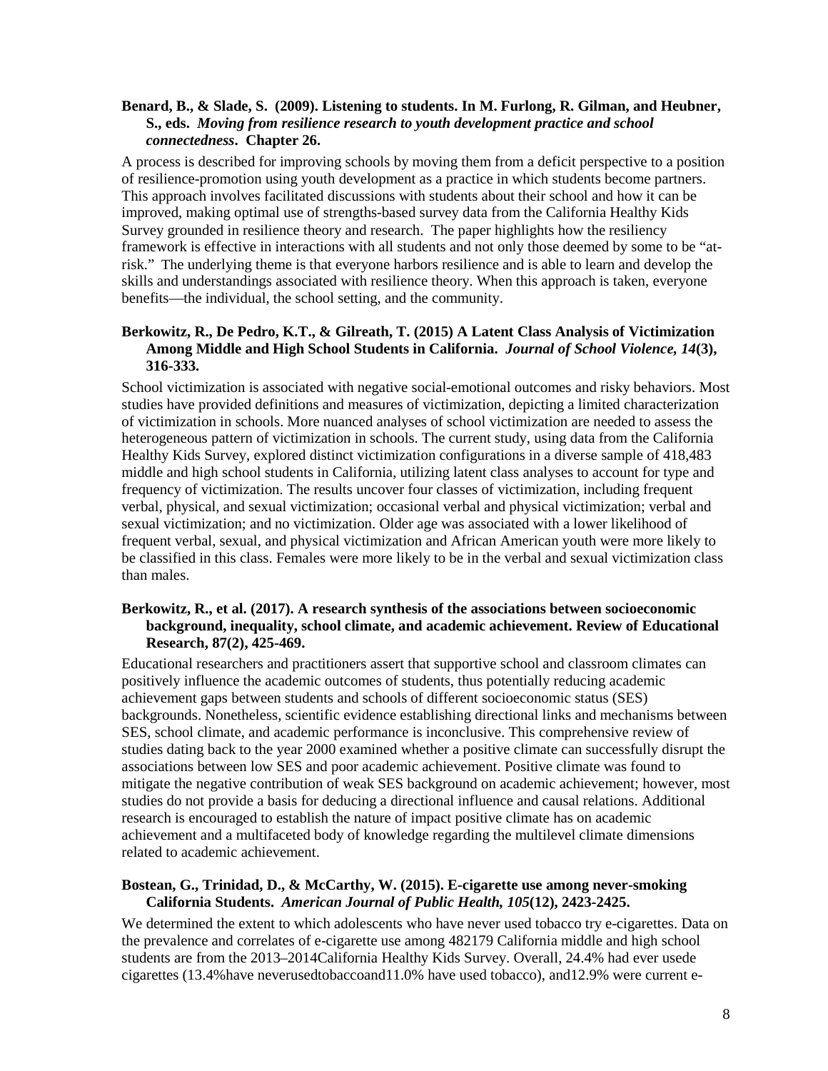**Benard, B., & Slade, S. (2009). Listening to students. In M. Furlong, R. Gilman, and Heubner, S., eds.** ***Moving from resilience research to youth development practice and school connectedness*****. Chapter 26.**

A process is described for improving schools by moving them from a deficit perspective to a position of resilience-promotion using youth development as a practice in which students become partners. This approach involves facilitated discussions with students about their school and how it can be improved, making optimal use of strengths-based survey data from the California Healthy Kids Survey grounded in resilience theory and research. The paper highlights how the resiliency framework is effective in interactions with all students and not only those deemed by some to be "at-risk." The underlying theme is that everyone harbors resilience and is able to learn and develop the skills and understandings associated with resilience theory. When this approach is taken, everyone benefits—the individual, the school setting, and the community.

**Berkowitz, R., De Pedro, K.T., & Gilreath, T. (2015) A Latent Class Analysis of Victimization Among Middle and High School Students in California.** ***Journal of School Violence, 14*****(3), 316-333.**

School victimization is associated with negative social-emotional outcomes and risky behaviors. Most studies have provided definitions and measures of victimization, depicting a limited characterization of victimization in schools. More nuanced analyses of school victimization are needed to assess the heterogeneous pattern of victimization in schools. The current study, using data from the California Healthy Kids Survey, explored distinct victimization configurations in a diverse sample of 418,483 middle and high school students in California, utilizing latent class analyses to account for type and frequency of victimization. The results uncover four classes of victimization, including frequent verbal, physical, and sexual victimization; occasional verbal and physical victimization; verbal and sexual victimization; and no victimization. Older age was associated with a lower likelihood of frequent verbal, sexual, and physical victimization and African American youth were more likely to be classified in this class. Females were more likely to be in the verbal and sexual victimization class than males.

**Berkowitz, R., et al. (2017). A research synthesis of the associations between socioeconomic background, inequality, school climate, and academic achievement. Review of Educational Research, 87(2), 425-469.**

Educational researchers and practitioners assert that supportive school and classroom climates can positively influence the academic outcomes of students, thus potentially reducing academic achievement gaps between students and schools of different socioeconomic status (SES) backgrounds. Nonetheless, scientific evidence establishing directional links and mechanisms between SES, school climate, and academic performance is inconclusive. This comprehensive review of studies dating back to the year 2000 examined whether a positive climate can successfully disrupt the associations between low SES and poor academic achievement. Positive climate was found to mitigate the negative contribution of weak SES background on academic achievement; however, most studies do not provide a basis for deducing a directional influence and causal relations. Additional research is encouraged to establish the nature of impact positive climate has on academic achievement and a multifaceted body of knowledge regarding the multilevel climate dimensions related to academic achievement.

**Bostean, G., Trinidad, D., & McCarthy, W. (2015). E-cigarette use among never-smoking California Students.** ***American Journal of Public Health, 105*****(12), 2423-2425.**

We determined the extent to which adolescents who have never used tobacco try e-cigarettes. Data on the prevalence and correlates of e-cigarette use among 482179 California middle and high school students are from the 2013–2014California Healthy Kids Survey. Overall, 24.4% had ever usede cigarettes (13.4%have neverusedtobaccoand11.0% have used tobacco), and12.9% were current e-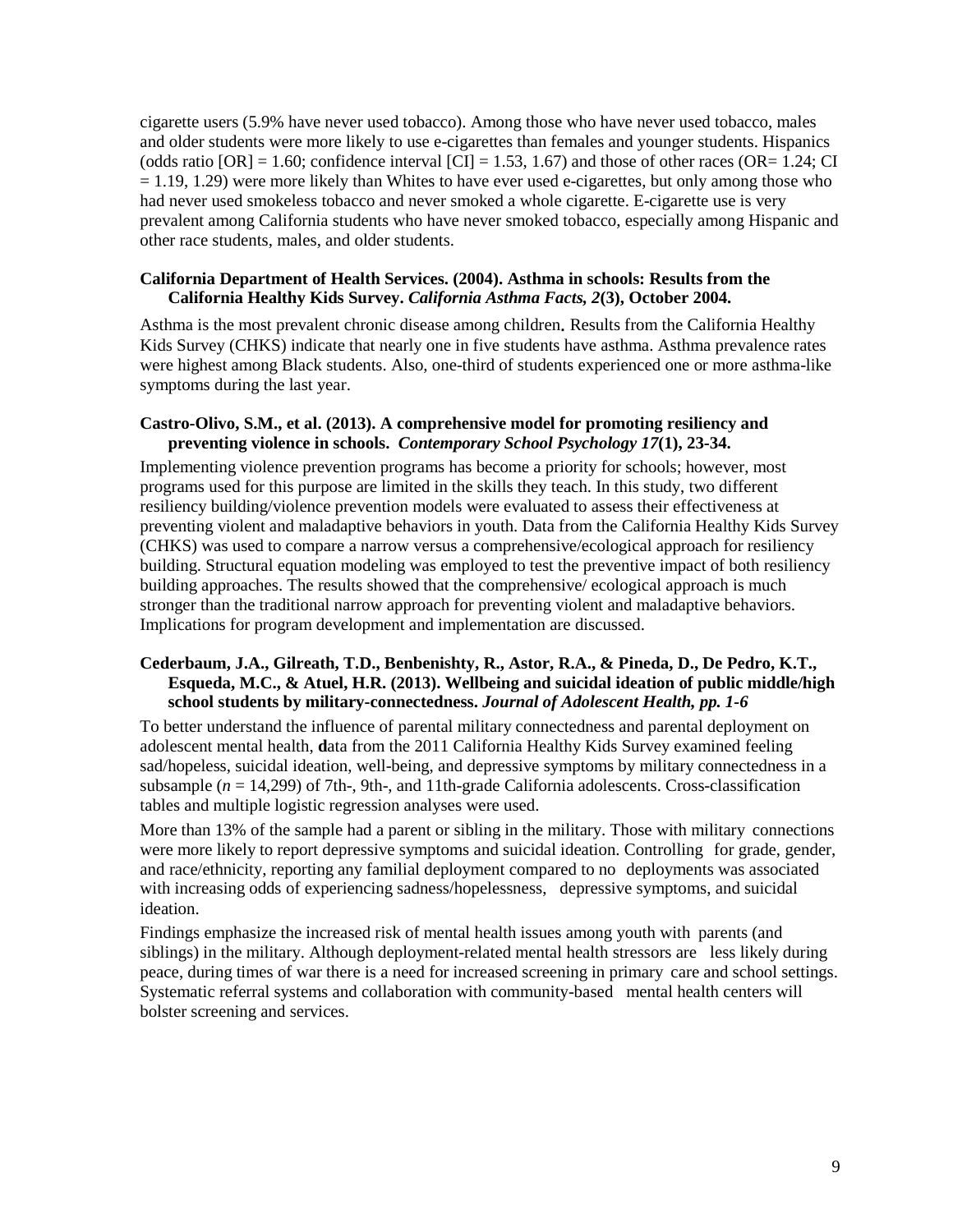cigarette users (5.9% have never used tobacco). Among those who have never used tobacco, males and older students were more likely to use e-cigarettes than females and younger students. Hispanics (odds ratio [OR] = 1.60; confidence interval [CI] = 1.53, 1.67) and those of other races (OR= 1.24; CI = 1.19, 1.29) were more likely than Whites to have ever used e-cigarettes, but only among those who had never used smokeless tobacco and never smoked a whole cigarette. E-cigarette use is very prevalent among California students who have never smoked tobacco, especially among Hispanic and other race students, males, and older students.

**California Department of Health Services. (2004). Asthma in schools: Results from the California Healthy Kids Survey. *California Asthma Facts, 2*(3), October 2004.**

Asthma is the most prevalent chronic disease among children. Results from the California Healthy Kids Survey (CHKS) indicate that nearly one in five students have asthma. Asthma prevalence rates were highest among Black students. Also, one-third of students experienced one or more asthma-like symptoms during the last year.

**Castro-Olivo, S.M., et al. (2013). A comprehensive model for promoting resiliency and preventing violence in schools. *Contemporary School Psychology 17*(1), 23-34.**

Implementing violence prevention programs has become a priority for schools; however, most programs used for this purpose are limited in the skills they teach. In this study, two different resiliency building/violence prevention models were evaluated to assess their effectiveness at preventing violent and maladaptive behaviors in youth. Data from the California Healthy Kids Survey (CHKS) was used to compare a narrow versus a comprehensive/ecological approach for resiliency building. Structural equation modeling was employed to test the preventive impact of both resiliency building approaches. The results showed that the comprehensive/ ecological approach is much stronger than the traditional narrow approach for preventing violent and maladaptive behaviors. Implications for program development and implementation are discussed.

**Cederbaum, J.A., Gilreath, T.D., Benbenishty, R., Astor, R.A., & Pineda, D., De Pedro, K.T., Esqueda, M.C., & Atuel, H.R. (2013). Wellbeing and suicidal ideation of public middle/high school students by military-connectedness. *Journal of Adolescent Health, pp. 1-6***

To better understand the influence of parental military connectedness and parental deployment on adolescent mental health, data from the 2011 California Healthy Kids Survey examined feeling sad/hopeless, suicidal ideation, well-being, and depressive symptoms by military connectedness in a subsample (*n* = 14,299) of 7th-, 9th-, and 11th-grade California adolescents. Cross-classification tables and multiple logistic regression analyses were used.

More than 13% of the sample had a parent or sibling in the military. Those with military connections were more likely to report depressive symptoms and suicidal ideation. Controlling for grade, gender, and race/ethnicity, reporting any familial deployment compared to no deployments was associated with increasing odds of experiencing sadness/hopelessness, depressive symptoms, and suicidal ideation.

Findings emphasize the increased risk of mental health issues among youth with parents (and siblings) in the military. Although deployment-related mental health stressors are less likely during peace, during times of war there is a need for increased screening in primary care and school settings. Systematic referral systems and collaboration with community-based mental health centers will bolster screening and services.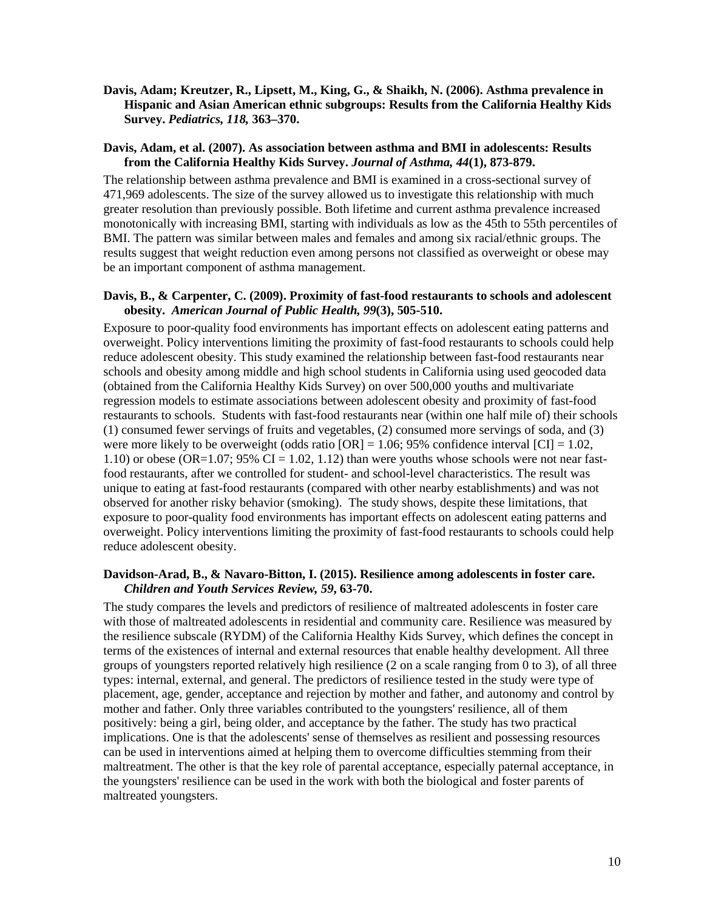**Davis, Adam; Kreutzer, R., Lipsett, M., King, G., & Shaikh, N. (2006). Asthma prevalence in Hispanic and Asian American ethnic subgroups: Results from the California Healthy Kids Survey. *Pediatrics, 118,* 363–370.**

**Davis, Adam, et al. (2007). As association between asthma and BMI in adolescents: Results from the California Healthy Kids Survey. *Journal of Asthma, 44*(1), 873-879.**

The relationship between asthma prevalence and BMI is examined in a cross-sectional survey of 471,969 adolescents. The size of the survey allowed us to investigate this relationship with much greater resolution than previously possible. Both lifetime and current asthma prevalence increased monotonically with increasing BMI, starting with individuals as low as the 45th to 55th percentiles of BMI. The pattern was similar between males and females and among six racial/ethnic groups. The results suggest that weight reduction even among persons not classified as overweight or obese may be an important component of asthma management.

**Davis, B., & Carpenter, C. (2009). Proximity of fast-food restaurants to schools and adolescent obesity. *American Journal of Public Health, 99*(3), 505-510.**

Exposure to poor-quality food environments has important effects on adolescent eating patterns and overweight. Policy interventions limiting the proximity of fast-food restaurants to schools could help reduce adolescent obesity. This study examined the relationship between fast-food restaurants near schools and obesity among middle and high school students in California using used geocoded data (obtained from the California Healthy Kids Survey) on over 500,000 youths and multivariate regression models to estimate associations between adolescent obesity and proximity of fast-food restaurants to schools. Students with fast-food restaurants near (within one half mile of) their schools (1) consumed fewer servings of fruits and vegetables, (2) consumed more servings of soda, and (3) were more likely to be overweight (odds ratio [OR] = 1.06; 95% confidence interval [CI] = 1.02, 1.10) or obese (OR=1.07; 95% CI = 1.02, 1.12) than were youths whose schools were not near fast-food restaurants, after we controlled for student- and school-level characteristics. The result was unique to eating at fast-food restaurants (compared with other nearby establishments) and was not observed for another risky behavior (smoking). The study shows, despite these limitations, that exposure to poor-quality food environments has important effects on adolescent eating patterns and overweight. Policy interventions limiting the proximity of fast-food restaurants to schools could help reduce adolescent obesity.

**Davidson-Arad, B., & Navaro-Bitton, I. (2015). Resilience among adolescents in foster care. *Children and Youth Services Review, 59*, 63-70.**

The study compares the levels and predictors of resilience of maltreated adolescents in foster care with those of maltreated adolescents in residential and community care. Resilience was measured by the resilience subscale (RYDM) of the California Healthy Kids Survey, which defines the concept in terms of the existences of internal and external resources that enable healthy development. All three groups of youngsters reported relatively high resilience (2 on a scale ranging from 0 to 3), of all three types: internal, external, and general. The predictors of resilience tested in the study were type of placement, age, gender, acceptance and rejection by mother and father, and autonomy and control by mother and father. Only three variables contributed to the youngsters' resilience, all of them positively: being a girl, being older, and acceptance by the father. The study has two practical implications. One is that the adolescents' sense of themselves as resilient and possessing resources can be used in interventions aimed at helping them to overcome difficulties stemming from their maltreatment. The other is that the key role of parental acceptance, especially paternal acceptance, in the youngsters' resilience can be used in the work with both the biological and foster parents of maltreated youngsters.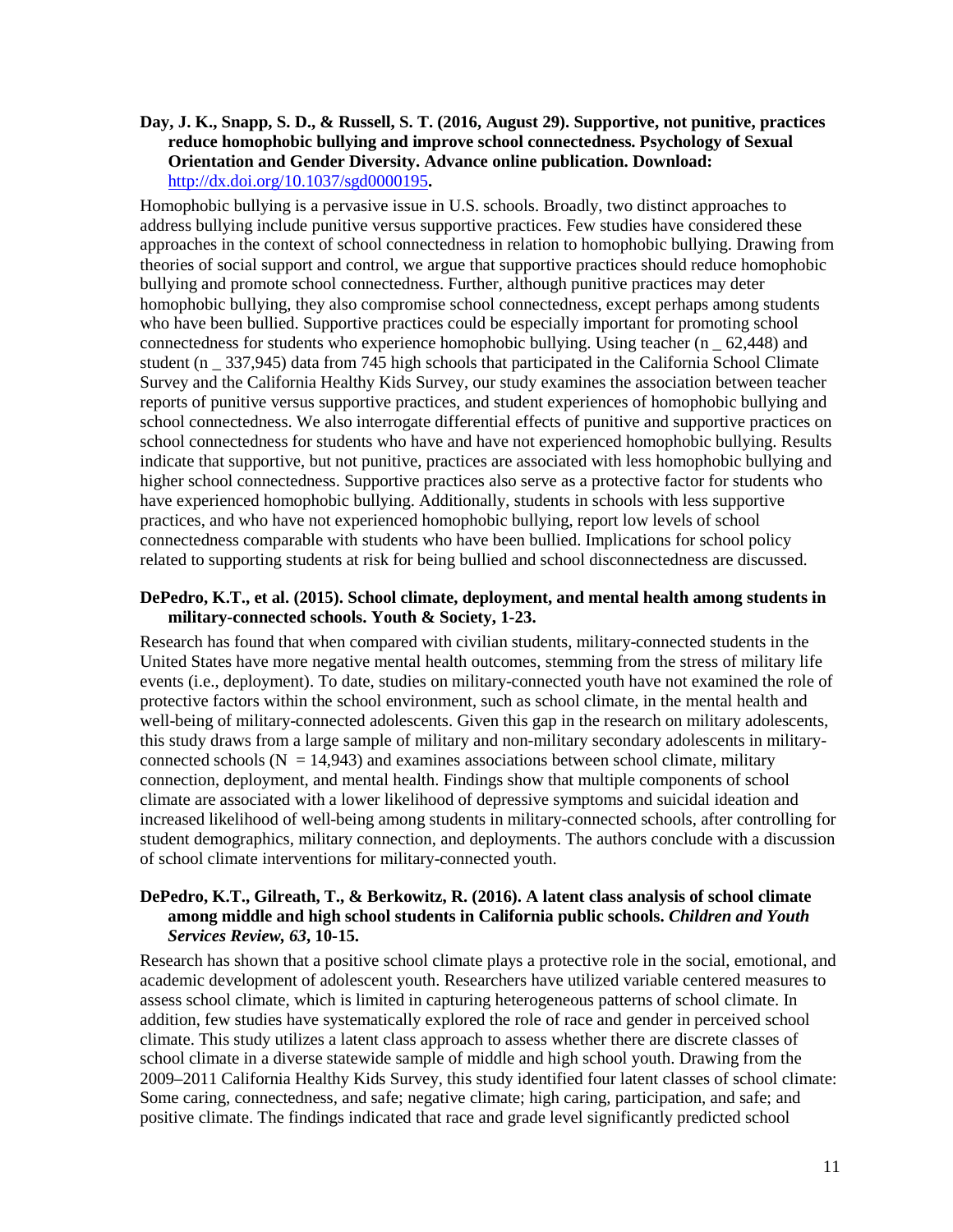**Day, J. K., Snapp, S. D., & Russell, S. T. (2016, August 29). Supportive, not punitive, practices reduce homophobic bullying and improve school connectedness. Psychology of Sexual Orientation and Gender Diversity. Advance online publication. Download:** [http://dx.doi.org/10.1037/sgd0000195](http://dx.doi.org/10.1037/sgd0000195)**.**

Homophobic bullying is a pervasive issue in U.S. schools. Broadly, two distinct approaches to address bullying include punitive versus supportive practices. Few studies have considered these approaches in the context of school connectedness in relation to homophobic bullying. Drawing from theories of social support and control, we argue that supportive practices should reduce homophobic bullying and promote school connectedness. Further, although punitive practices may deter homophobic bullying, they also compromise school connectedness, except perhaps among students who have been bullied. Supportive practices could be especially important for promoting school connectedness for students who experience homophobic bullying. Using teacher (n _ 62,448) and student (n _ 337,945) data from 745 high schools that participated in the California School Climate Survey and the California Healthy Kids Survey, our study examines the association between teacher reports of punitive versus supportive practices, and student experiences of homophobic bullying and school connectedness. We also interrogate differential effects of punitive and supportive practices on school connectedness for students who have and have not experienced homophobic bullying. Results indicate that supportive, but not punitive, practices are associated with less homophobic bullying and higher school connectedness. Supportive practices also serve as a protective factor for students who have experienced homophobic bullying. Additionally, students in schools with less supportive practices, and who have not experienced homophobic bullying, report low levels of school connectedness comparable with students who have been bullied. Implications for school policy related to supporting students at risk for being bullied and school disconnectedness are discussed.

**DePedro, K.T., et al. (2015). School climate, deployment, and mental health among students in military-connected schools. Youth & Society, 1-23.**

Research has found that when compared with civilian students, military-connected students in the United States have more negative mental health outcomes, stemming from the stress of military life events (i.e., deployment). To date, studies on military-connected youth have not examined the role of protective factors within the school environment, such as school climate, in the mental health and well-being of military-connected adolescents. Given this gap in the research on military adolescents, this study draws from a large sample of military and non-military secondary adolescents in military-connected schools (N = 14,943) and examines associations between school climate, military connection, deployment, and mental health. Findings show that multiple components of school climate are associated with a lower likelihood of depressive symptoms and suicidal ideation and increased likelihood of well-being among students in military-connected schools, after controlling for student demographics, military connection, and deployments. The authors conclude with a discussion of school climate interventions for military-connected youth.

**DePedro, K.T., Gilreath, T., & Berkowitz, R. (2016). A latent class analysis of school climate among middle and high school students in California public schools. *Children and Youth Services Review, 63*, 10-15.**

Research has shown that a positive school climate plays a protective role in the social, emotional, and academic development of adolescent youth. Researchers have utilized variable centered measures to assess school climate, which is limited in capturing heterogeneous patterns of school climate. In addition, few studies have systematically explored the role of race and gender in perceived school climate. This study utilizes a latent class approach to assess whether there are discrete classes of school climate in a diverse statewide sample of middle and high school youth. Drawing from the 2009–2011 California Healthy Kids Survey, this study identified four latent classes of school climate: Some caring, connectedness, and safe; negative climate; high caring, participation, and safe; and positive climate. The findings indicated that race and grade level significantly predicted school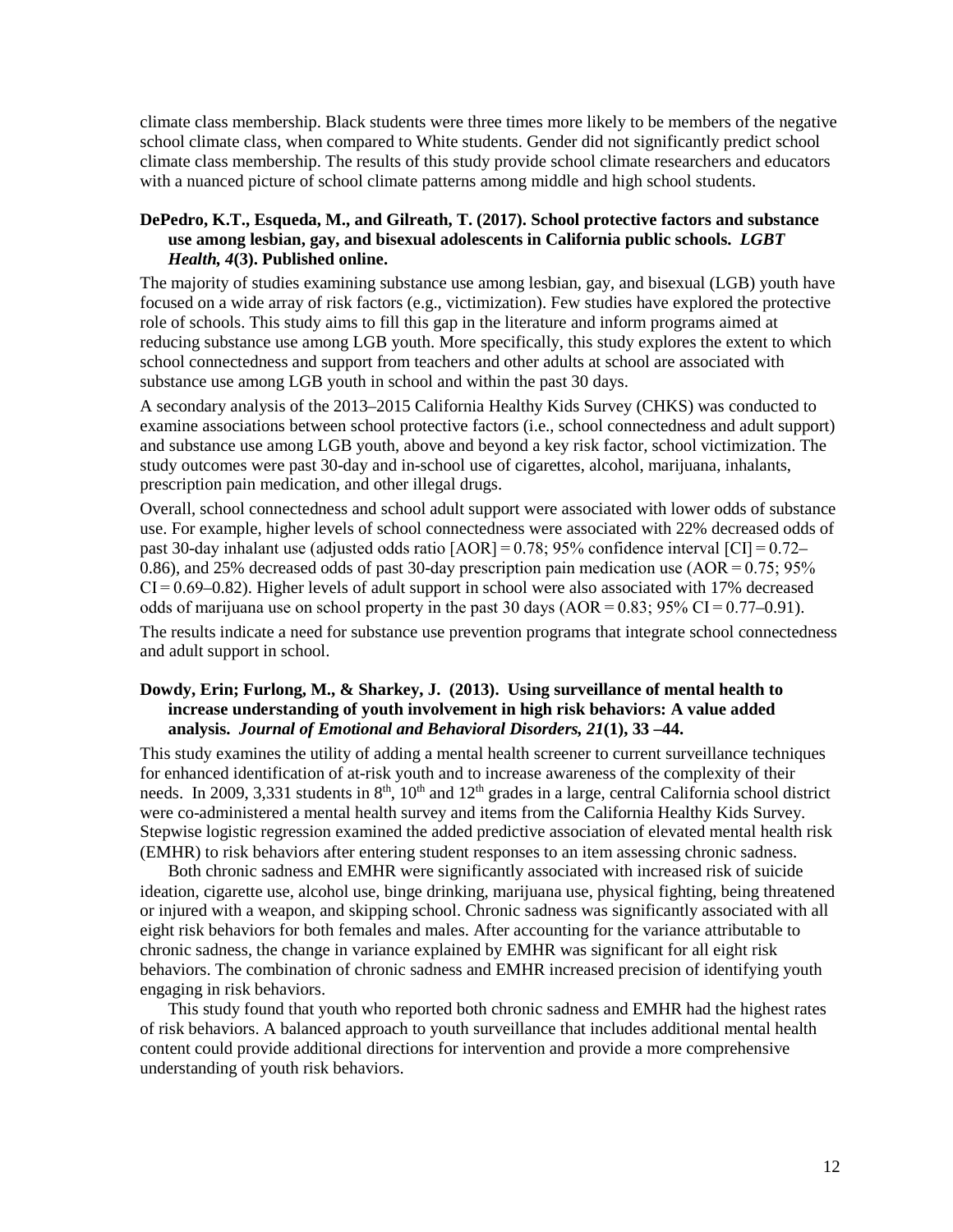climate class membership. Black students were three times more likely to be members of the negative school climate class, when compared to White students. Gender did not significantly predict school climate class membership. The results of this study provide school climate researchers and educators with a nuanced picture of school climate patterns among middle and high school students.

**DePedro, K.T., Esqueda, M., and Gilreath, T. (2017). School protective factors and substance use among lesbian, gay, and bisexual adolescents in California public schools. *LGBT Health, 4*(3). Published online.**

The majority of studies examining substance use among lesbian, gay, and bisexual (LGB) youth have focused on a wide array of risk factors (e.g., victimization). Few studies have explored the protective role of schools. This study aims to fill this gap in the literature and inform programs aimed at reducing substance use among LGB youth. More specifically, this study explores the extent to which school connectedness and support from teachers and other adults at school are associated with substance use among LGB youth in school and within the past 30 days.

A secondary analysis of the 2013–2015 California Healthy Kids Survey (CHKS) was conducted to examine associations between school protective factors (i.e., school connectedness and adult support) and substance use among LGB youth, above and beyond a key risk factor, school victimization. The study outcomes were past 30-day and in-school use of cigarettes, alcohol, marijuana, inhalants, prescription pain medication, and other illegal drugs.

Overall, school connectedness and school adult support were associated with lower odds of substance use. For example, higher levels of school connectedness were associated with 22% decreased odds of past 30-day inhalant use (adjusted odds ratio [AOR] = 0.78; 95% confidence interval [CI] = 0.72–0.86), and 25% decreased odds of past 30-day prescription pain medication use (AOR = 0.75; 95% CI = 0.69–0.82). Higher levels of adult support in school were also associated with 17% decreased odds of marijuana use on school property in the past 30 days (AOR = 0.83; 95% CI = 0.77–0.91).

The results indicate a need for substance use prevention programs that integrate school connectedness and adult support in school.

**Dowdy, Erin; Furlong, M., & Sharkey, J. (2013). Using surveillance of mental health to increase understanding of youth involvement in high risk behaviors: A value added analysis. *Journal of Emotional and Behavioral Disorders, 21*(1), 33 –44.**

This study examines the utility of adding a mental health screener to current surveillance techniques for enhanced identification of at-risk youth and to increase awareness of the complexity of their needs. In 2009, 3,331 students in 8th, 10th and 12th grades in a large, central California school district were co-administered a mental health survey and items from the California Healthy Kids Survey. Stepwise logistic regression examined the added predictive association of elevated mental health risk (EMHR) to risk behaviors after entering student responses to an item assessing chronic sadness.

Both chronic sadness and EMHR were significantly associated with increased risk of suicide ideation, cigarette use, alcohol use, binge drinking, marijuana use, physical fighting, being threatened or injured with a weapon, and skipping school. Chronic sadness was significantly associated with all eight risk behaviors for both females and males. After accounting for the variance attributable to chronic sadness, the change in variance explained by EMHR was significant for all eight risk behaviors. The combination of chronic sadness and EMHR increased precision of identifying youth engaging in risk behaviors.

This study found that youth who reported both chronic sadness and EMHR had the highest rates of risk behaviors. A balanced approach to youth surveillance that includes additional mental health content could provide additional directions for intervention and provide a more comprehensive understanding of youth risk behaviors.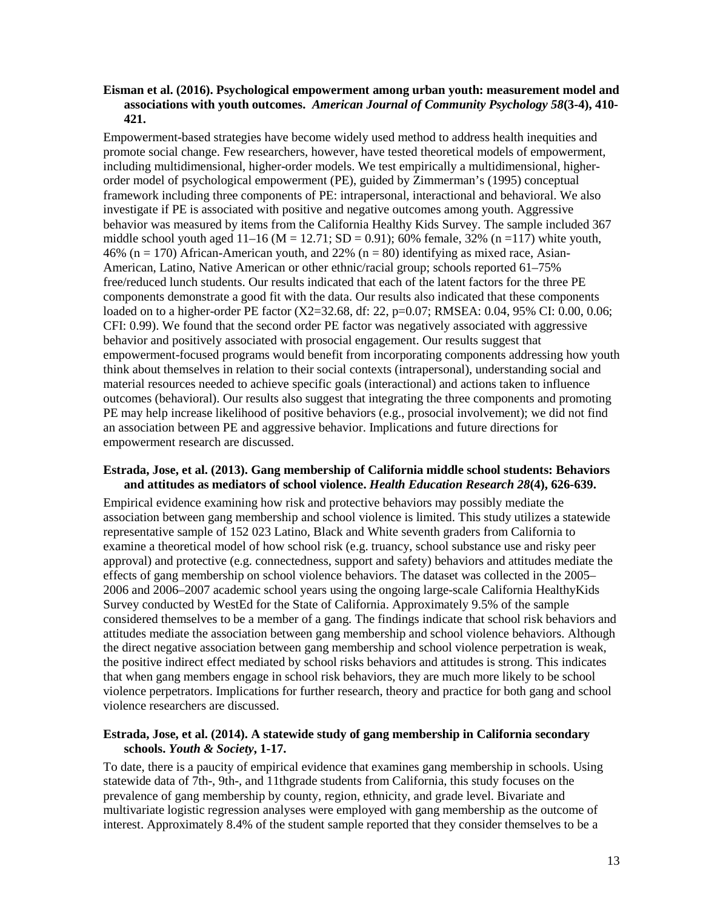**Eisman et al. (2016). Psychological empowerment among urban youth: measurement model and associations with youth outcomes.** ***American Journal of Community Psychology 58*****(3-4), 410-421.**

Empowerment-based strategies have become widely used method to address health inequities and promote social change. Few researchers, however, have tested theoretical models of empowerment, including multidimensional, higher-order models. We test empirically a multidimensional, higher-order model of psychological empowerment (PE), guided by Zimmerman's (1995) conceptual framework including three components of PE: intrapersonal, interactional and behavioral. We also investigate if PE is associated with positive and negative outcomes among youth. Aggressive behavior was measured by items from the California Healthy Kids Survey. The sample included 367 middle school youth aged 11–16 ($M = 12.71$; $SD = 0.91$); 60% female, 32% ($n = 117$) white youth, 46% ($n = 170$) African-American youth, and 22% ($n = 80$) identifying as mixed race, Asian-American, Latino, Native American or other ethnic/racial group; schools reported 61–75% free/reduced lunch students. Our results indicated that each of the latent factors for the three PE components demonstrate a good fit with the data. Our results also indicated that these components loaded on to a higher-order PE factor ($X2=32.68$, df: 22, $p=0.07$; RMSEA: 0.04, 95% CI: 0.00, 0.06; CFI: 0.99). We found that the second order PE factor was negatively associated with aggressive behavior and positively associated with prosocial engagement. Our results suggest that empowerment-focused programs would benefit from incorporating components addressing how youth think about themselves in relation to their social contexts (intrapersonal), understanding social and material resources needed to achieve specific goals (interactional) and actions taken to influence outcomes (behavioral). Our results also suggest that integrating the three components and promoting PE may help increase likelihood of positive behaviors (e.g., prosocial involvement); we did not find an association between PE and aggressive behavior. Implications and future directions for empowerment research are discussed.

**Estrada, Jose, et al. (2013). Gang membership of California middle school students: Behaviors and attitudes as mediators of school violence.** ***Health Education Research 28*****(4), 626-639.**

Empirical evidence examining how risk and protective behaviors may possibly mediate the association between gang membership and school violence is limited. This study utilizes a statewide representative sample of 152 023 Latino, Black and White seventh graders from California to examine a theoretical model of how school risk (e.g. truancy, school substance use and risky peer approval) and protective (e.g. connectedness, support and safety) behaviors and attitudes mediate the effects of gang membership on school violence behaviors. The dataset was collected in the 2005–2006 and 2006–2007 academic school years using the ongoing large-scale California HealthyKids Survey conducted by WestEd for the State of California. Approximately 9.5% of the sample considered themselves to be a member of a gang. The findings indicate that school risk behaviors and attitudes mediate the association between gang membership and school violence behaviors. Although the direct negative association between gang membership and school violence perpetration is weak, the positive indirect effect mediated by school risks behaviors and attitudes is strong. This indicates that when gang members engage in school risk behaviors, they are much more likely to be school violence perpetrators. Implications for further research, theory and practice for both gang and school violence researchers are discussed.

**Estrada, Jose, et al. (2014). A statewide study of gang membership in California secondary schools.** ***Youth & Society*****, 1-17.**

To date, there is a paucity of empirical evidence that examines gang membership in schools. Using statewide data of 7th-, 9th-, and 11thgrade students from California, this study focuses on the prevalence of gang membership by county, region, ethnicity, and grade level. Bivariate and multivariate logistic regression analyses were employed with gang membership as the outcome of interest. Approximately 8.4% of the student sample reported that they consider themselves to be a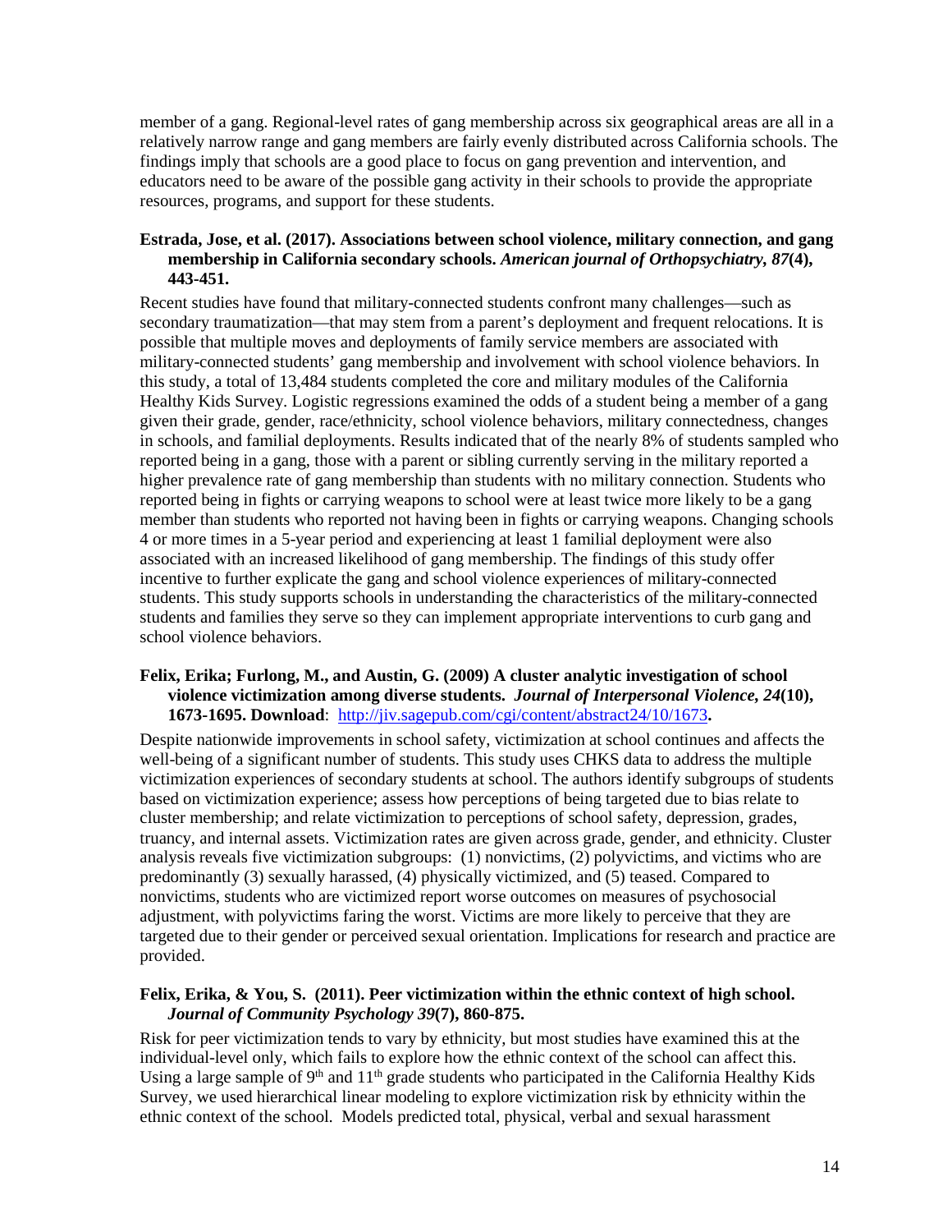member of a gang. Regional-level rates of gang membership across six geographical areas are all in a relatively narrow range and gang members are fairly evenly distributed across California schools. The findings imply that schools are a good place to focus on gang prevention and intervention, and educators need to be aware of the possible gang activity in their schools to provide the appropriate resources, programs, and support for these students.

**Estrada, Jose, et al. (2017). Associations between school violence, military connection, and gang membership in California secondary schools. *American journal of Orthopsychiatry, 87*(4), 443-451.**

Recent studies have found that military-connected students confront many challenges—such as secondary traumatization—that may stem from a parent's deployment and frequent relocations. It is possible that multiple moves and deployments of family service members are associated with military-connected students' gang membership and involvement with school violence behaviors. In this study, a total of 13,484 students completed the core and military modules of the California Healthy Kids Survey. Logistic regressions examined the odds of a student being a member of a gang given their grade, gender, race/ethnicity, school violence behaviors, military connectedness, changes in schools, and familial deployments. Results indicated that of the nearly 8% of students sampled who reported being in a gang, those with a parent or sibling currently serving in the military reported a higher prevalence rate of gang membership than students with no military connection. Students who reported being in fights or carrying weapons to school were at least twice more likely to be a gang member than students who reported not having been in fights or carrying weapons. Changing schools 4 or more times in a 5-year period and experiencing at least 1 familial deployment were also associated with an increased likelihood of gang membership. The findings of this study offer incentive to further explicate the gang and school violence experiences of military-connected students. This study supports schools in understanding the characteristics of the military-connected students and families they serve so they can implement appropriate interventions to curb gang and school violence behaviors.

**Felix, Erika; Furlong, M., and Austin, G. (2009) A cluster analytic investigation of school violence victimization among diverse students. *Journal of Interpersonal Violence, 24*(10), 1673-1695. Download**: http://jiv.sagepub.com/cgi/content/abstract24/10/1673**.**

Despite nationwide improvements in school safety, victimization at school continues and affects the well-being of a significant number of students. This study uses CHKS data to address the multiple victimization experiences of secondary students at school. The authors identify subgroups of students based on victimization experience; assess how perceptions of being targeted due to bias relate to cluster membership; and relate victimization to perceptions of school safety, depression, grades, truancy, and internal assets. Victimization rates are given across grade, gender, and ethnicity. Cluster analysis reveals five victimization subgroups: (1) nonvictims, (2) polyvictims, and victims who are predominantly (3) sexually harassed, (4) physically victimized, and (5) teased. Compared to nonvictims, students who are victimized report worse outcomes on measures of psychosocial adjustment, with polyvictims faring the worst. Victims are more likely to perceive that they are targeted due to their gender or perceived sexual orientation. Implications for research and practice are provided.

**Felix, Erika, & You, S. (2011). Peer victimization within the ethnic context of high school. *Journal of Community Psychology 39*(7), 860-875.**

Risk for peer victimization tends to vary by ethnicity, but most studies have examined this at the individual-level only, which fails to explore how the ethnic context of the school can affect this. Using a large sample of 9th and 11th grade students who participated in the California Healthy Kids Survey, we used hierarchical linear modeling to explore victimization risk by ethnicity within the ethnic context of the school. Models predicted total, physical, verbal and sexual harassment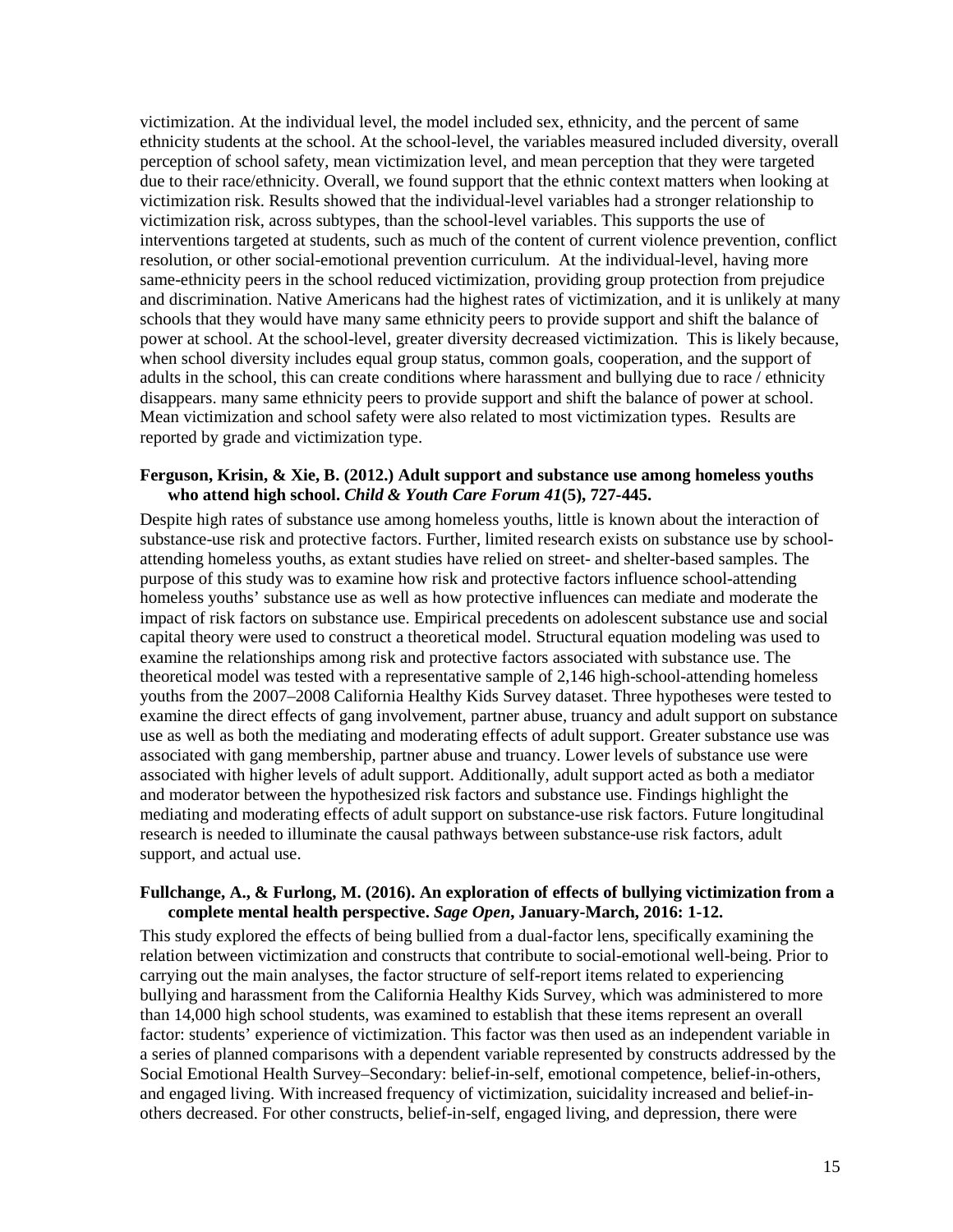victimization. At the individual level, the model included sex, ethnicity, and the percent of same ethnicity students at the school. At the school-level, the variables measured included diversity, overall perception of school safety, mean victimization level, and mean perception that they were targeted due to their race/ethnicity. Overall, we found support that the ethnic context matters when looking at victimization risk. Results showed that the individual-level variables had a stronger relationship to victimization risk, across subtypes, than the school-level variables. This supports the use of interventions targeted at students, such as much of the content of current violence prevention, conflict resolution, or other social-emotional prevention curriculum. At the individual-level, having more same-ethnicity peers in the school reduced victimization, providing group protection from prejudice and discrimination. Native Americans had the highest rates of victimization, and it is unlikely at many schools that they would have many same ethnicity peers to provide support and shift the balance of power at school. At the school-level, greater diversity decreased victimization. This is likely because, when school diversity includes equal group status, common goals, cooperation, and the support of adults in the school, this can create conditions where harassment and bullying due to race / ethnicity disappears. many same ethnicity peers to provide support and shift the balance of power at school. Mean victimization and school safety were also related to most victimization types. Results are reported by grade and victimization type.

**Ferguson, Krisin, & Xie, B. (2012.) Adult support and substance use among homeless youths who attend high school. *Child & Youth Care Forum 41*(5), 727-445.**

Despite high rates of substance use among homeless youths, little is known about the interaction of substance-use risk and protective factors. Further, limited research exists on substance use by school-attending homeless youths, as extant studies have relied on street- and shelter-based samples. The purpose of this study was to examine how risk and protective factors influence school-attending homeless youths' substance use as well as how protective influences can mediate and moderate the impact of risk factors on substance use. Empirical precedents on adolescent substance use and social capital theory were used to construct a theoretical model. Structural equation modeling was used to examine the relationships among risk and protective factors associated with substance use. The theoretical model was tested with a representative sample of 2,146 high-school-attending homeless youths from the 2007–2008 California Healthy Kids Survey dataset. Three hypotheses were tested to examine the direct effects of gang involvement, partner abuse, truancy and adult support on substance use as well as both the mediating and moderating effects of adult support. Greater substance use was associated with gang membership, partner abuse and truancy. Lower levels of substance use were associated with higher levels of adult support. Additionally, adult support acted as both a mediator and moderator between the hypothesized risk factors and substance use. Findings highlight the mediating and moderating effects of adult support on substance-use risk factors. Future longitudinal research is needed to illuminate the causal pathways between substance-use risk factors, adult support, and actual use.

**Fullchange, A., & Furlong, M. (2016). An exploration of effects of bullying victimization from a complete mental health perspective. *Sage Open*, January-March, 2016: 1-12.**

This study explored the effects of being bullied from a dual-factor lens, specifically examining the relation between victimization and constructs that contribute to social-emotional well-being. Prior to carrying out the main analyses, the factor structure of self-report items related to experiencing bullying and harassment from the California Healthy Kids Survey, which was administered to more than 14,000 high school students, was examined to establish that these items represent an overall factor: students' experience of victimization. This factor was then used as an independent variable in a series of planned comparisons with a dependent variable represented by constructs addressed by the Social Emotional Health Survey–Secondary: belief-in-self, emotional competence, belief-in-others, and engaged living. With increased frequency of victimization, suicidality increased and belief-in-others decreased. For other constructs, belief-in-self, engaged living, and depression, there were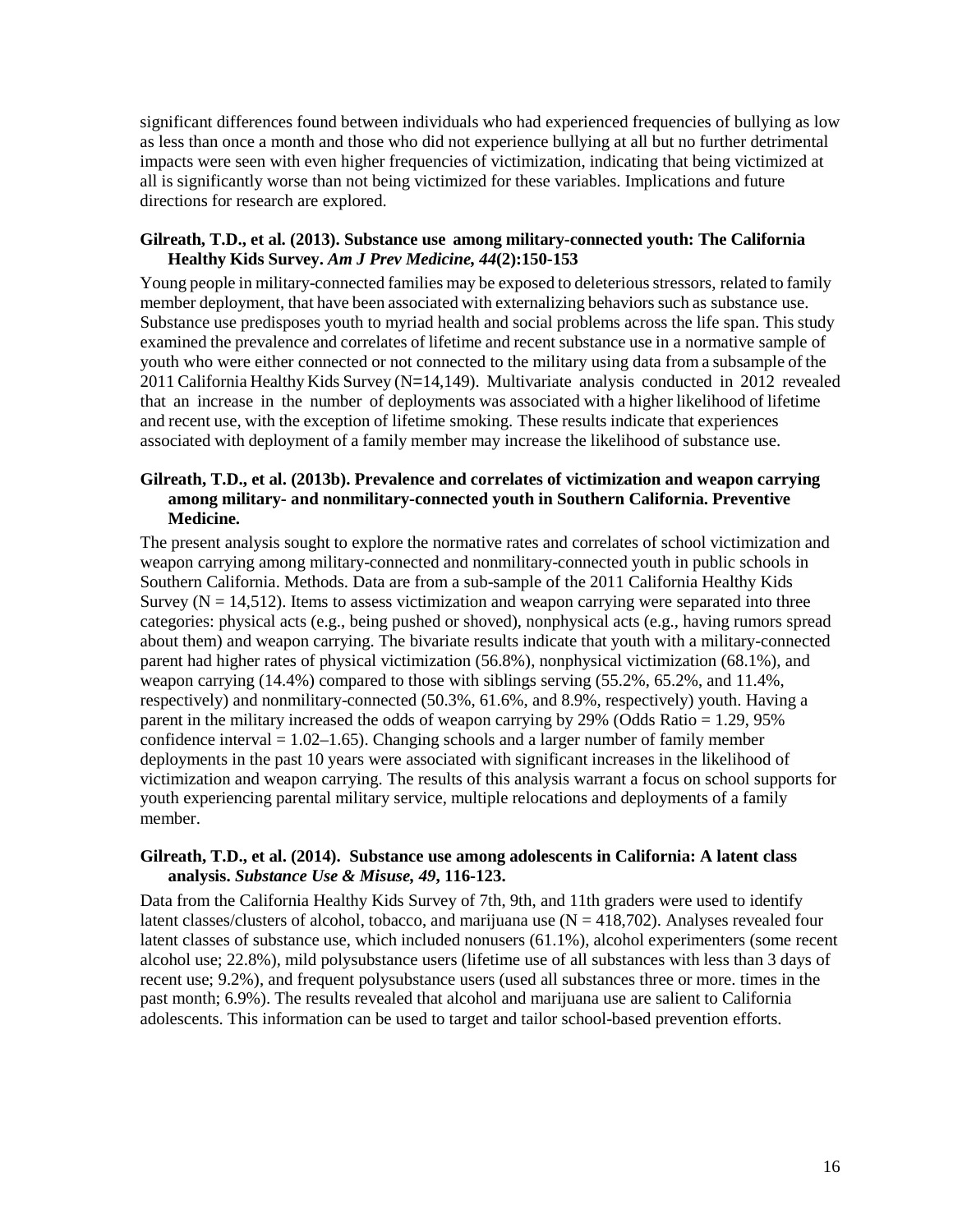significant differences found between individuals who had experienced frequencies of bullying as low as less than once a month and those who did not experience bullying at all but no further detrimental impacts were seen with even higher frequencies of victimization, indicating that being victimized at all is significantly worse than not being victimized for these variables. Implications and future directions for research are explored.

**Gilreath, T.D., et al. (2013). Substance use among military-connected youth: The California Healthy Kids Survey. *Am J Prev Medicine, 44*(2):150-153**

Young people in military-connected families may be exposed to deleterious stressors, related to family member deployment, that have been associated with externalizing behaviors such as substance use. Substance use predisposes youth to myriad health and social problems across the life span. This study examined the prevalence and correlates of lifetime and recent substance use in a normative sample of youth who were either connected or not connected to the military using data from a subsample of the 2011 California Healthy Kids Survey (N=14,149). Multivariate analysis conducted in 2012 revealed that an increase in the number of deployments was associated with a higher likelihood of lifetime and recent use, with the exception of lifetime smoking. These results indicate that experiences associated with deployment of a family member may increase the likelihood of substance use.

**Gilreath, T.D., et al. (2013b). Prevalence and correlates of victimization and weapon carrying among military- and nonmilitary-connected youth in Southern California. Preventive Medicine.**

The present analysis sought to explore the normative rates and correlates of school victimization and weapon carrying among military-connected and nonmilitary-connected youth in public schools in Southern California. Methods. Data are from a sub-sample of the 2011 California Healthy Kids Survey (N = 14,512). Items to assess victimization and weapon carrying were separated into three categories: physical acts (e.g., being pushed or shoved), nonphysical acts (e.g., having rumors spread about them) and weapon carrying. The bivariate results indicate that youth with a military-connected parent had higher rates of physical victimization (56.8%), nonphysical victimization (68.1%), and weapon carrying (14.4%) compared to those with siblings serving (55.2%, 65.2%, and 11.4%, respectively) and nonmilitary-connected (50.3%, 61.6%, and 8.9%, respectively) youth. Having a parent in the military increased the odds of weapon carrying by 29% (Odds Ratio = 1.29, 95% confidence interval = 1.02–1.65). Changing schools and a larger number of family member deployments in the past 10 years were associated with significant increases in the likelihood of victimization and weapon carrying. The results of this analysis warrant a focus on school supports for youth experiencing parental military service, multiple relocations and deployments of a family member.

**Gilreath, T.D., et al. (2014). Substance use among adolescents in California: A latent class analysis. *Substance Use & Misuse, 49*, 116-123.**

Data from the California Healthy Kids Survey of 7th, 9th, and 11th graders were used to identify latent classes/clusters of alcohol, tobacco, and marijuana use (N = 418,702). Analyses revealed four latent classes of substance use, which included nonusers (61.1%), alcohol experimenters (some recent alcohol use; 22.8%), mild polysubstance users (lifetime use of all substances with less than 3 days of recent use; 9.2%), and frequent polysubstance users (used all substances three or more. times in the past month; 6.9%). The results revealed that alcohol and marijuana use are salient to California adolescents. This information can be used to target and tailor school-based prevention efforts.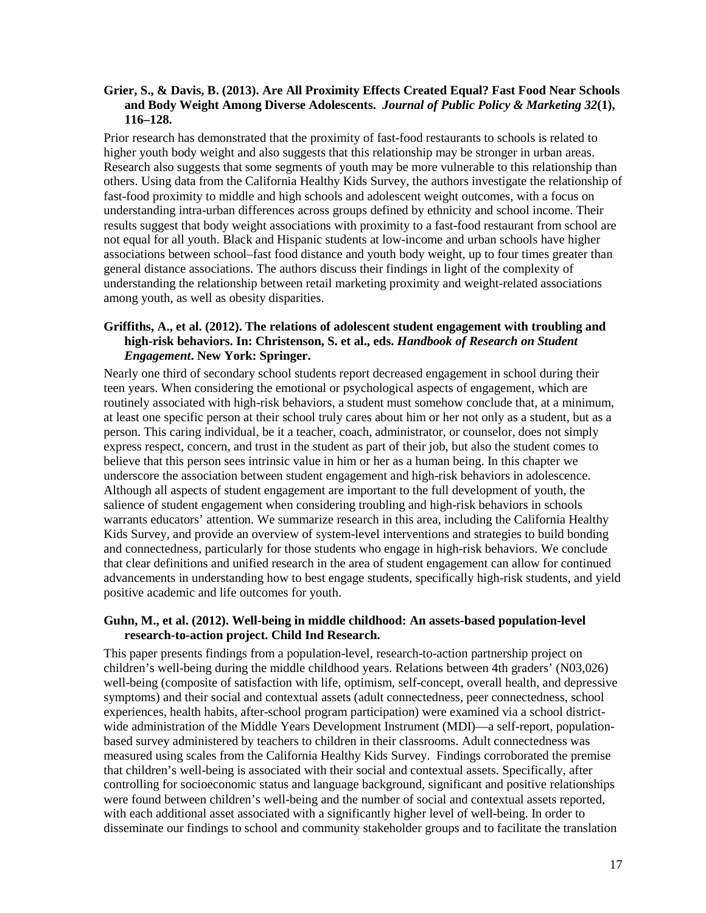**Grier, S., & Davis, B. (2013). Are All Proximity Effects Created Equal? Fast Food Near Schools and Body Weight Among Diverse Adolescents.** ***Journal of Public Policy & Marketing 32*****(1), 116–128.**

Prior research has demonstrated that the proximity of fast-food restaurants to schools is related to higher youth body weight and also suggests that this relationship may be stronger in urban areas. Research also suggests that some segments of youth may be more vulnerable to this relationship than others. Using data from the California Healthy Kids Survey, the authors investigate the relationship of fast-food proximity to middle and high schools and adolescent weight outcomes, with a focus on understanding intra-urban differences across groups defined by ethnicity and school income. Their results suggest that body weight associations with proximity to a fast-food restaurant from school are not equal for all youth. Black and Hispanic students at low-income and urban schools have higher associations between school–fast food distance and youth body weight, up to four times greater than general distance associations. The authors discuss their findings in light of the complexity of understanding the relationship between retail marketing proximity and weight-related associations among youth, as well as obesity disparities.

**Griffiths, A., et al. (2012). The relations of adolescent student engagement with troubling and high-risk behaviors. In: Christenson, S. et al., eds.** ***Handbook of Research on Student Engagement*****. New York: Springer.**

Nearly one third of secondary school students report decreased engagement in school during their teen years. When considering the emotional or psychological aspects of engagement, which are routinely associated with high-risk behaviors, a student must somehow conclude that, at a minimum, at least one specific person at their school truly cares about him or her not only as a student, but as a person. This caring individual, be it a teacher, coach, administrator, or counselor, does not simply express respect, concern, and trust in the student as part of their job, but also the student comes to believe that this person sees intrinsic value in him or her as a human being. In this chapter we underscore the association between student engagement and high-risk behaviors in adolescence. Although all aspects of student engagement are important to the full development of youth, the salience of student engagement when considering troubling and high-risk behaviors in schools warrants educators' attention. We summarize research in this area, including the California Healthy Kids Survey, and provide an overview of system-level interventions and strategies to build bonding and connectedness, particularly for those students who engage in high-risk behaviors. We conclude that clear definitions and unified research in the area of student engagement can allow for continued advancements in understanding how to best engage students, specifically high-risk students, and yield positive academic and life outcomes for youth.

**Guhn, M., et al. (2012). Well-being in middle childhood: An assets-based population-level research-to-action project. Child Ind Research.**

This paper presents findings from a population-level, research-to-action partnership project on children's well-being during the middle childhood years. Relations between 4th graders' (N03,026) well-being (composite of satisfaction with life, optimism, self-concept, overall health, and depressive symptoms) and their social and contextual assets (adult connectedness, peer connectedness, school experiences, health habits, after-school program participation) were examined via a school district-wide administration of the Middle Years Development Instrument (MDI)—a self-report, population-based survey administered by teachers to children in their classrooms. Adult connectedness was measured using scales from the California Healthy Kids Survey. Findings corroborated the premise that children's well-being is associated with their social and contextual assets. Specifically, after controlling for socioeconomic status and language background, significant and positive relationships were found between children's well-being and the number of social and contextual assets reported, with each additional asset associated with a significantly higher level of well-being. In order to disseminate our findings to school and community stakeholder groups and to facilitate the translation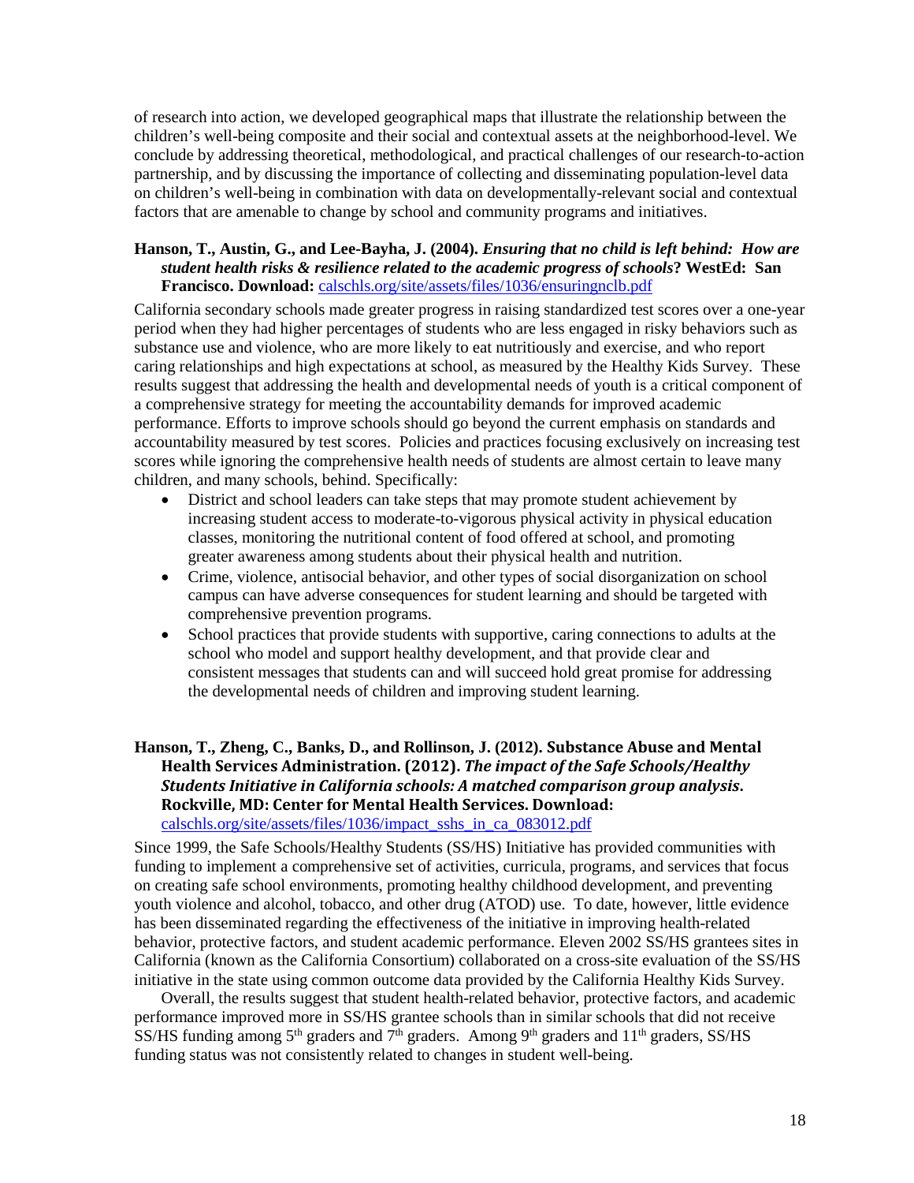of research into action, we developed geographical maps that illustrate the relationship between the children's well-being composite and their social and contextual assets at the neighborhood-level. We conclude by addressing theoretical, methodological, and practical challenges of our research-to-action partnership, and by discussing the importance of collecting and disseminating population-level data on children's well-being in combination with data on developmentally-relevant social and contextual factors that are amenable to change by school and community programs and initiatives.

**Hanson, T., Austin, G., and Lee-Bayha, J. (2004).** ***Ensuring that no child is left behind: How are student health risks & resilience related to the academic progress of schools*****? WestEd: San Francisco. Download:** calschls.org/site/assets/files/1036/ensuringnclb.pdf

California secondary schools made greater progress in raising standardized test scores over a one-year period when they had higher percentages of students who are less engaged in risky behaviors such as substance use and violence, who are more likely to eat nutritiously and exercise, and who report caring relationships and high expectations at school, as measured by the Healthy Kids Survey. These results suggest that addressing the health and developmental needs of youth is a critical component of a comprehensive strategy for meeting the accountability demands for improved academic performance. Efforts to improve schools should go beyond the current emphasis on standards and accountability measured by test scores. Policies and practices focusing exclusively on increasing test scores while ignoring the comprehensive health needs of students are almost certain to leave many children, and many schools, behind. Specifically:

- District and school leaders can take steps that may promote student achievement by increasing student access to moderate-to-vigorous physical activity in physical education classes, monitoring the nutritional content of food offered at school, and promoting greater awareness among students about their physical health and nutrition.
- Crime, violence, antisocial behavior, and other types of social disorganization on school campus can have adverse consequences for student learning and should be targeted with comprehensive prevention programs.
- School practices that provide students with supportive, caring connections to adults at the school who model and support healthy development, and that provide clear and consistent messages that students can and will succeed hold great promise for addressing the developmental needs of children and improving student learning.

**Hanson, T., Zheng, C., Banks, D., and Rollinson, J. (2012). Substance Abuse and Mental Health Services Administration. (2012).** ***The impact of the Safe Schools/Healthy Students Initiative in California schools: A matched comparison group analysis*****. Rockville, MD: Center for Mental Health Services. Download:** calschls.org/site/assets/files/1036/impact_sshs_in_ca_083012.pdf

Since 1999, the Safe Schools/Healthy Students (SS/HS) Initiative has provided communities with funding to implement a comprehensive set of activities, curricula, programs, and services that focus on creating safe school environments, promoting healthy childhood development, and preventing youth violence and alcohol, tobacco, and other drug (ATOD) use. To date, however, little evidence has been disseminated regarding the effectiveness of the initiative in improving health-related behavior, protective factors, and student academic performance. Eleven 2002 SS/HS grantees sites in California (known as the California Consortium) collaborated on a cross-site evaluation of the SS/HS initiative in the state using common outcome data provided by the California Healthy Kids Survey.

Overall, the results suggest that student health-related behavior, protective factors, and academic performance improved more in SS/HS grantee schools than in similar schools that did not receive SS/HS funding among 5th graders and 7th graders. Among 9th graders and 11th graders, SS/HS funding status was not consistently related to changes in student well-being.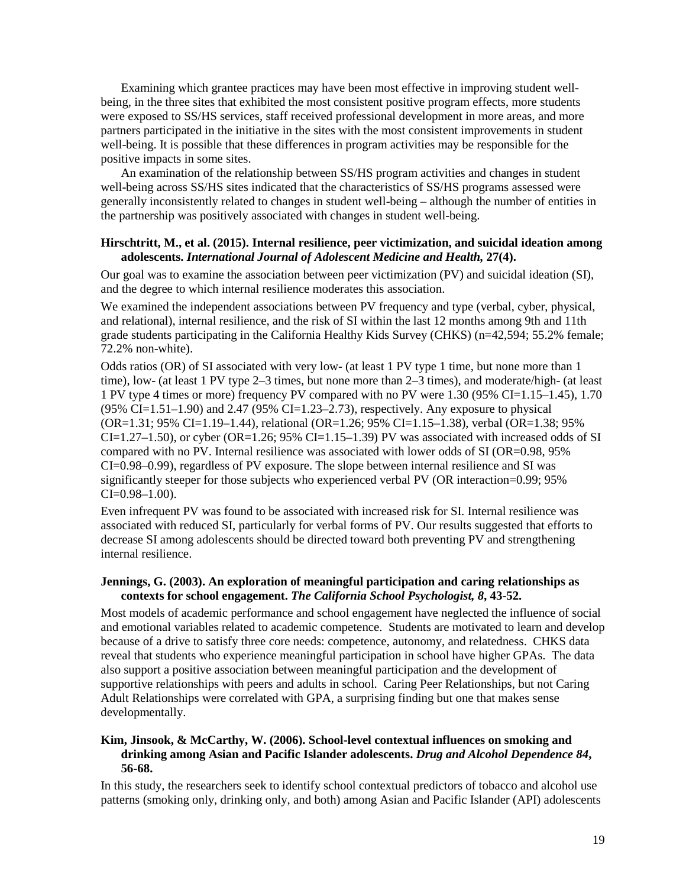Examining which grantee practices may have been most effective in improving student well-being, in the three sites that exhibited the most consistent positive program effects, more students were exposed to SS/HS services, staff received professional development in more areas, and more partners participated in the initiative in the sites with the most consistent improvements in student well-being. It is possible that these differences in program activities may be responsible for the positive impacts in some sites.

An examination of the relationship between SS/HS program activities and changes in student well-being across SS/HS sites indicated that the characteristics of SS/HS programs assessed were generally inconsistently related to changes in student well-being – although the number of entities in the partnership was positively associated with changes in student well-being.

**Hirschtritt, M., et al. (2015). Internal resilience, peer victimization, and suicidal ideation among adolescents. *International Journal of Adolescent Medicine and Health,* 27(4).**

Our goal was to examine the association between peer victimization (PV) and suicidal ideation (SI), and the degree to which internal resilience moderates this association.

We examined the independent associations between PV frequency and type (verbal, cyber, physical, and relational), internal resilience, and the risk of SI within the last 12 months among 9th and 11th grade students participating in the California Healthy Kids Survey (CHKS) (n=42,594; 55.2% female; 72.2% non-white).

Odds ratios (OR) of SI associated with very low- (at least 1 PV type 1 time, but none more than 1 time), low- (at least 1 PV type 2–3 times, but none more than 2–3 times), and moderate/high- (at least 1 PV type 4 times or more) frequency PV compared with no PV were 1.30 (95% CI=1.15–1.45), 1.70 (95% CI=1.51–1.90) and 2.47 (95% CI=1.23–2.73), respectively. Any exposure to physical (OR=1.31; 95% CI=1.19–1.44), relational (OR=1.26; 95% CI=1.15–1.38), verbal (OR=1.38; 95% CI=1.27–1.50), or cyber (OR=1.26; 95% CI=1.15–1.39) PV was associated with increased odds of SI compared with no PV. Internal resilience was associated with lower odds of SI (OR=0.98, 95% CI=0.98–0.99), regardless of PV exposure. The slope between internal resilience and SI was significantly steeper for those subjects who experienced verbal PV (OR interaction=0.99; 95% CI=0.98–1.00).

Even infrequent PV was found to be associated with increased risk for SI. Internal resilience was associated with reduced SI, particularly for verbal forms of PV. Our results suggested that efforts to decrease SI among adolescents should be directed toward both preventing PV and strengthening internal resilience.

**Jennings, G. (2003). An exploration of meaningful participation and caring relationships as contexts for school engagement. *The California School Psychologist, 8*, 43-52.**

Most models of academic performance and school engagement have neglected the influence of social and emotional variables related to academic competence. Students are motivated to learn and develop because of a drive to satisfy three core needs: competence, autonomy, and relatedness. CHKS data reveal that students who experience meaningful participation in school have higher GPAs. The data also support a positive association between meaningful participation and the development of supportive relationships with peers and adults in school. Caring Peer Relationships, but not Caring Adult Relationships were correlated with GPA, a surprising finding but one that makes sense developmentally.

**Kim, Jinsook, & McCarthy, W. (2006). School-level contextual influences on smoking and drinking among Asian and Pacific Islander adolescents. *Drug and Alcohol Dependence 84*, 56-68.**

In this study, the researchers seek to identify school contextual predictors of tobacco and alcohol use patterns (smoking only, drinking only, and both) among Asian and Pacific Islander (API) adolescents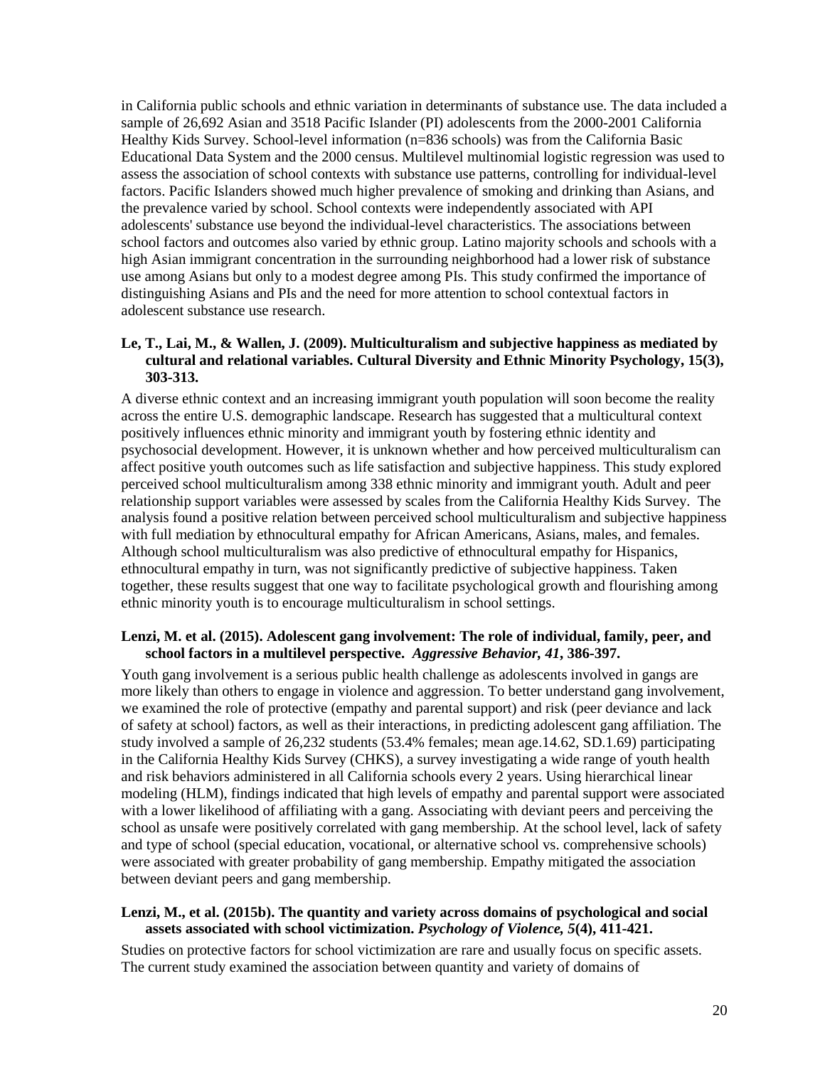in California public schools and ethnic variation in determinants of substance use. The data included a sample of 26,692 Asian and 3518 Pacific Islander (PI) adolescents from the 2000-2001 California Healthy Kids Survey. School-level information (n=836 schools) was from the California Basic Educational Data System and the 2000 census. Multilevel multinomial logistic regression was used to assess the association of school contexts with substance use patterns, controlling for individual-level factors. Pacific Islanders showed much higher prevalence of smoking and drinking than Asians, and the prevalence varied by school. School contexts were independently associated with API adolescents' substance use beyond the individual-level characteristics. The associations between school factors and outcomes also varied by ethnic group. Latino majority schools and schools with a high Asian immigrant concentration in the surrounding neighborhood had a lower risk of substance use among Asians but only to a modest degree among PIs. This study confirmed the importance of distinguishing Asians and PIs and the need for more attention to school contextual factors in adolescent substance use research.

**Le, T., Lai, M., & Wallen, J. (2009). Multiculturalism and subjective happiness as mediated by cultural and relational variables. Cultural Diversity and Ethnic Minority Psychology, 15(3), 303-313.**

A diverse ethnic context and an increasing immigrant youth population will soon become the reality across the entire U.S. demographic landscape. Research has suggested that a multicultural context positively influences ethnic minority and immigrant youth by fostering ethnic identity and psychosocial development. However, it is unknown whether and how perceived multiculturalism can affect positive youth outcomes such as life satisfaction and subjective happiness. This study explored perceived school multiculturalism among 338 ethnic minority and immigrant youth. Adult and peer relationship support variables were assessed by scales from the California Healthy Kids Survey. The analysis found a positive relation between perceived school multiculturalism and subjective happiness with full mediation by ethnocultural empathy for African Americans, Asians, males, and females. Although school multiculturalism was also predictive of ethnocultural empathy for Hispanics, ethnocultural empathy in turn, was not significantly predictive of subjective happiness. Taken together, these results suggest that one way to facilitate psychological growth and flourishing among ethnic minority youth is to encourage multiculturalism in school settings.

**Lenzi, M. et al. (2015). Adolescent gang involvement: The role of individual, family, peer, and school factors in a multilevel perspective. *Aggressive Behavior, 41*, 386-397.**

Youth gang involvement is a serious public health challenge as adolescents involved in gangs are more likely than others to engage in violence and aggression. To better understand gang involvement, we examined the role of protective (empathy and parental support) and risk (peer deviance and lack of safety at school) factors, as well as their interactions, in predicting adolescent gang affiliation. The study involved a sample of 26,232 students (53.4% females; mean age.14.62, SD.1.69) participating in the California Healthy Kids Survey (CHKS), a survey investigating a wide range of youth health and risk behaviors administered in all California schools every 2 years. Using hierarchical linear modeling (HLM), findings indicated that high levels of empathy and parental support were associated with a lower likelihood of affiliating with a gang. Associating with deviant peers and perceiving the school as unsafe were positively correlated with gang membership. At the school level, lack of safety and type of school (special education, vocational, or alternative school vs. comprehensive schools) were associated with greater probability of gang membership. Empathy mitigated the association between deviant peers and gang membership.

**Lenzi, M., et al. (2015b). The quantity and variety across domains of psychological and social assets associated with school victimization. *Psychology of Violence, 5*(4), 411-421.**

Studies on protective factors for school victimization are rare and usually focus on specific assets. The current study examined the association between quantity and variety of domains of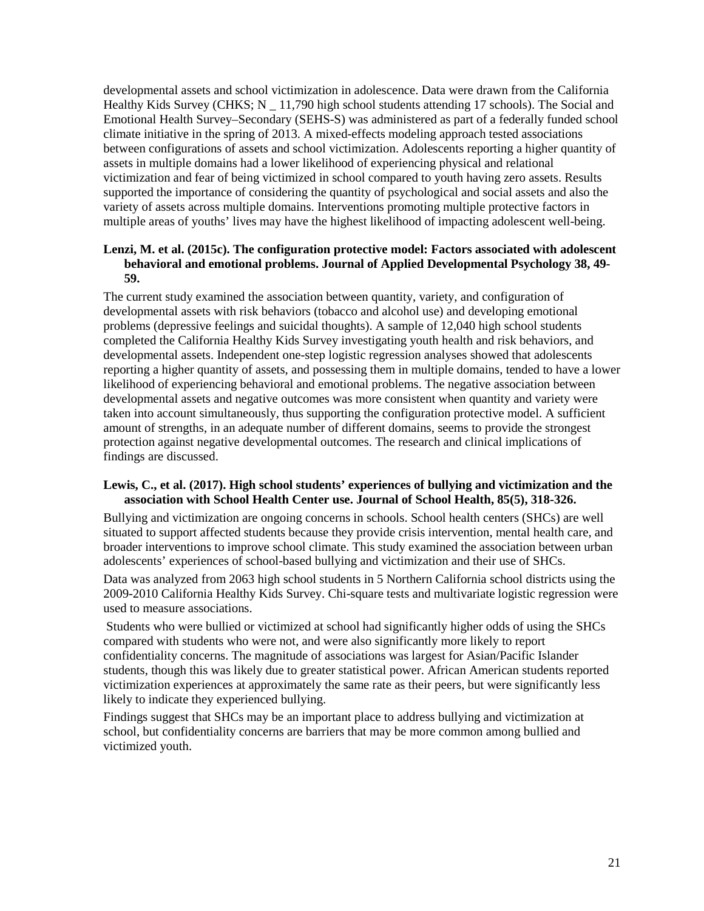developmental assets and school victimization in adolescence. Data were drawn from the California Healthy Kids Survey (CHKS; N _ 11,790 high school students attending 17 schools). The Social and Emotional Health Survey–Secondary (SEHS-S) was administered as part of a federally funded school climate initiative in the spring of 2013. A mixed-effects modeling approach tested associations between configurations of assets and school victimization. Adolescents reporting a higher quantity of assets in multiple domains had a lower likelihood of experiencing physical and relational victimization and fear of being victimized in school compared to youth having zero assets. Results supported the importance of considering the quantity of psychological and social assets and also the variety of assets across multiple domains. Interventions promoting multiple protective factors in multiple areas of youths' lives may have the highest likelihood of impacting adolescent well-being.

**Lenzi, M. et al. (2015c). The configuration protective model: Factors associated with adolescent behavioral and emotional problems. Journal of Applied Developmental Psychology 38, 49-59.**

The current study examined the association between quantity, variety, and configuration of developmental assets with risk behaviors (tobacco and alcohol use) and developing emotional problems (depressive feelings and suicidal thoughts). A sample of 12,040 high school students completed the California Healthy Kids Survey investigating youth health and risk behaviors, and developmental assets. Independent one-step logistic regression analyses showed that adolescents reporting a higher quantity of assets, and possessing them in multiple domains, tended to have a lower likelihood of experiencing behavioral and emotional problems. The negative association between developmental assets and negative outcomes was more consistent when quantity and variety were taken into account simultaneously, thus supporting the configuration protective model. A sufficient amount of strengths, in an adequate number of different domains, seems to provide the strongest protection against negative developmental outcomes. The research and clinical implications of findings are discussed.

**Lewis, C., et al. (2017). High school students' experiences of bullying and victimization and the association with School Health Center use. Journal of School Health, 85(5), 318-326.**

Bullying and victimization are ongoing concerns in schools. School health centers (SHCs) are well situated to support affected students because they provide crisis intervention, mental health care, and broader interventions to improve school climate. This study examined the association between urban adolescents' experiences of school-based bullying and victimization and their use of SHCs.

Data was analyzed from 2063 high school students in 5 Northern California school districts using the 2009-2010 California Healthy Kids Survey. Chi-square tests and multivariate logistic regression were used to measure associations.

Students who were bullied or victimized at school had significantly higher odds of using the SHCs compared with students who were not, and were also significantly more likely to report confidentiality concerns. The magnitude of associations was largest for Asian/Pacific Islander students, though this was likely due to greater statistical power. African American students reported victimization experiences at approximately the same rate as their peers, but were significantly less likely to indicate they experienced bullying.

Findings suggest that SHCs may be an important place to address bullying and victimization at school, but confidentiality concerns are barriers that may be more common among bullied and victimized youth.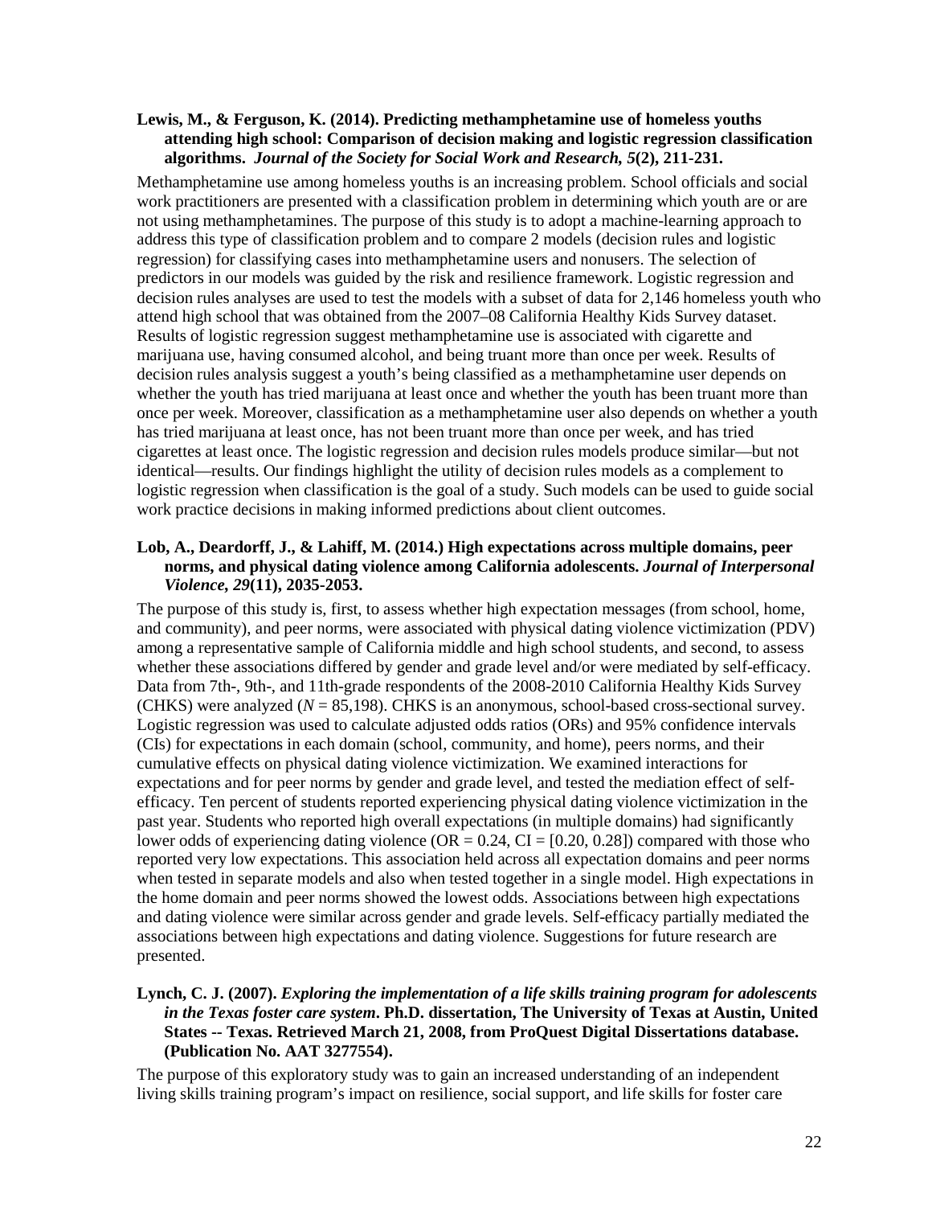**Lewis, M., & Ferguson, K. (2014). Predicting methamphetamine use of homeless youths attending high school: Comparison of decision making and logistic regression classification algorithms. *Journal of the Society for Social Work and Research, 5*(2), 211-231.**

Methamphetamine use among homeless youths is an increasing problem. School officials and social work practitioners are presented with a classification problem in determining which youth are or are not using methamphetamines. The purpose of this study is to adopt a machine-learning approach to address this type of classification problem and to compare 2 models (decision rules and logistic regression) for classifying cases into methamphetamine users and nonusers. The selection of predictors in our models was guided by the risk and resilience framework. Logistic regression and decision rules analyses are used to test the models with a subset of data for 2,146 homeless youth who attend high school that was obtained from the 2007–08 California Healthy Kids Survey dataset. Results of logistic regression suggest methamphetamine use is associated with cigarette and marijuana use, having consumed alcohol, and being truant more than once per week. Results of decision rules analysis suggest a youth's being classified as a methamphetamine user depends on whether the youth has tried marijuana at least once and whether the youth has been truant more than once per week. Moreover, classification as a methamphetamine user also depends on whether a youth has tried marijuana at least once, has not been truant more than once per week, and has tried cigarettes at least once. The logistic regression and decision rules models produce similar—but not identical—results. Our findings highlight the utility of decision rules models as a complement to logistic regression when classification is the goal of a study. Such models can be used to guide social work practice decisions in making informed predictions about client outcomes.

**Lob, A., Deardorff, J., & Lahiff, M. (2014.) High expectations across multiple domains, peer norms, and physical dating violence among California adolescents. *Journal of Interpersonal Violence, 29*(11), 2035-2053.**

The purpose of this study is, first, to assess whether high expectation messages (from school, home, and community), and peer norms, were associated with physical dating violence victimization (PDV) among a representative sample of California middle and high school students, and second, to assess whether these associations differed by gender and grade level and/or were mediated by self-efficacy. Data from 7th-, 9th-, and 11th-grade respondents of the 2008-2010 California Healthy Kids Survey (CHKS) were analyzed (*N* = 85,198). CHKS is an anonymous, school-based cross-sectional survey. Logistic regression was used to calculate adjusted odds ratios (ORs) and 95% confidence intervals (CIs) for expectations in each domain (school, community, and home), peers norms, and their cumulative effects on physical dating violence victimization. We examined interactions for expectations and for peer norms by gender and grade level, and tested the mediation effect of self-efficacy. Ten percent of students reported experiencing physical dating violence victimization in the past year. Students who reported high overall expectations (in multiple domains) had significantly lower odds of experiencing dating violence (OR = 0.24, CI = [0.20, 0.28]) compared with those who reported very low expectations. This association held across all expectation domains and peer norms when tested in separate models and also when tested together in a single model. High expectations in the home domain and peer norms showed the lowest odds. Associations between high expectations and dating violence were similar across gender and grade levels. Self-efficacy partially mediated the associations between high expectations and dating violence. Suggestions for future research are presented.

**Lynch, C. J. (2007). *Exploring the implementation of a life skills training program for adolescents in the Texas foster care system*. Ph.D. dissertation, The University of Texas at Austin, United States -- Texas. Retrieved March 21, 2008, from ProQuest Digital Dissertations database. (Publication No. AAT 3277554).**

The purpose of this exploratory study was to gain an increased understanding of an independent living skills training program's impact on resilience, social support, and life skills for foster care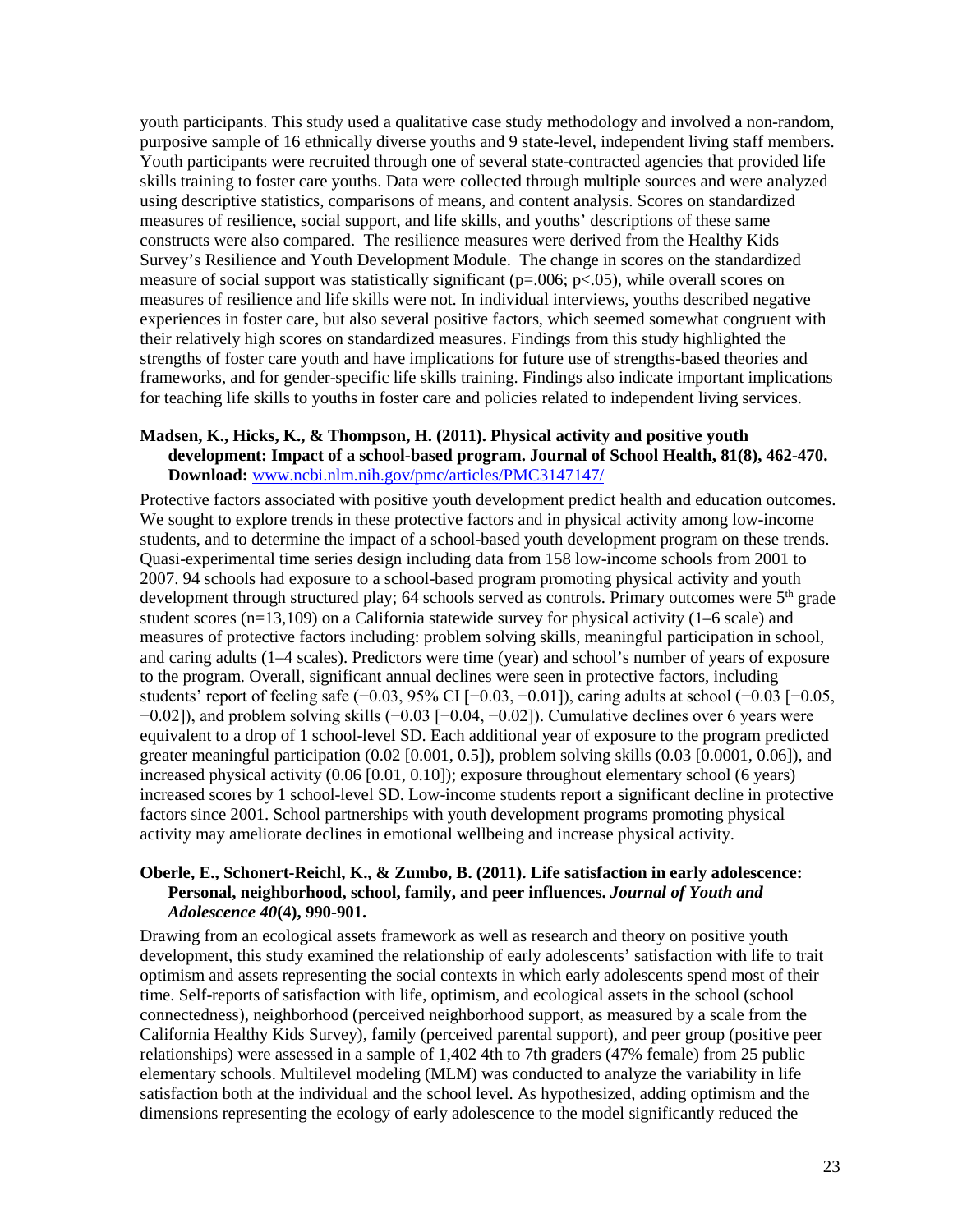youth participants. This study used a qualitative case study methodology and involved a non-random, purposive sample of 16 ethnically diverse youths and 9 state-level, independent living staff members. Youth participants were recruited through one of several state-contracted agencies that provided life skills training to foster care youths. Data were collected through multiple sources and were analyzed using descriptive statistics, comparisons of means, and content analysis. Scores on standardized measures of resilience, social support, and life skills, and youths' descriptions of these same constructs were also compared. The resilience measures were derived from the Healthy Kids Survey's Resilience and Youth Development Module. The change in scores on the standardized measure of social support was statistically significant (p=.006; p<.05), while overall scores on measures of resilience and life skills were not. In individual interviews, youths described negative experiences in foster care, but also several positive factors, which seemed somewhat congruent with their relatively high scores on standardized measures. Findings from this study highlighted the strengths of foster care youth and have implications for future use of strengths-based theories and frameworks, and for gender-specific life skills training. Findings also indicate important implications for teaching life skills to youths in foster care and policies related to independent living services.

**Madsen, K., Hicks, K., & Thompson, H. (2011). Physical activity and positive youth development: Impact of a school-based program. Journal of School Health, 81(8), 462-470. Download:** [www.ncbi.nlm.nih.gov/pmc/articles/PMC3147147/](http://www.ncbi.nlm.nih.gov/pmc/articles/PMC3147147/)

Protective factors associated with positive youth development predict health and education outcomes. We sought to explore trends in these protective factors and in physical activity among low-income students, and to determine the impact of a school-based youth development program on these trends. Quasi-experimental time series design including data from 158 low-income schools from 2001 to 2007. 94 schools had exposure to a school-based program promoting physical activity and youth development through structured play; 64 schools served as controls. Primary outcomes were 5th grade student scores (n=13,109) on a California statewide survey for physical activity (1–6 scale) and measures of protective factors including: problem solving skills, meaningful participation in school, and caring adults (1–4 scales). Predictors were time (year) and school's number of years of exposure to the program. Overall, significant annual declines were seen in protective factors, including students' report of feeling safe (−0.03, 95% CI [−0.03, −0.01]), caring adults at school (−0.03 [−0.05, −0.02]), and problem solving skills (−0.03 [−0.04, −0.02]). Cumulative declines over 6 years were equivalent to a drop of 1 school-level SD. Each additional year of exposure to the program predicted greater meaningful participation (0.02 [0.001, 0.5]), problem solving skills (0.03 [0.0001, 0.06]), and increased physical activity (0.06 [0.01, 0.10]); exposure throughout elementary school (6 years) increased scores by 1 school-level SD. Low-income students report a significant decline in protective factors since 2001. School partnerships with youth development programs promoting physical activity may ameliorate declines in emotional wellbeing and increase physical activity.

**Oberle, E., Schonert-Reichl, K., & Zumbo, B. (2011). Life satisfaction in early adolescence: Personal, neighborhood, school, family, and peer influences. *Journal of Youth and Adolescence 40*(4), 990-901.**

Drawing from an ecological assets framework as well as research and theory on positive youth development, this study examined the relationship of early adolescents' satisfaction with life to trait optimism and assets representing the social contexts in which early adolescents spend most of their time. Self-reports of satisfaction with life, optimism, and ecological assets in the school (school connectedness), neighborhood (perceived neighborhood support, as measured by a scale from the California Healthy Kids Survey), family (perceived parental support), and peer group (positive peer relationships) were assessed in a sample of 1,402 4th to 7th graders (47% female) from 25 public elementary schools. Multilevel modeling (MLM) was conducted to analyze the variability in life satisfaction both at the individual and the school level. As hypothesized, adding optimism and the dimensions representing the ecology of early adolescence to the model significantly reduced the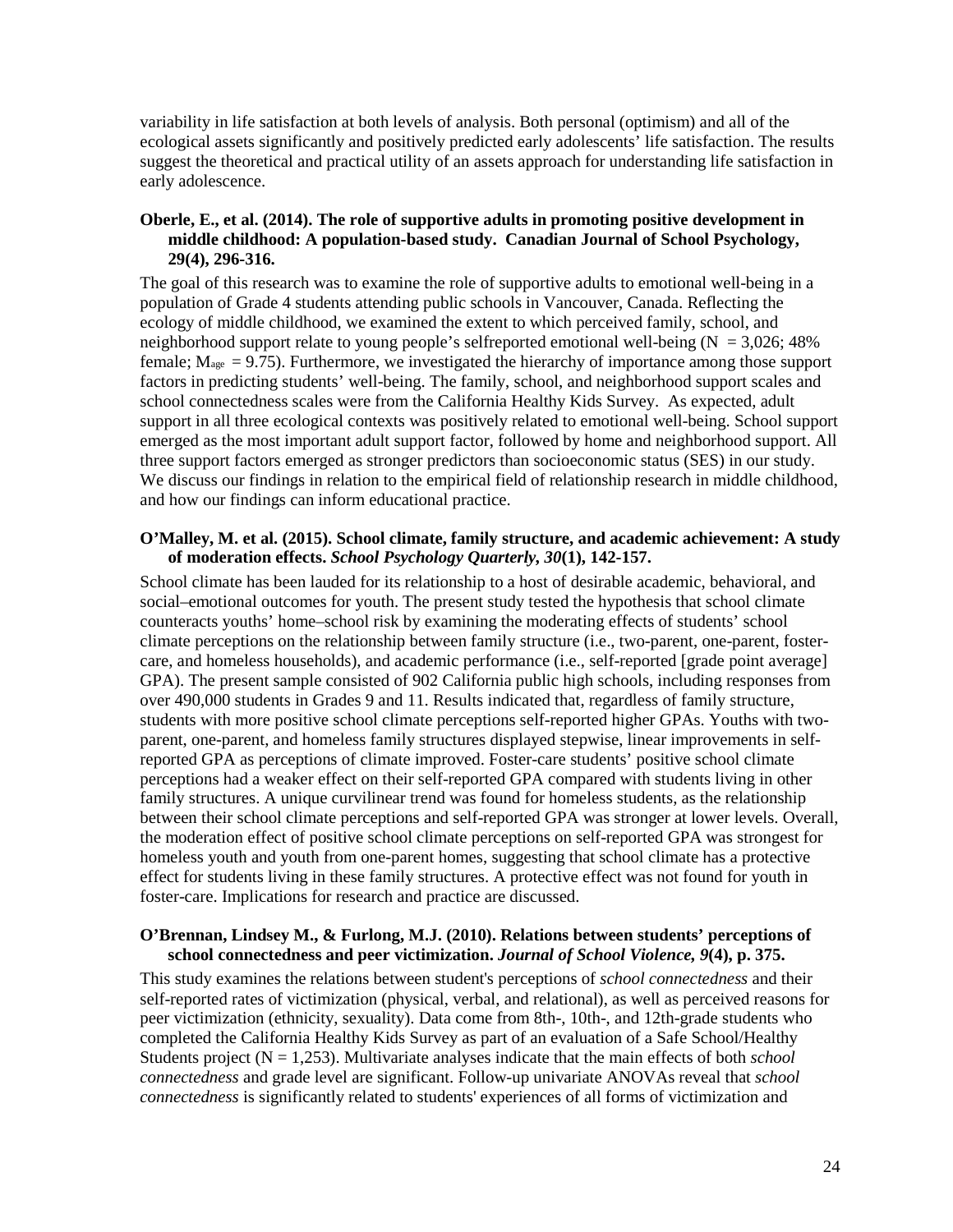variability in life satisfaction at both levels of analysis. Both personal (optimism) and all of the ecological assets significantly and positively predicted early adolescents' life satisfaction. The results suggest the theoretical and practical utility of an assets approach for understanding life satisfaction in early adolescence.

**Oberle, E., et al. (2014). The role of supportive adults in promoting positive development in middle childhood: A population-based study. Canadian Journal of School Psychology, 29(4), 296-316.**

The goal of this research was to examine the role of supportive adults to emotional well-being in a population of Grade 4 students attending public schools in Vancouver, Canada. Reflecting the ecology of middle childhood, we examined the extent to which perceived family, school, and neighborhood support relate to young people's selfreported emotional well-being (N = 3,026; 48% female; $M_{age}$ = 9.75). Furthermore, we investigated the hierarchy of importance among those support factors in predicting students' well-being. The family, school, and neighborhood support scales and school connectedness scales were from the California Healthy Kids Survey. As expected, adult support in all three ecological contexts was positively related to emotional well-being. School support emerged as the most important adult support factor, followed by home and neighborhood support. All three support factors emerged as stronger predictors than socioeconomic status (SES) in our study. We discuss our findings in relation to the empirical field of relationship research in middle childhood, and how our findings can inform educational practice.

**O'Malley, M. et al. (2015). School climate, family structure, and academic achievement: A study of moderation effects. *School Psychology Quarterly*, *30*(1), 142-157.**

School climate has been lauded for its relationship to a host of desirable academic, behavioral, and social–emotional outcomes for youth. The present study tested the hypothesis that school climate counteracts youths' home–school risk by examining the moderating effects of students' school climate perceptions on the relationship between family structure (i.e., two-parent, one-parent, foster-care, and homeless households), and academic performance (i.e., self-reported [grade point average] GPA). The present sample consisted of 902 California public high schools, including responses from over 490,000 students in Grades 9 and 11. Results indicated that, regardless of family structure, students with more positive school climate perceptions self-reported higher GPAs. Youths with two-parent, one-parent, and homeless family structures displayed stepwise, linear improvements in self-reported GPA as perceptions of climate improved. Foster-care students' positive school climate perceptions had a weaker effect on their self-reported GPA compared with students living in other family structures. A unique curvilinear trend was found for homeless students, as the relationship between their school climate perceptions and self-reported GPA was stronger at lower levels. Overall, the moderation effect of positive school climate perceptions on self-reported GPA was strongest for homeless youth and youth from one-parent homes, suggesting that school climate has a protective effect for students living in these family structures. A protective effect was not found for youth in foster-care. Implications for research and practice are discussed.

**O'Brennan, Lindsey M., & Furlong, M.J. (2010). Relations between students' perceptions of school connectedness and peer victimization. *Journal of School Violence, 9*(4), p. 375.**

This study examines the relations between student's perceptions of *school connectedness* and their self-reported rates of victimization (physical, verbal, and relational), as well as perceived reasons for peer victimization (ethnicity, sexuality). Data come from 8th-, 10th-, and 12th-grade students who completed the California Healthy Kids Survey as part of an evaluation of a Safe School/Healthy Students project (N = 1,253). Multivariate analyses indicate that the main effects of both *school connectedness* and grade level are significant. Follow-up univariate ANOVAs reveal that *school connectedness* is significantly related to students' experiences of all forms of victimization and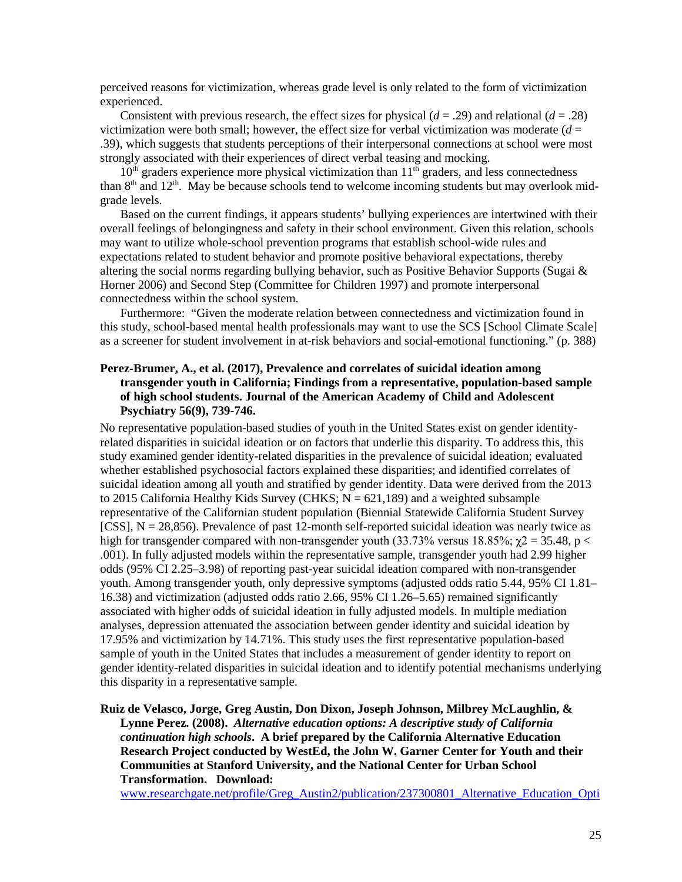perceived reasons for victimization, whereas grade level is only related to the form of victimization experienced.

Consistent with previous research, the effect sizes for physical ($d$ = .29) and relational ($d$ = .28) victimization were both small; however, the effect size for verbal victimization was moderate ($d$ = .39), which suggests that students perceptions of their interpersonal connections at school were most strongly associated with their experiences of direct verbal teasing and mocking.

10th graders experience more physical victimization than 11th graders, and less connectedness than 8th and 12th. May be because schools tend to welcome incoming students but may overlook mid-grade levels.

Based on the current findings, it appears students' bullying experiences are intertwined with their overall feelings of belongingness and safety in their school environment. Given this relation, schools may want to utilize whole-school prevention programs that establish school-wide rules and expectations related to student behavior and promote positive behavioral expectations, thereby altering the social norms regarding bullying behavior, such as Positive Behavior Supports (Sugai & Horner 2006) and Second Step (Committee for Children 1997) and promote interpersonal connectedness within the school system.

Furthermore: "Given the moderate relation between connectedness and victimization found in this study, school-based mental health professionals may want to use the SCS [School Climate Scale] as a screener for student involvement in at-risk behaviors and social-emotional functioning." (p. 388)

**Perez-Brumer, A., et al. (2017), Prevalence and correlates of suicidal ideation among transgender youth in California; Findings from a representative, population-based sample of high school students. Journal of the American Academy of Child and Adolescent Psychiatry 56(9), 739-746.**

No representative population-based studies of youth in the United States exist on gender identity-related disparities in suicidal ideation or on factors that underlie this disparity. To address this, this study examined gender identity-related disparities in the prevalence of suicidal ideation; evaluated whether established psychosocial factors explained these disparities; and identified correlates of suicidal ideation among all youth and stratified by gender identity. Data were derived from the 2013 to 2015 California Healthy Kids Survey (CHKS; N = 621,189) and a weighted subsample representative of the Californian student population (Biennial Statewide California Student Survey [CSS], N = 28,856). Prevalence of past 12-month self-reported suicidal ideation was nearly twice as high for transgender compared with non-transgender youth (33.73% versus 18.85%; $\chi2$ = 35.48, $p <$ .001). In fully adjusted models within the representative sample, transgender youth had 2.99 higher odds (95% CI 2.25–3.98) of reporting past-year suicidal ideation compared with non-transgender youth. Among transgender youth, only depressive symptoms (adjusted odds ratio 5.44, 95% CI 1.81–16.38) and victimization (adjusted odds ratio 2.66, 95% CI 1.26–5.65) remained significantly associated with higher odds of suicidal ideation in fully adjusted models. In multiple mediation analyses, depression attenuated the association between gender identity and suicidal ideation by 17.95% and victimization by 14.71%. This study uses the first representative population-based sample of youth in the United States that includes a measurement of gender identity to report on gender identity-related disparities in suicidal ideation and to identify potential mechanisms underlying this disparity in a representative sample.

**Ruiz de Velasco, Jorge, Greg Austin, Don Dixon, Joseph Johnson, Milbrey McLaughlin, & Lynne Perez. (2008).** ***Alternative education options: A descriptive study of California continuation high schools*****. A brief prepared by the California Alternative Education Research Project conducted by WestEd, the John W. Garner Center for Youth and their Communities at Stanford University, and the National Center for Urban School Transformation. Download:**
www.researchgate.net/profile/Greg_Austin2/publication/237300801_Alternative_Education_Opti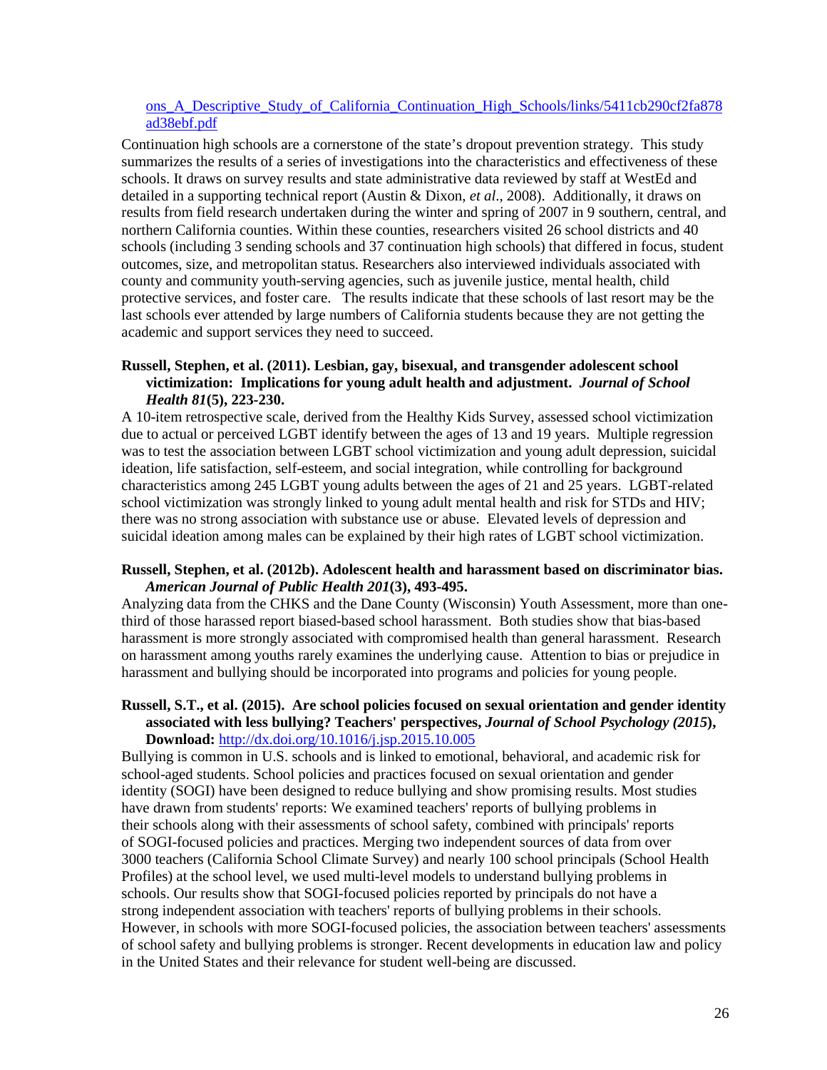[ons_A_Descriptive_Study_of_California_Continuation_High_Schools/links/5411cb290cf2fa878ad38ebf.pdf](ons_A_Descriptive_Study_of_California_Continuation_High_Schools/links/5411cb290cf2fa878ad38ebf.pdf)

Continuation high schools are a cornerstone of the state's dropout prevention strategy. This study summarizes the results of a series of investigations into the characteristics and effectiveness of these schools. It draws on survey results and state administrative data reviewed by staff at WestEd and detailed in a supporting technical report (Austin & Dixon, *et al*., 2008). Additionally, it draws on results from field research undertaken during the winter and spring of 2007 in 9 southern, central, and northern California counties. Within these counties, researchers visited 26 school districts and 40 schools (including 3 sending schools and 37 continuation high schools) that differed in focus, student outcomes, size, and metropolitan status. Researchers also interviewed individuals associated with county and community youth-serving agencies, such as juvenile justice, mental health, child protective services, and foster care. The results indicate that these schools of last resort may be the last schools ever attended by large numbers of California students because they are not getting the academic and support services they need to succeed.

**Russell, Stephen, et al. (2011). Lesbian, gay, bisexual, and transgender adolescent school victimization: Implications for young adult health and adjustment. *Journal of School Health 81*(5), 223-230.**

A 10-item retrospective scale, derived from the Healthy Kids Survey, assessed school victimization due to actual or perceived LGBT identify between the ages of 13 and 19 years. Multiple regression was to test the association between LGBT school victimization and young adult depression, suicidal ideation, life satisfaction, self-esteem, and social integration, while controlling for background characteristics among 245 LGBT young adults between the ages of 21 and 25 years. LGBT-related school victimization was strongly linked to young adult mental health and risk for STDs and HIV; there was no strong association with substance use or abuse. Elevated levels of depression and suicidal ideation among males can be explained by their high rates of LGBT school victimization.

**Russell, Stephen, et al. (2012b). Adolescent health and harassment based on discriminator bias. *American Journal of Public Health 201*(3), 493-495.**

Analyzing data from the CHKS and the Dane County (Wisconsin) Youth Assessment, more than one-third of those harassed report biased-based school harassment. Both studies show that bias-based harassment is more strongly associated with compromised health than general harassment. Research on harassment among youths rarely examines the underlying cause. Attention to bias or prejudice in harassment and bullying should be incorporated into programs and policies for young people.

**Russell, S.T., et al. (2015). Are school policies focused on sexual orientation and gender identity associated with less bullying? Teachers' perspectives, *Journal of School Psychology (2015*), Download:** [http://dx.doi.org/10.1016/j.jsp.2015.10.005](http://dx.doi.org/10.1016/j.jsp.2015.10.005)

Bullying is common in U.S. schools and is linked to emotional, behavioral, and academic risk for school-aged students. School policies and practices focused on sexual orientation and gender identity (SOGI) have been designed to reduce bullying and show promising results. Most studies have drawn from students' reports: We examined teachers' reports of bullying problems in their schools along with their assessments of school safety, combined with principals' reports of SOGI-focused policies and practices. Merging two independent sources of data from over 3000 teachers (California School Climate Survey) and nearly 100 school principals (School Health Profiles) at the school level, we used multi-level models to understand bullying problems in schools. Our results show that SOGI-focused policies reported by principals do not have a strong independent association with teachers' reports of bullying problems in their schools. However, in schools with more SOGI-focused policies, the association between teachers' assessments of school safety and bullying problems is stronger. Recent developments in education law and policy in the United States and their relevance for student well-being are discussed.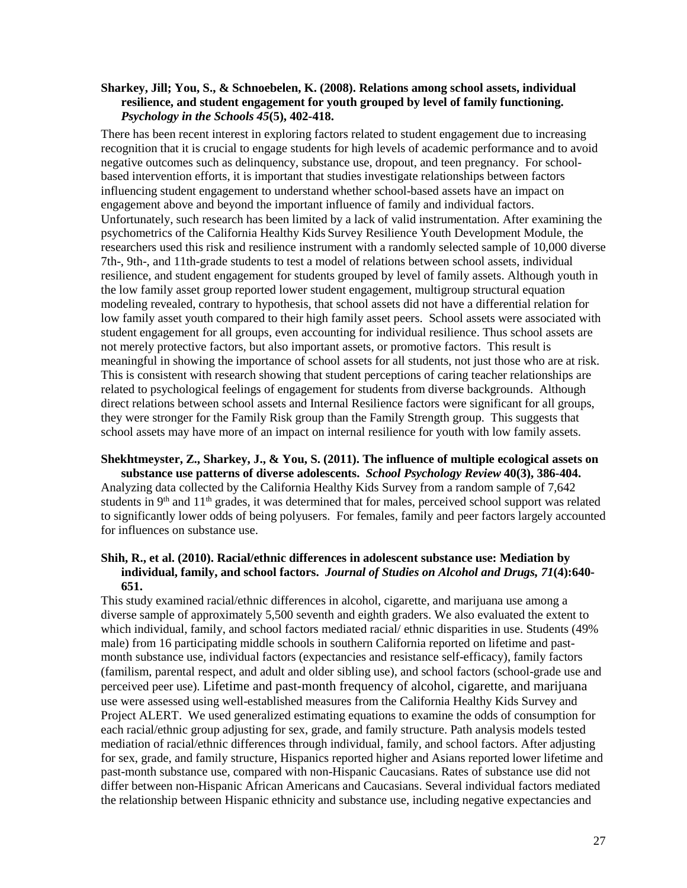**Sharkey, Jill; You, S., & Schnoebelen, K. (2008). Relations among school assets, individual resilience, and student engagement for youth grouped by level of family functioning. *Psychology in the Schools 45*(5), 402-418.**

There has been recent interest in exploring factors related to student engagement due to increasing recognition that it is crucial to engage students for high levels of academic performance and to avoid negative outcomes such as delinquency, substance use, dropout, and teen pregnancy. For school-based intervention efforts, it is important that studies investigate relationships between factors influencing student engagement to understand whether school-based assets have an impact on engagement above and beyond the important influence of family and individual factors. Unfortunately, such research has been limited by a lack of valid instrumentation. After examining the psychometrics of the California Healthy Kids Survey Resilience Youth Development Module, the researchers used this risk and resilience instrument with a randomly selected sample of 10,000 diverse 7th-, 9th-, and 11th-grade students to test a model of relations between school assets, individual resilience, and student engagement for students grouped by level of family assets. Although youth in the low family asset group reported lower student engagement, multigroup structural equation modeling revealed, contrary to hypothesis, that school assets did not have a differential relation for low family asset youth compared to their high family asset peers. School assets were associated with student engagement for all groups, even accounting for individual resilience. Thus school assets are not merely protective factors, but also important assets, or promotive factors. This result is meaningful in showing the importance of school assets for all students, not just those who are at risk. This is consistent with research showing that student perceptions of caring teacher relationships are related to psychological feelings of engagement for students from diverse backgrounds. Although direct relations between school assets and Internal Resilience factors were significant for all groups, they were stronger for the Family Risk group than the Family Strength group. This suggests that school assets may have more of an impact on internal resilience for youth with low family assets.

**Shekhtmeyster, Z., Sharkey, J., & You, S. (2011). The influence of multiple ecological assets on substance use patterns of diverse adolescents. *School Psychology Review* 40(3), 386-404.**

Analyzing data collected by the California Healthy Kids Survey from a random sample of 7,642 students in 9th and 11th grades, it was determined that for males, perceived school support was related to significantly lower odds of being polyusers. For females, family and peer factors largely accounted for influences on substance use.

**Shih, R., et al. (2010). Racial/ethnic differences in adolescent substance use: Mediation by individual, family, and school factors. *Journal of Studies on Alcohol and Drugs, 71*(4):640-651.**

This study examined racial/ethnic differences in alcohol, cigarette, and marijuana use among a diverse sample of approximately 5,500 seventh and eighth graders. We also evaluated the extent to which individual, family, and school factors mediated racial/ ethnic disparities in use. Students (49% male) from 16 participating middle schools in southern California reported on lifetime and past-month substance use, individual factors (expectancies and resistance self-efficacy), family factors (familism, parental respect, and adult and older sibling use), and school factors (school-grade use and perceived peer use). Lifetime and past-month frequency of alcohol, cigarette, and marijuana use were assessed using well-established measures from the California Healthy Kids Survey and Project ALERT. We used generalized estimating equations to examine the odds of consumption for each racial/ethnic group adjusting for sex, grade, and family structure. Path analysis models tested mediation of racial/ethnic differences through individual, family, and school factors. After adjusting for sex, grade, and family structure, Hispanics reported higher and Asians reported lower lifetime and past-month substance use, compared with non-Hispanic Caucasians. Rates of substance use did not differ between non-Hispanic African Americans and Caucasians. Several individual factors mediated the relationship between Hispanic ethnicity and substance use, including negative expectancies and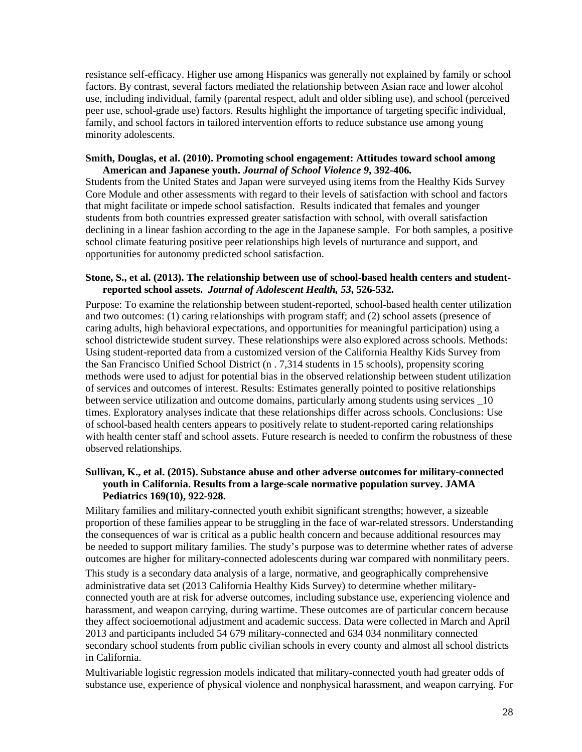resistance self-efficacy. Higher use among Hispanics was generally not explained by family or school factors. By contrast, several factors mediated the relationship between Asian race and lower alcohol use, including individual, family (parental respect, adult and older sibling use), and school (perceived peer use, school-grade use) factors. Results highlight the importance of targeting specific individual, family, and school factors in tailored intervention efforts to reduce substance use among young minority adolescents.

**Smith, Douglas, et al. (2010). Promoting school engagement: Attitudes toward school among American and Japanese youth. *Journal of School Violence 9*, 392-406.**

Students from the United States and Japan were surveyed using items from the Healthy Kids Survey Core Module and other assessments with regard to their levels of satisfaction with school and factors that might facilitate or impede school satisfaction. Results indicated that females and younger students from both countries expressed greater satisfaction with school, with overall satisfaction declining in a linear fashion according to the age in the Japanese sample. For both samples, a positive school climate featuring positive peer relationships high levels of nurturance and support, and opportunities for autonomy predicted school satisfaction.

**Stone, S., et al. (2013). The relationship between use of school-based health centers and student-reported school assets. *Journal of Adolescent Health, 53*, 526-532.**

Purpose: To examine the relationship between student-reported, school-based health center utilization and two outcomes: (1) caring relationships with program staff; and (2) school assets (presence of caring adults, high behavioral expectations, and opportunities for meaningful participation) using a school districtewide student survey. These relationships were also explored across schools. Methods: Using student-reported data from a customized version of the California Healthy Kids Survey from the San Francisco Unified School District (n . 7,314 students in 15 schools), propensity scoring methods were used to adjust for potential bias in the observed relationship between student utilization of services and outcomes of interest. Results: Estimates generally pointed to positive relationships between service utilization and outcome domains, particularly among students using services _10 times. Exploratory analyses indicate that these relationships differ across schools. Conclusions: Use of school-based health centers appears to positively relate to student-reported caring relationships with health center staff and school assets. Future research is needed to confirm the robustness of these observed relationships.

**Sullivan, K., et al. (2015). Substance abuse and other adverse outcomes for military-connected youth in California. Results from a large-scale normative population survey. JAMA Pediatrics 169(10), 922-928.**

Military families and military-connected youth exhibit significant strengths; however, a sizeable proportion of these families appear to be struggling in the face of war-related stressors. Understanding the consequences of war is critical as a public health concern and because additional resources may be needed to support military families. The study's purpose was to determine whether rates of adverse outcomes are higher for military-connected adolescents during war compared with nonmilitary peers.

This study is a secondary data analysis of a large, normative, and geographically comprehensive administrative data set (2013 California Healthy Kids Survey) to determine whether military-connected youth are at risk for adverse outcomes, including substance use, experiencing violence and harassment, and weapon carrying, during wartime. These outcomes are of particular concern because they affect socioemotional adjustment and academic success. Data were collected in March and April 2013 and participants included 54 679 military-connected and 634 034 nonmilitary connected secondary school students from public civilian schools in every county and almost all school districts in California.

Multivariable logistic regression models indicated that military-connected youth had greater odds of substance use, experience of physical violence and nonphysical harassment, and weapon carrying. For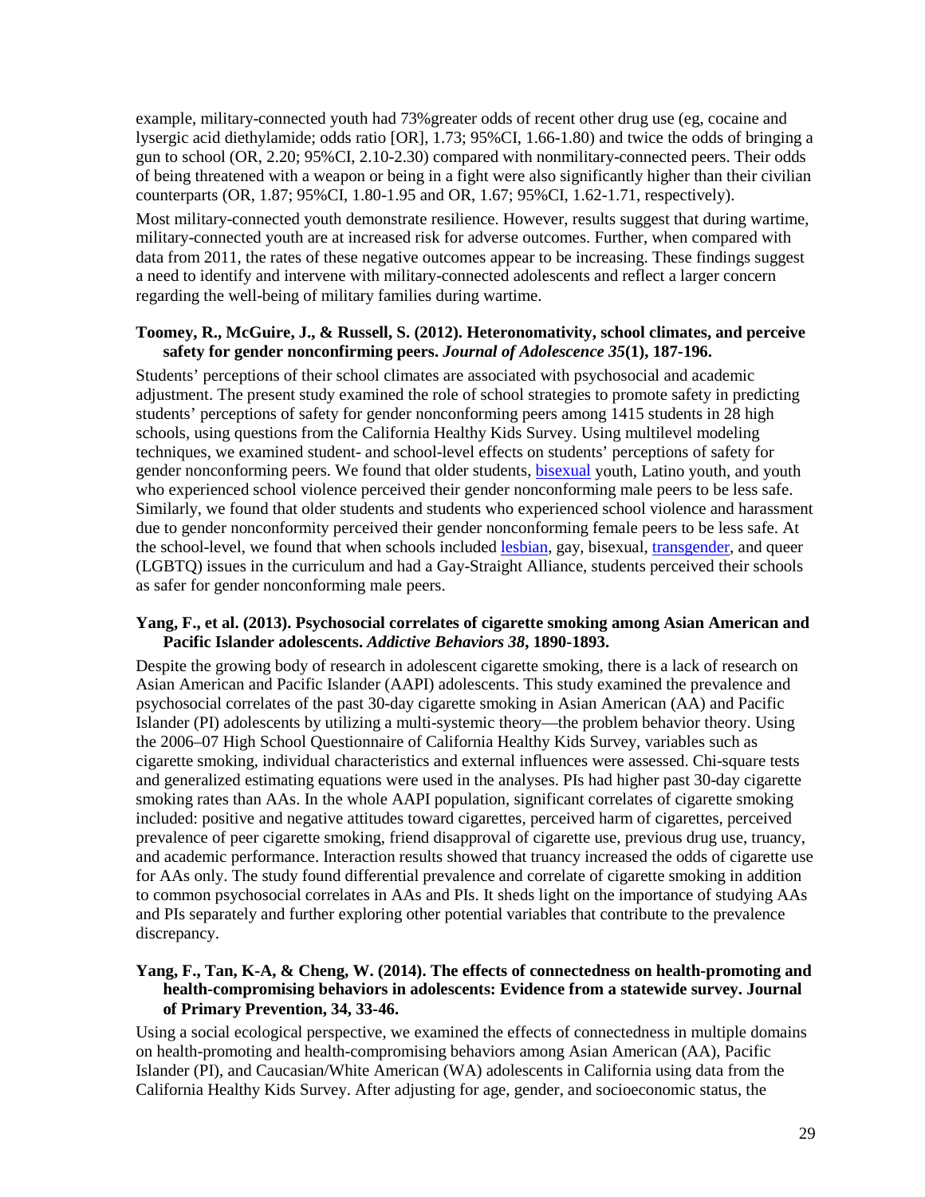example, military-connected youth had 73%greater odds of recent other drug use (eg, cocaine and lysergic acid diethylamide; odds ratio [OR], 1.73; 95%CI, 1.66-1.80) and twice the odds of bringing a gun to school (OR, 2.20; 95%CI, 2.10-2.30) compared with nonmilitary-connected peers. Their odds of being threatened with a weapon or being in a fight were also significantly higher than their civilian counterparts (OR, 1.87; 95%CI, 1.80-1.95 and OR, 1.67; 95%CI, 1.62-1.71, respectively).

Most military-connected youth demonstrate resilience. However, results suggest that during wartime, military-connected youth are at increased risk for adverse outcomes. Further, when compared with data from 2011, the rates of these negative outcomes appear to be increasing. These findings suggest a need to identify and intervene with military-connected adolescents and reflect a larger concern regarding the well-being of military families during wartime.

**Toomey, R., McGuire, J., & Russell, S. (2012). Heteronomativity, school climates, and perceive safety for gender nonconfirming peers. *Journal of Adolescence 35*(1), 187-196.**

Students' perceptions of their school climates are associated with psychosocial and academic adjustment. The present study examined the role of school strategies to promote safety in predicting students' perceptions of safety for gender nonconforming peers among 1415 students in 28 high schools, using questions from the California Healthy Kids Survey. Using multilevel modeling techniques, we examined student- and school-level effects on students' perceptions of safety for gender nonconforming peers. We found that older students, bisexual youth, Latino youth, and youth who experienced school violence perceived their gender nonconforming male peers to be less safe. Similarly, we found that older students and students who experienced school violence and harassment due to gender nonconformity perceived their gender nonconforming female peers to be less safe. At the school-level, we found that when schools included lesbian, gay, bisexual, transgender, and queer (LGBTQ) issues in the curriculum and had a Gay-Straight Alliance, students perceived their schools as safer for gender nonconforming male peers.

**Yang, F., et al. (2013). Psychosocial correlates of cigarette smoking among Asian American and Pacific Islander adolescents. *Addictive Behaviors 38*, 1890-1893.**

Despite the growing body of research in adolescent cigarette smoking, there is a lack of research on Asian American and Pacific Islander (AAPI) adolescents. This study examined the prevalence and psychosocial correlates of the past 30-day cigarette smoking in Asian American (AA) and Pacific Islander (PI) adolescents by utilizing a multi-systemic theory—the problem behavior theory. Using the 2006–07 High School Questionnaire of California Healthy Kids Survey, variables such as cigarette smoking, individual characteristics and external influences were assessed. Chi-square tests and generalized estimating equations were used in the analyses. PIs had higher past 30-day cigarette smoking rates than AAs. In the whole AAPI population, significant correlates of cigarette smoking included: positive and negative attitudes toward cigarettes, perceived harm of cigarettes, perceived prevalence of peer cigarette smoking, friend disapproval of cigarette use, previous drug use, truancy, and academic performance. Interaction results showed that truancy increased the odds of cigarette use for AAs only. The study found differential prevalence and correlate of cigarette smoking in addition to common psychosocial correlates in AAs and PIs. It sheds light on the importance of studying AAs and PIs separately and further exploring other potential variables that contribute to the prevalence discrepancy.

**Yang, F., Tan, K-A, & Cheng, W. (2014). The effects of connectedness on health-promoting and health-compromising behaviors in adolescents: Evidence from a statewide survey. Journal of Primary Prevention, 34, 33-46.**

Using a social ecological perspective, we examined the effects of connectedness in multiple domains on health-promoting and health-compromising behaviors among Asian American (AA), Pacific Islander (PI), and Caucasian/White American (WA) adolescents in California using data from the California Healthy Kids Survey. After adjusting for age, gender, and socioeconomic status, the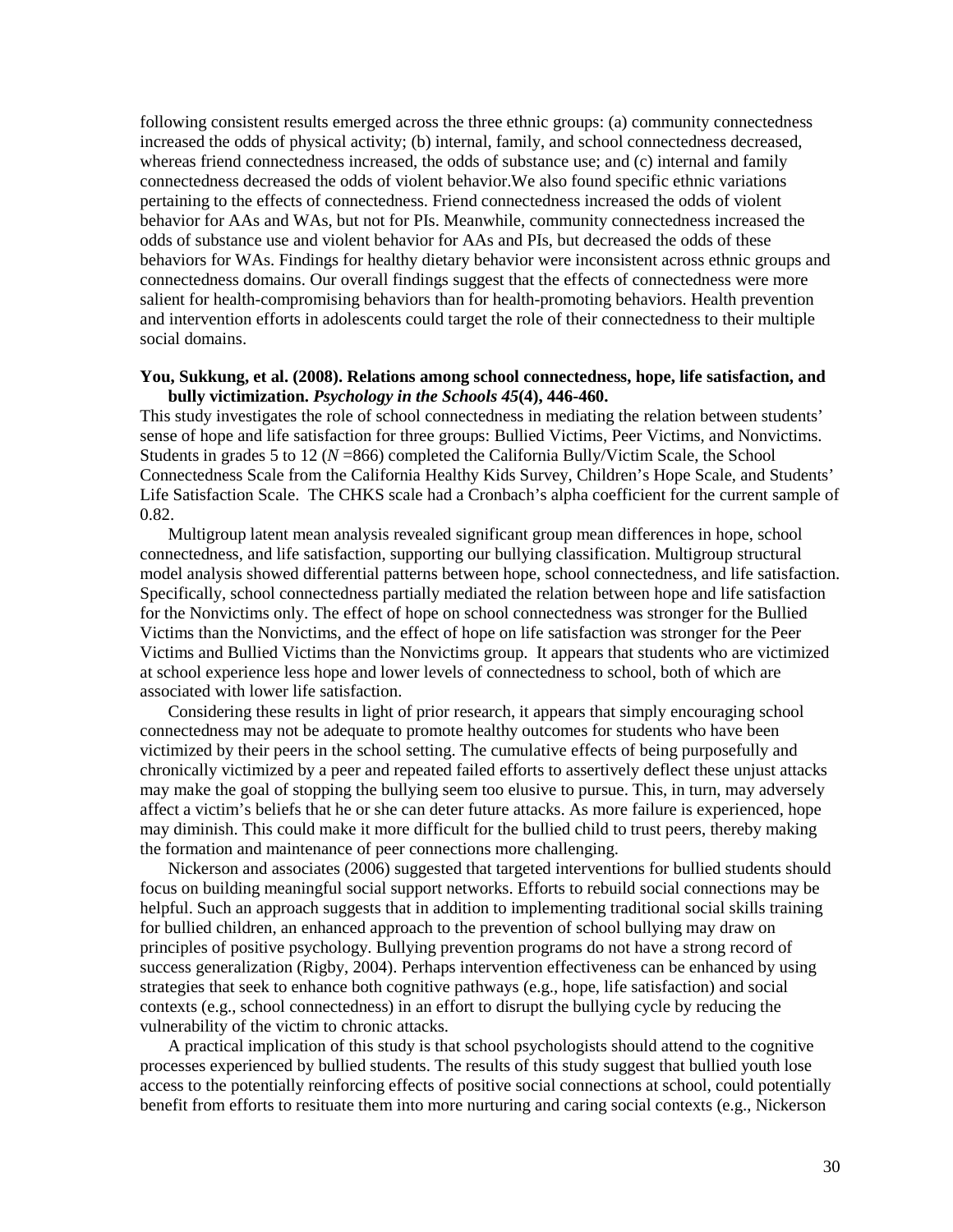following consistent results emerged across the three ethnic groups: (a) community connectedness increased the odds of physical activity; (b) internal, family, and school connectedness decreased, whereas friend connectedness increased, the odds of substance use; and (c) internal and family connectedness decreased the odds of violent behavior.We also found specific ethnic variations pertaining to the effects of connectedness. Friend connectedness increased the odds of violent behavior for AAs and WAs, but not for PIs. Meanwhile, community connectedness increased the odds of substance use and violent behavior for AAs and PIs, but decreased the odds of these behaviors for WAs. Findings for healthy dietary behavior were inconsistent across ethnic groups and connectedness domains. Our overall findings suggest that the effects of connectedness were more salient for health-compromising behaviors than for health-promoting behaviors. Health prevention and intervention efforts in adolescents could target the role of their connectedness to their multiple social domains.

**You, Sukkung, et al. (2008). Relations among school connectedness, hope, life satisfaction, and bully victimization. *Psychology in the Schools 45*(4), 446-460.**

This study investigates the role of school connectedness in mediating the relation between students' sense of hope and life satisfaction for three groups: Bullied Victims, Peer Victims, and Nonvictims. Students in grades 5 to 12 ($N$ =866) completed the California Bully/Victim Scale, the School Connectedness Scale from the California Healthy Kids Survey, Children's Hope Scale, and Students' Life Satisfaction Scale. The CHKS scale had a Cronbach's alpha coefficient for the current sample of 0.82.

Multigroup latent mean analysis revealed significant group mean differences in hope, school connectedness, and life satisfaction, supporting our bullying classification. Multigroup structural model analysis showed differential patterns between hope, school connectedness, and life satisfaction. Specifically, school connectedness partially mediated the relation between hope and life satisfaction for the Nonvictims only. The effect of hope on school connectedness was stronger for the Bullied Victims than the Nonvictims, and the effect of hope on life satisfaction was stronger for the Peer Victims and Bullied Victims than the Nonvictims group. It appears that students who are victimized at school experience less hope and lower levels of connectedness to school, both of which are associated with lower life satisfaction.

Considering these results in light of prior research, it appears that simply encouraging school connectedness may not be adequate to promote healthy outcomes for students who have been victimized by their peers in the school setting. The cumulative effects of being purposefully and chronically victimized by a peer and repeated failed efforts to assertively deflect these unjust attacks may make the goal of stopping the bullying seem too elusive to pursue. This, in turn, may adversely affect a victim's beliefs that he or she can deter future attacks. As more failure is experienced, hope may diminish. This could make it more difficult for the bullied child to trust peers, thereby making the formation and maintenance of peer connections more challenging.

Nickerson and associates (2006) suggested that targeted interventions for bullied students should focus on building meaningful social support networks. Efforts to rebuild social connections may be helpful. Such an approach suggests that in addition to implementing traditional social skills training for bullied children, an enhanced approach to the prevention of school bullying may draw on principles of positive psychology. Bullying prevention programs do not have a strong record of success generalization (Rigby, 2004). Perhaps intervention effectiveness can be enhanced by using strategies that seek to enhance both cognitive pathways (e.g., hope, life satisfaction) and social contexts (e.g., school connectedness) in an effort to disrupt the bullying cycle by reducing the vulnerability of the victim to chronic attacks.

A practical implication of this study is that school psychologists should attend to the cognitive processes experienced by bullied students. The results of this study suggest that bullied youth lose access to the potentially reinforcing effects of positive social connections at school, could potentially benefit from efforts to resituate them into more nurturing and caring social contexts (e.g., Nickerson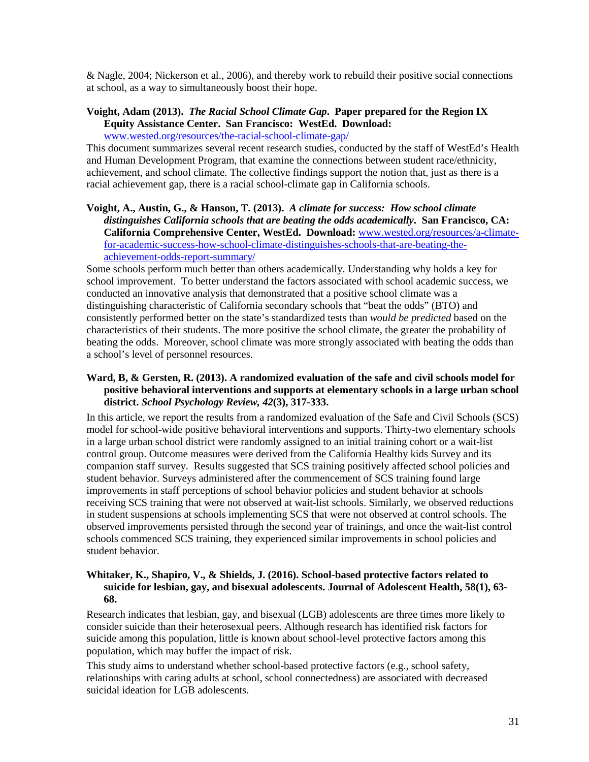& Nagle, 2004; Nickerson et al., 2006), and thereby work to rebuild their positive social connections at school, as a way to simultaneously boost their hope.

**Voight, Adam (2013).** ***The Racial School Climate Gap*****. Paper prepared for the Region IX Equity Assistance Center. San Francisco: WestEd. Download:** [www.wested.org/resources/the-racial-school-climate-gap/](www.wested.org/resources/the-racial-school-climate-gap/)

This document summarizes several recent research studies, conducted by the staff of WestEd's Health and Human Development Program, that examine the connections between student race/ethnicity, achievement, and school climate. The collective findings support the notion that, just as there is a racial achievement gap, there is a racial school-climate gap in California schools.

**Voight, A., Austin, G., & Hanson, T. (2013).** ***A climate for success: How school climate distinguishes California schools that are beating the odds academically*****. San Francisco, CA: California Comprehensive Center, WestEd. Download:** [www.wested.org/resources/a-climate-for-success-how-school-climate-distinguishes-schools-that-are-beating-the-achievement-odds-report-summary/](www.wested.org/resources/a-climate-for-success-how-school-climate-distinguishes-schools-that-are-beating-the-achievement-odds-report-summary/)

Some schools perform much better than others academically. Understanding why holds a key for school improvement. To better understand the factors associated with school academic success, we conducted an innovative analysis that demonstrated that a positive school climate was a distinguishing characteristic of California secondary schools that "beat the odds" (BTO) and consistently performed better on the state's standardized tests than *would be predicted* based on the characteristics of their students. The more positive the school climate, the greater the probability of beating the odds. Moreover, school climate was more strongly associated with beating the odds than a school's level of personnel resources.

**Ward, B, & Gersten, R. (2013). A randomized evaluation of the safe and civil schools model for positive behavioral interventions and supports at elementary schools in a large urban school district.** ***School Psychology Review, 42*****(3), 317-333.**

In this article, we report the results from a randomized evaluation of the Safe and Civil Schools (SCS) model for school-wide positive behavioral interventions and supports. Thirty-two elementary schools in a large urban school district were randomly assigned to an initial training cohort or a wait-list control group. Outcome measures were derived from the California Healthy kids Survey and its companion staff survey. Results suggested that SCS training positively affected school policies and student behavior. Surveys administered after the commencement of SCS training found large improvements in staff perceptions of school behavior policies and student behavior at schools receiving SCS training that were not observed at wait-list schools. Similarly, we observed reductions in student suspensions at schools implementing SCS that were not observed at control schools. The observed improvements persisted through the second year of trainings, and once the wait-list control schools commenced SCS training, they experienced similar improvements in school policies and student behavior.

**Whitaker, K., Shapiro, V., & Shields, J. (2016). School-based protective factors related to suicide for lesbian, gay, and bisexual adolescents. Journal of Adolescent Health, 58(1), 63-68.**

Research indicates that lesbian, gay, and bisexual (LGB) adolescents are three times more likely to consider suicide than their heterosexual peers. Although research has identified risk factors for suicide among this population, little is known about school-level protective factors among this population, which may buffer the impact of risk.

This study aims to understand whether school-based protective factors (e.g., school safety, relationships with caring adults at school, school connectedness) are associated with decreased suicidal ideation for LGB adolescents.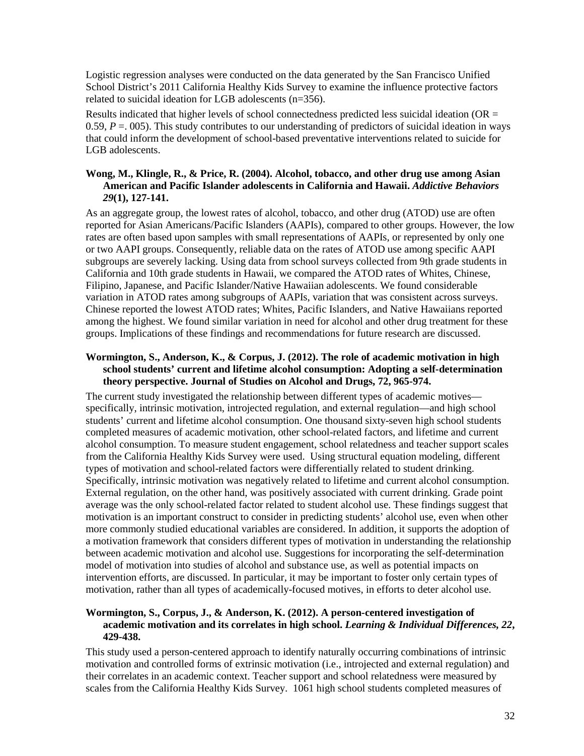Logistic regression analyses were conducted on the data generated by the San Francisco Unified School District's 2011 California Healthy Kids Survey to examine the influence protective factors related to suicidal ideation for LGB adolescents (n=356).

Results indicated that higher levels of school connectedness predicted less suicidal ideation (OR = 0.59, *P* =. 005). This study contributes to our understanding of predictors of suicidal ideation in ways that could inform the development of school-based preventative interventions related to suicide for LGB adolescents.

**Wong, M., Klingle, R., & Price, R. (2004). Alcohol, tobacco, and other drug use among Asian American and Pacific Islander adolescents in California and Hawaii. *Addictive Behaviors 29*(1), 127-141.**

As an aggregate group, the lowest rates of alcohol, tobacco, and other drug (ATOD) use are often reported for Asian Americans/Pacific Islanders (AAPIs), compared to other groups. However, the low rates are often based upon samples with small representations of AAPIs, or represented by only one or two AAPI groups. Consequently, reliable data on the rates of ATOD use among specific AAPI subgroups are severely lacking. Using data from school surveys collected from 9th grade students in California and 10th grade students in Hawaii, we compared the ATOD rates of Whites, Chinese, Filipino, Japanese, and Pacific Islander/Native Hawaiian adolescents. We found considerable variation in ATOD rates among subgroups of AAPIs, variation that was consistent across surveys. Chinese reported the lowest ATOD rates; Whites, Pacific Islanders, and Native Hawaiians reported among the highest. We found similar variation in need for alcohol and other drug treatment for these groups. Implications of these findings and recommendations for future research are discussed.

**Wormington, S., Anderson, K., & Corpus, J. (2012). The role of academic motivation in high school students' current and lifetime alcohol consumption: Adopting a self-determination theory perspective. Journal of Studies on Alcohol and Drugs, 72, 965-974.**

The current study investigated the relationship between different types of academic motives—specifically, intrinsic motivation, introjected regulation, and external regulation—and high school students' current and lifetime alcohol consumption. One thousand sixty-seven high school students completed measures of academic motivation, other school-related factors, and lifetime and current alcohol consumption. To measure student engagement, school relatedness and teacher support scales from the California Healthy Kids Survey were used. Using structural equation modeling, different types of motivation and school-related factors were differentially related to student drinking. Specifically, intrinsic motivation was negatively related to lifetime and current alcohol consumption. External regulation, on the other hand, was positively associated with current drinking. Grade point average was the only school-related factor related to student alcohol use. These findings suggest that motivation is an important construct to consider in predicting students' alcohol use, even when other more commonly studied educational variables are considered. In addition, it supports the adoption of a motivation framework that considers different types of motivation in understanding the relationship between academic motivation and alcohol use. Suggestions for incorporating the self-determination model of motivation into studies of alcohol and substance use, as well as potential impacts on intervention efforts, are discussed. In particular, it may be important to foster only certain types of motivation, rather than all types of academically-focused motives, in efforts to deter alcohol use.

**Wormington, S., Corpus, J., & Anderson, K. (2012). A person-centered investigation of academic motivation and its correlates in high school. *Learning & Individual Differences, 22*, 429-438.**

This study used a person-centered approach to identify naturally occurring combinations of intrinsic motivation and controlled forms of extrinsic motivation (i.e., introjected and external regulation) and their correlates in an academic context. Teacher support and school relatedness were measured by scales from the California Healthy Kids Survey. 1061 high school students completed measures of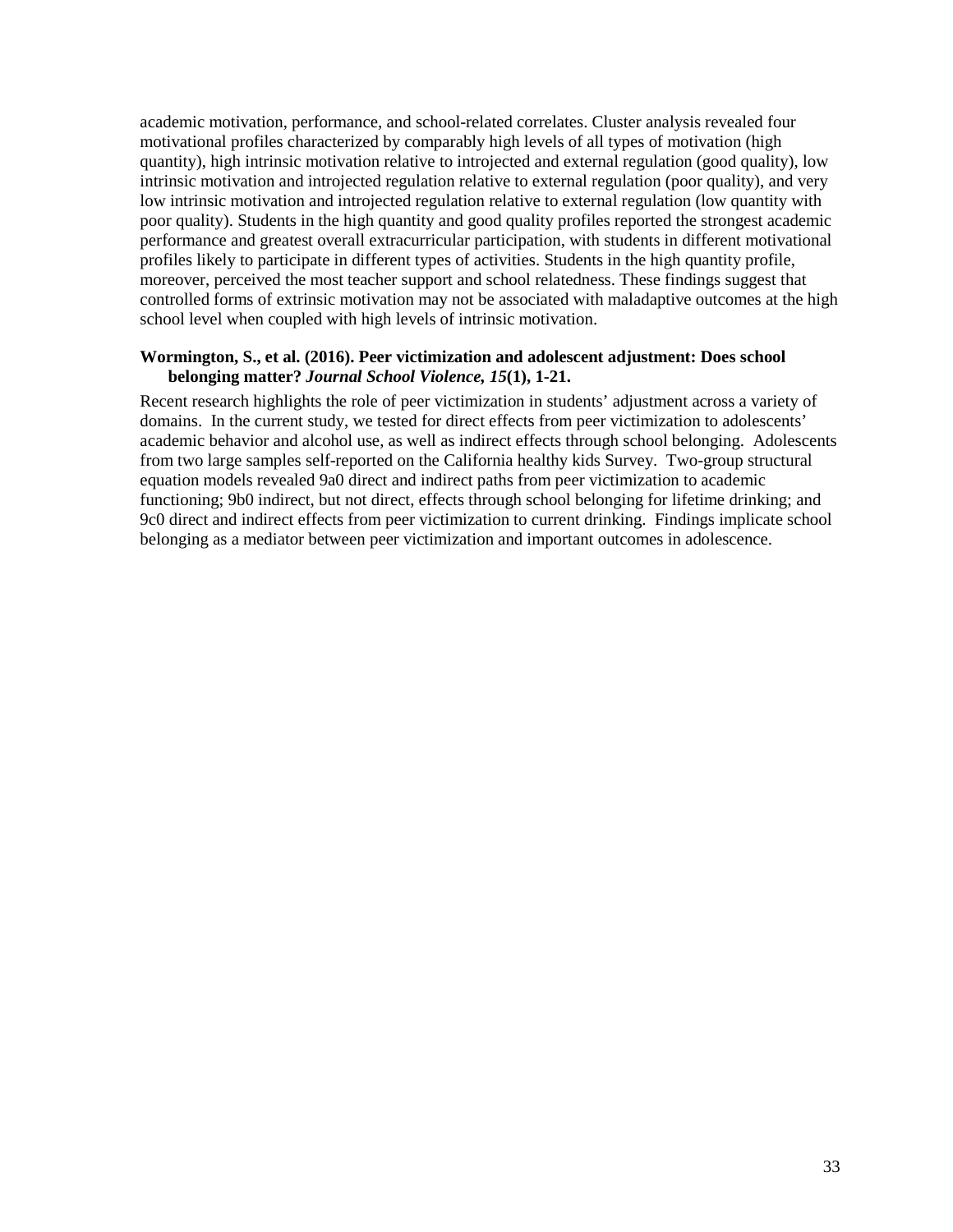academic motivation, performance, and school-related correlates. Cluster analysis revealed four motivational profiles characterized by comparably high levels of all types of motivation (high quantity), high intrinsic motivation relative to introjected and external regulation (good quality), low intrinsic motivation and introjected regulation relative to external regulation (poor quality), and very low intrinsic motivation and introjected regulation relative to external regulation (low quantity with poor quality). Students in the high quantity and good quality profiles reported the strongest academic performance and greatest overall extracurricular participation, with students in different motivational profiles likely to participate in different types of activities. Students in the high quantity profile, moreover, perceived the most teacher support and school relatedness. These findings suggest that controlled forms of extrinsic motivation may not be associated with maladaptive outcomes at the high school level when coupled with high levels of intrinsic motivation.

**Wormington, S., et al. (2016). Peer victimization and adolescent adjustment: Does school belonging matter? *Journal School Violence, 15*(1), 1-21.**

Recent research highlights the role of peer victimization in students' adjustment across a variety of domains. In the current study, we tested for direct effects from peer victimization to adolescents' academic behavior and alcohol use, as well as indirect effects through school belonging. Adolescents from two large samples self-reported on the California healthy kids Survey. Two-group structural equation models revealed 9a0 direct and indirect paths from peer victimization to academic functioning; 9b0 indirect, but not direct, effects through school belonging for lifetime drinking; and 9c0 direct and indirect effects from peer victimization to current drinking. Findings implicate school belonging as a mediator between peer victimization and important outcomes in adolescence.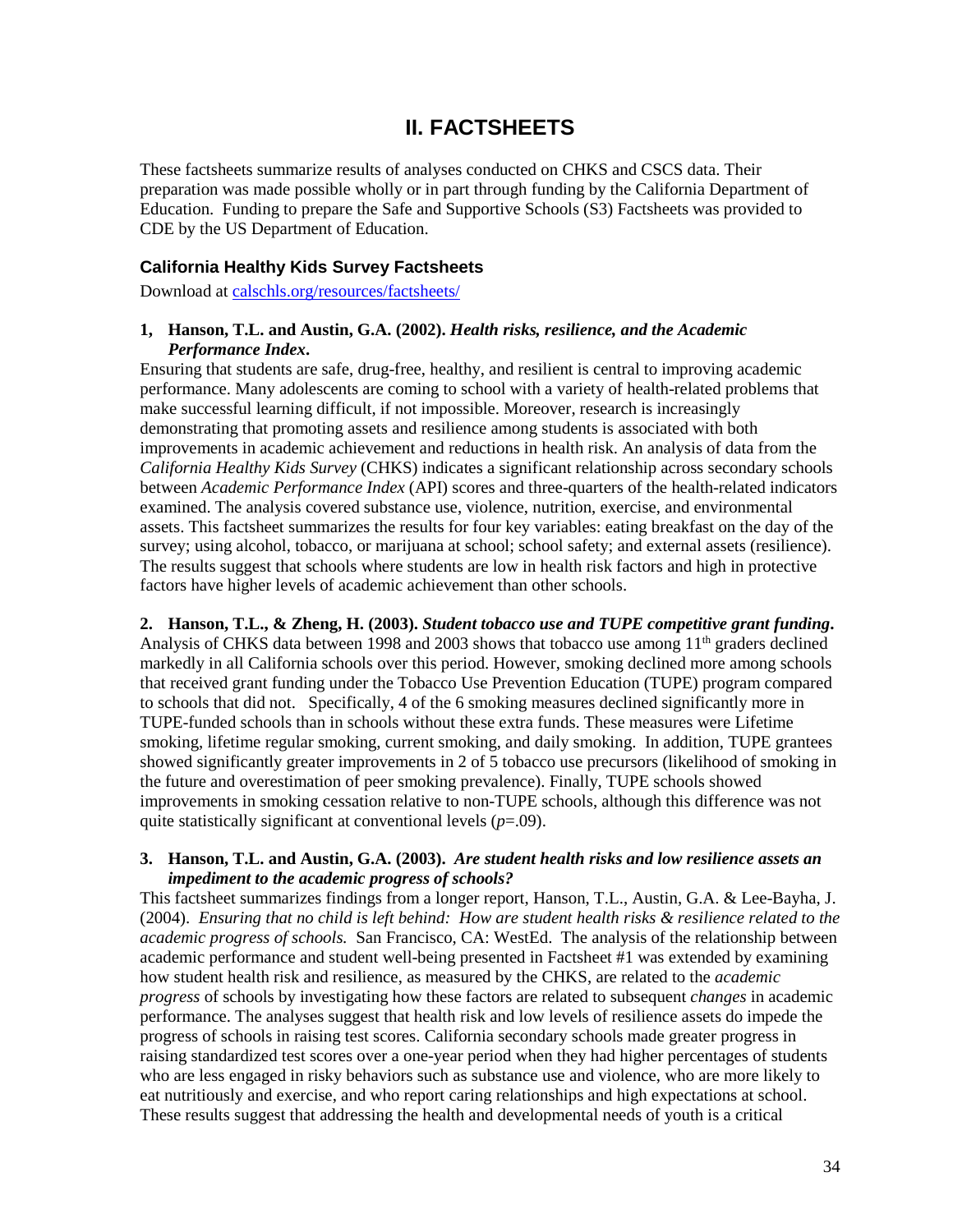# II. FACTSHEETS

These factsheets summarize results of analyses conducted on CHKS and CSCS data. Their preparation was made possible wholly or in part through funding by the California Department of Education. Funding to prepare the Safe and Supportive Schools (S3) Factsheets was provided to CDE by the US Department of Education.

### California Healthy Kids Survey Factsheets

Download at [calschls.org/resources/factsheets/](calschls.org/resources/factsheets/)

**1, Hanson, T.L. and Austin, G.A. (2002).** ***Health risks, resilience, and the Academic Performance Index*****.**

Ensuring that students are safe, drug-free, healthy, and resilient is central to improving academic performance. Many adolescents are coming to school with a variety of health-related problems that make successful learning difficult, if not impossible. Moreover, research is increasingly demonstrating that promoting assets and resilience among students is associated with both improvements in academic achievement and reductions in health risk. An analysis of data from the *California Healthy Kids Survey* (CHKS) indicates a significant relationship across secondary schools between *Academic Performance Index* (API) scores and three-quarters of the health-related indicators examined. The analysis covered substance use, violence, nutrition, exercise, and environmental assets. This factsheet summarizes the results for four key variables: eating breakfast on the day of the survey; using alcohol, tobacco, or marijuana at school; school safety; and external assets (resilience). The results suggest that schools where students are low in health risk factors and high in protective factors have higher levels of academic achievement than other schools.

**2. Hanson, T.L., & Zheng, H. (2003).** ***Student tobacco use and TUPE competitive grant funding*****.**

Analysis of CHKS data between 1998 and 2003 shows that tobacco use among 11th graders declined markedly in all California schools over this period. However, smoking declined more among schools that received grant funding under the Tobacco Use Prevention Education (TUPE) program compared to schools that did not. Specifically, 4 of the 6 smoking measures declined significantly more in TUPE-funded schools than in schools without these extra funds. These measures were Lifetime smoking, lifetime regular smoking, current smoking, and daily smoking. In addition, TUPE grantees showed significantly greater improvements in 2 of 5 tobacco use precursors (likelihood of smoking in the future and overestimation of peer smoking prevalence). Finally, TUPE schools showed improvements in smoking cessation relative to non-TUPE schools, although this difference was not quite statistically significant at conventional levels ($p$=.09).

**3. Hanson, T.L. and Austin, G.A. (2003).** ***Are student health risks and low resilience assets an impediment to the academic progress of schools?***

This factsheet summarizes findings from a longer report, Hanson, T.L., Austin, G.A. & Lee-Bayha, J. (2004). *Ensuring that no child is left behind: How are student health risks & resilience related to the academic progress of schools.* San Francisco, CA: WestEd. The analysis of the relationship between academic performance and student well-being presented in Factsheet #1 was extended by examining how student health risk and resilience, as measured by the CHKS, are related to the *academic progress* of schools by investigating how these factors are related to subsequent *changes* in academic performance. The analyses suggest that health risk and low levels of resilience assets do impede the progress of schools in raising test scores. California secondary schools made greater progress in raising standardized test scores over a one-year period when they had higher percentages of students who are less engaged in risky behaviors such as substance use and violence, who are more likely to eat nutritiously and exercise, and who report caring relationships and high expectations at school. These results suggest that addressing the health and developmental needs of youth is a critical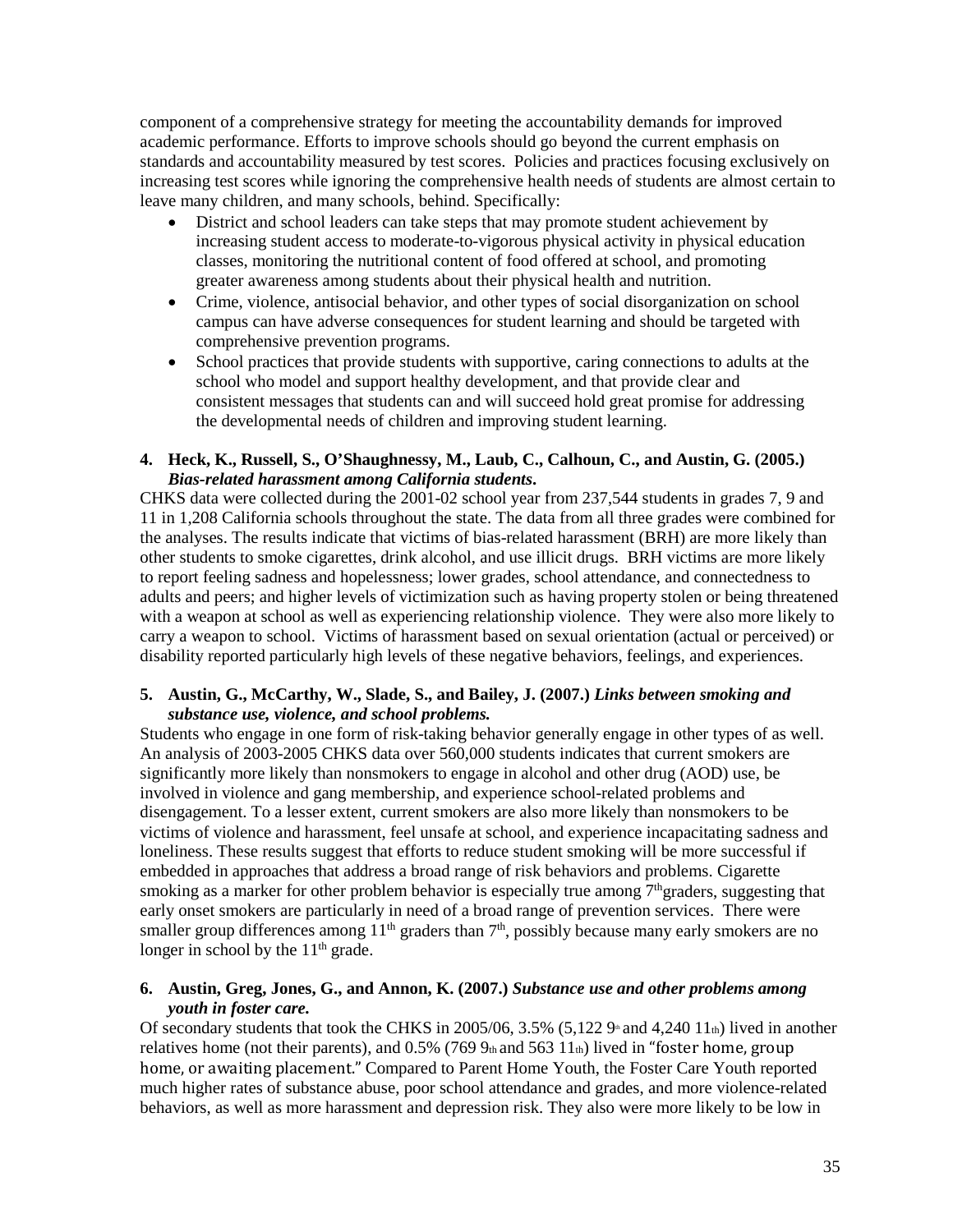component of a comprehensive strategy for meeting the accountability demands for improved academic performance. Efforts to improve schools should go beyond the current emphasis on standards and accountability measured by test scores. Policies and practices focusing exclusively on increasing test scores while ignoring the comprehensive health needs of students are almost certain to leave many children, and many schools, behind. Specifically:

- District and school leaders can take steps that may promote student achievement by increasing student access to moderate-to-vigorous physical activity in physical education classes, monitoring the nutritional content of food offered at school, and promoting greater awareness among students about their physical health and nutrition.
- Crime, violence, antisocial behavior, and other types of social disorganization on school campus can have adverse consequences for student learning and should be targeted with comprehensive prevention programs.
- School practices that provide students with supportive, caring connections to adults at the school who model and support healthy development, and that provide clear and consistent messages that students can and will succeed hold great promise for addressing the developmental needs of children and improving student learning.

**4. Heck, K., Russell, S., O'Shaughnessy, M., Laub, C., Calhoun, C., and Austin, G. (2005.) *Bias-related harassment among California students*.**

CHKS data were collected during the 2001-02 school year from 237,544 students in grades 7, 9 and 11 in 1,208 California schools throughout the state. The data from all three grades were combined for the analyses. The results indicate that victims of bias-related harassment (BRH) are more likely than other students to smoke cigarettes, drink alcohol, and use illicit drugs. BRH victims are more likely to report feeling sadness and hopelessness; lower grades, school attendance, and connectedness to adults and peers; and higher levels of victimization such as having property stolen or being threatened with a weapon at school as well as experiencing relationship violence. They were also more likely to carry a weapon to school. Victims of harassment based on sexual orientation (actual or perceived) or disability reported particularly high levels of these negative behaviors, feelings, and experiences.

**5. Austin, G., McCarthy, W., Slade, S., and Bailey, J. (2007.) *Links between smoking and substance use, violence, and school problems.***

Students who engage in one form of risk-taking behavior generally engage in other types of as well. An analysis of 2003-2005 CHKS data over 560,000 students indicates that current smokers are significantly more likely than nonsmokers to engage in alcohol and other drug (AOD) use, be involved in violence and gang membership, and experience school-related problems and disengagement. To a lesser extent, current smokers are also more likely than nonsmokers to be victims of violence and harassment, feel unsafe at school, and experience incapacitating sadness and loneliness. These results suggest that efforts to reduce student smoking will be more successful if embedded in approaches that address a broad range of risk behaviors and problems. Cigarette smoking as a marker for other problem behavior is especially true among 7thgraders, suggesting that early onset smokers are particularly in need of a broad range of prevention services. There were smaller group differences among 11th graders than 7th, possibly because many early smokers are no longer in school by the 11th grade.

**6. Austin, Greg, Jones, G., and Annon, K. (2007.) *Substance use and other problems among youth in foster care.***

Of secondary students that took the CHKS in 2005/06, 3.5% (5,122 9th and 4,240 11th) lived in another relatives home (not their parents), and 0.5% (769 9th and 563 11th) lived in "foster home, group home, or awaiting placement." Compared to Parent Home Youth, the Foster Care Youth reported much higher rates of substance abuse, poor school attendance and grades, and more violence-related behaviors, as well as more harassment and depression risk. They also were more likely to be low in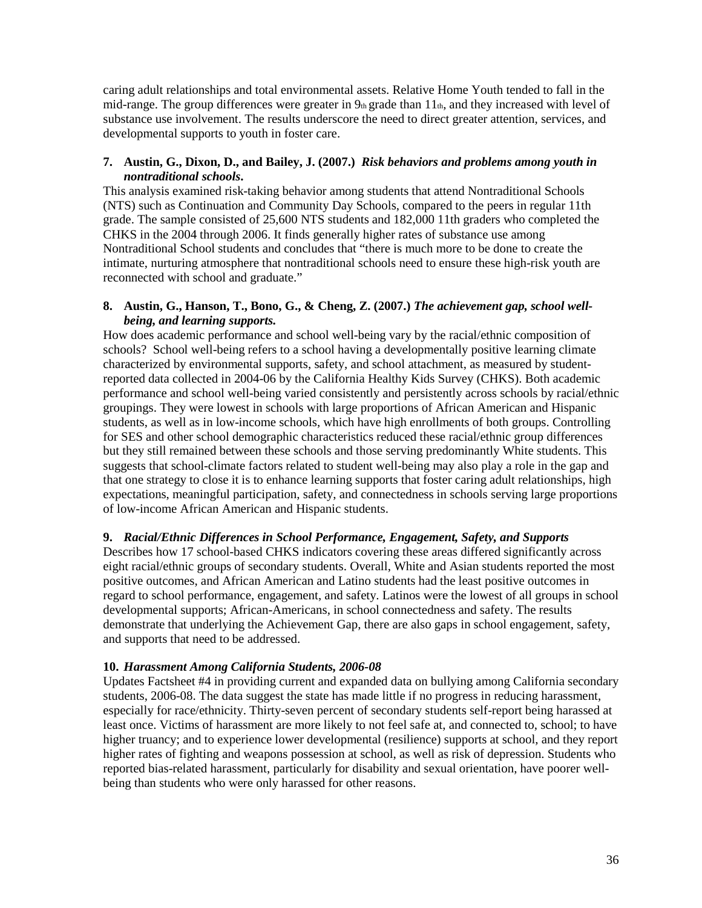caring adult relationships and total environmental assets. Relative Home Youth tended to fall in the mid-range. The group differences were greater in 9th grade than 11th, and they increased with level of substance use involvement. The results underscore the need to direct greater attention, services, and developmental supports to youth in foster care.

**7. Austin, G., Dixon, D., and Bailey, J. (2007.)** ***Risk behaviors and problems among youth in nontraditional schools*****.**

This analysis examined risk-taking behavior among students that attend Nontraditional Schools (NTS) such as Continuation and Community Day Schools, compared to the peers in regular 11th grade. The sample consisted of 25,600 NTS students and 182,000 11th graders who completed the CHKS in the 2004 through 2006. It finds generally higher rates of substance use among Nontraditional School students and concludes that "there is much more to be done to create the intimate, nurturing atmosphere that nontraditional schools need to ensure these high-risk youth are reconnected with school and graduate."

**8. Austin, G., Hanson, T., Bono, G., & Cheng, Z. (2007.)** ***The achievement gap, school well-being, and learning supports.***

How does academic performance and school well-being vary by the racial/ethnic composition of schools? School well-being refers to a school having a developmentally positive learning climate characterized by environmental supports, safety, and school attachment, as measured by student-reported data collected in 2004-06 by the California Healthy Kids Survey (CHKS). Both academic performance and school well-being varied consistently and persistently across schools by racial/ethnic groupings. They were lowest in schools with large proportions of African American and Hispanic students, as well as in low-income schools, which have high enrollments of both groups. Controlling for SES and other school demographic characteristics reduced these racial/ethnic group differences but they still remained between these schools and those serving predominantly White students. This suggests that school-climate factors related to student well-being may also play a role in the gap and that one strategy to close it is to enhance learning supports that foster caring adult relationships, high expectations, meaningful participation, safety, and connectedness in schools serving large proportions of low-income African American and Hispanic students.

**9.** ***Racial/Ethnic Differences in School Performance, Engagement, Safety, and Supports***

Describes how 17 school-based CHKS indicators covering these areas differed significantly across eight racial/ethnic groups of secondary students. Overall, White and Asian students reported the most positive outcomes, and African American and Latino students had the least positive outcomes in regard to school performance, engagement, and safety. Latinos were the lowest of all groups in school developmental supports; African-Americans, in school connectedness and safety. The results demonstrate that underlying the Achievement Gap, there are also gaps in school engagement, safety, and supports that need to be addressed.

**10.** ***Harassment Among California Students, 2006-08***

Updates Factsheet #4 in providing current and expanded data on bullying among California secondary students, 2006-08. The data suggest the state has made little if no progress in reducing harassment, especially for race/ethnicity. Thirty-seven percent of secondary students self-report being harassed at least once. Victims of harassment are more likely to not feel safe at, and connected to, school; to have higher truancy; and to experience lower developmental (resilience) supports at school, and they report higher rates of fighting and weapons possession at school, as well as risk of depression. Students who reported bias-related harassment, particularly for disability and sexual orientation, have poorer well-being than students who were only harassed for other reasons.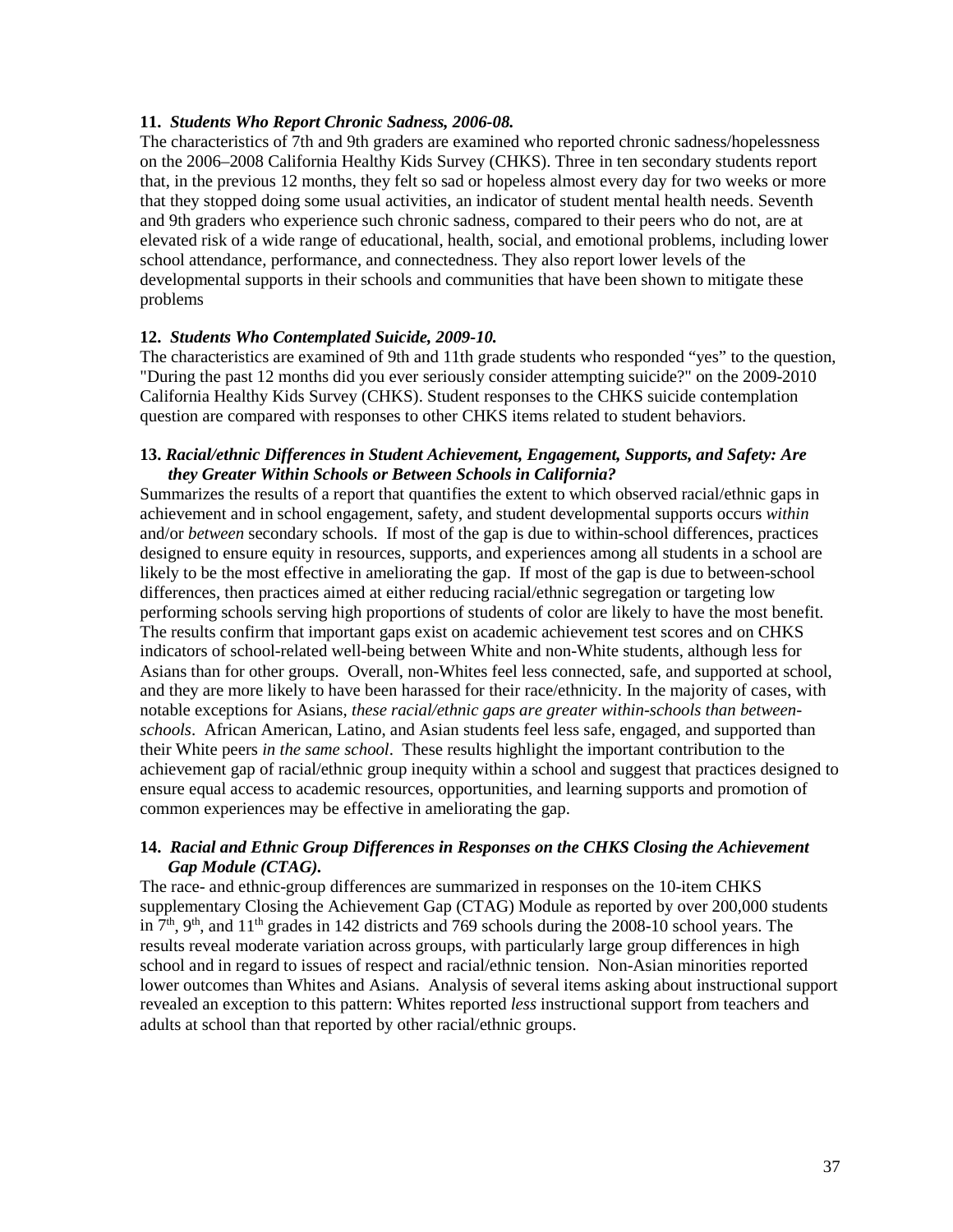**11.** ***Students Who Report Chronic Sadness, 2006-08.***

The characteristics of 7th and 9th graders are examined who reported chronic sadness/hopelessness on the 2006–2008 California Healthy Kids Survey (CHKS). Three in ten secondary students report that, in the previous 12 months, they felt so sad or hopeless almost every day for two weeks or more that they stopped doing some usual activities, an indicator of student mental health needs. Seventh and 9th graders who experience such chronic sadness, compared to their peers who do not, are at elevated risk of a wide range of educational, health, social, and emotional problems, including lower school attendance, performance, and connectedness. They also report lower levels of the developmental supports in their schools and communities that have been shown to mitigate these problems

**12.** ***Students Who Contemplated Suicide, 2009-10.***

The characteristics are examined of 9th and 11th grade students who responded "yes" to the question, "During the past 12 months did you ever seriously consider attempting suicide?" on the 2009-2010 California Healthy Kids Survey (CHKS). Student responses to the CHKS suicide contemplation question are compared with responses to other CHKS items related to student behaviors.

**13.** ***Racial/ethnic Differences in Student Achievement, Engagement, Supports, and Safety: Are they Greater Within Schools or Between Schools in California?***

Summarizes the results of a report that quantifies the extent to which observed racial/ethnic gaps in achievement and in school engagement, safety, and student developmental supports occurs *within* and/or *between* secondary schools. If most of the gap is due to within-school differences, practices designed to ensure equity in resources, supports, and experiences among all students in a school are likely to be the most effective in ameliorating the gap. If most of the gap is due to between-school differences, then practices aimed at either reducing racial/ethnic segregation or targeting low performing schools serving high proportions of students of color are likely to have the most benefit. The results confirm that important gaps exist on academic achievement test scores and on CHKS indicators of school-related well-being between White and non-White students, although less for Asians than for other groups. Overall, non-Whites feel less connected, safe, and supported at school, and they are more likely to have been harassed for their race/ethnicity. In the majority of cases, with notable exceptions for Asians, *these racial/ethnic gaps are greater within-schools than between-schools*. African American, Latino, and Asian students feel less safe, engaged, and supported than their White peers *in the same school*. These results highlight the important contribution to the achievement gap of racial/ethnic group inequity within a school and suggest that practices designed to ensure equal access to academic resources, opportunities, and learning supports and promotion of common experiences may be effective in ameliorating the gap.

**14.** ***Racial and Ethnic Group Differences in Responses on the CHKS Closing the Achievement Gap Module (CTAG).***

The race- and ethnic-group differences are summarized in responses on the 10-item CHKS supplementary Closing the Achievement Gap (CTAG) Module as reported by over 200,000 students in 7th, 9th, and 11th grades in 142 districts and 769 schools during the 2008-10 school years. The results reveal moderate variation across groups, with particularly large group differences in high school and in regard to issues of respect and racial/ethnic tension. Non-Asian minorities reported lower outcomes than Whites and Asians. Analysis of several items asking about instructional support revealed an exception to this pattern: Whites reported *less* instructional support from teachers and adults at school than that reported by other racial/ethnic groups.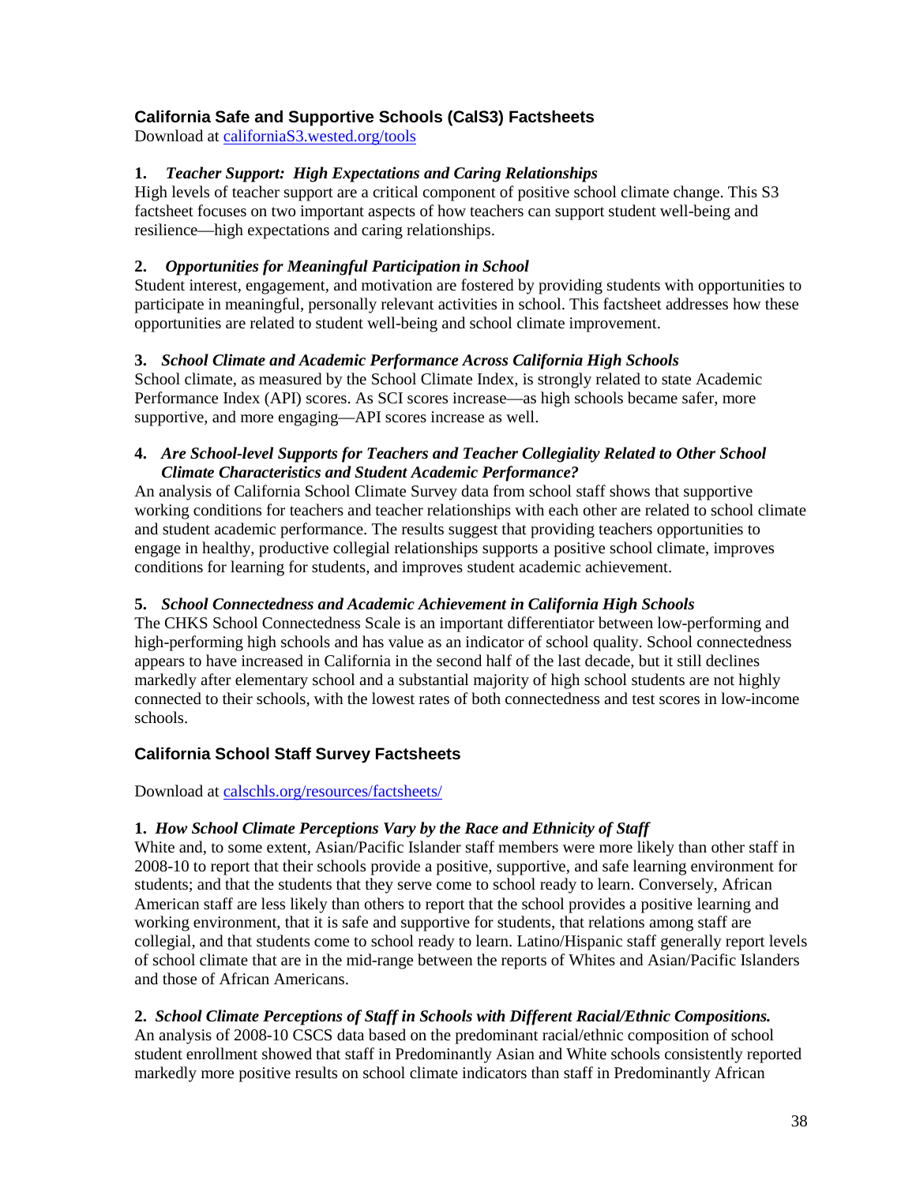### California Safe and Supportive Schools (CalS3) Factsheets

Download at californiaS3.wested.org/tools

**1.** ***Teacher Support: High Expectations and Caring Relationships***
High levels of teacher support are a critical component of positive school climate change. This S3 factsheet focuses on two important aspects of how teachers can support student well-being and resilience—high expectations and caring relationships.

**2.** ***Opportunities for Meaningful Participation in School***
Student interest, engagement, and motivation are fostered by providing students with opportunities to participate in meaningful, personally relevant activities in school. This factsheet addresses how these opportunities are related to student well-being and school climate improvement.

**3.** ***School Climate and Academic Performance Across California High Schools***
School climate, as measured by the School Climate Index, is strongly related to state Academic Performance Index (API) scores. As SCI scores increase—as high schools became safer, more supportive, and more engaging—API scores increase as well.

**4.** ***Are School-level Supports for Teachers and Teacher Collegiality Related to Other School Climate Characteristics and Student Academic Performance?***
An analysis of California School Climate Survey data from school staff shows that supportive working conditions for teachers and teacher relationships with each other are related to school climate and student academic performance. The results suggest that providing teachers opportunities to engage in healthy, productive collegial relationships supports a positive school climate, improves conditions for learning for students, and improves student academic achievement.

**5.** ***School Connectedness and Academic Achievement in California High Schools***
The CHKS School Connectedness Scale is an important differentiator between low-performing and high-performing high schools and has value as an indicator of school quality. School connectedness appears to have increased in California in the second half of the last decade, but it still declines markedly after elementary school and a substantial majority of high school students are not highly connected to their schools, with the lowest rates of both connectedness and test scores in low-income schools.

### California School Staff Survey Factsheets

Download at calschls.org/resources/factsheets/

**1.** ***How School Climate Perceptions Vary by the Race and Ethnicity of Staff***
White and, to some extent, Asian/Pacific Islander staff members were more likely than other staff in 2008-10 to report that their schools provide a positive, supportive, and safe learning environment for students; and that the students that they serve come to school ready to learn. Conversely, African American staff are less likely than others to report that the school provides a positive learning and working environment, that it is safe and supportive for students, that relations among staff are collegial, and that students come to school ready to learn. Latino/Hispanic staff generally report levels of school climate that are in the mid-range between the reports of Whites and Asian/Pacific Islanders and those of African Americans.

**2.** ***School Climate Perceptions of Staff in Schools with Different Racial/Ethnic Compositions.***
An analysis of 2008-10 CSCS data based on the predominant racial/ethnic composition of school student enrollment showed that staff in Predominantly Asian and White schools consistently reported markedly more positive results on school climate indicators than staff in Predominantly African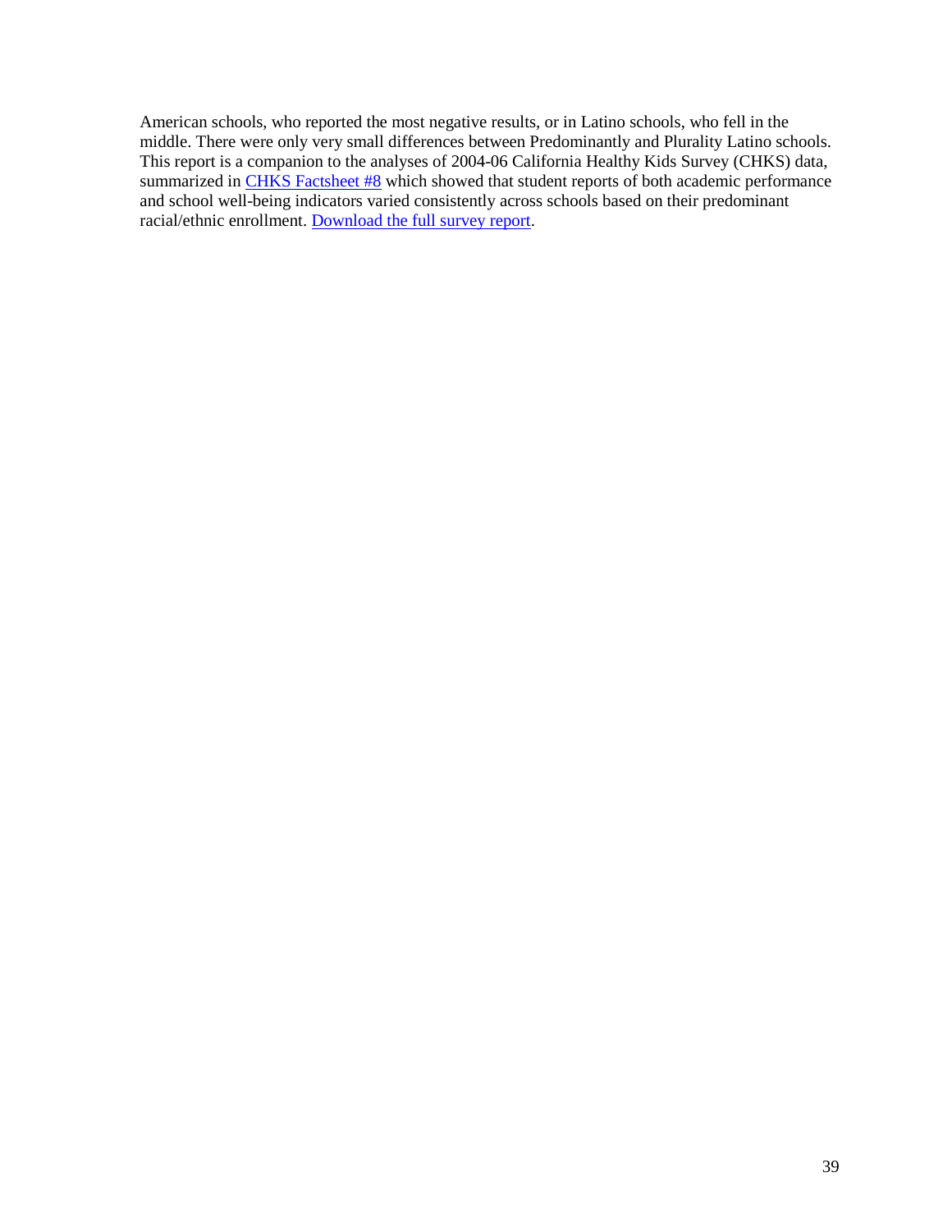American schools, who reported the most negative results, or in Latino schools, who fell in the middle. There were only very small differences between Predominantly and Plurality Latino schools. This report is a companion to the analyses of 2004-06 California Healthy Kids Survey (CHKS) data, summarized in CHKS Factsheet #8 which showed that student reports of both academic performance and school well-being indicators varied consistently across schools based on their predominant racial/ethnic enrollment. Download the full survey report.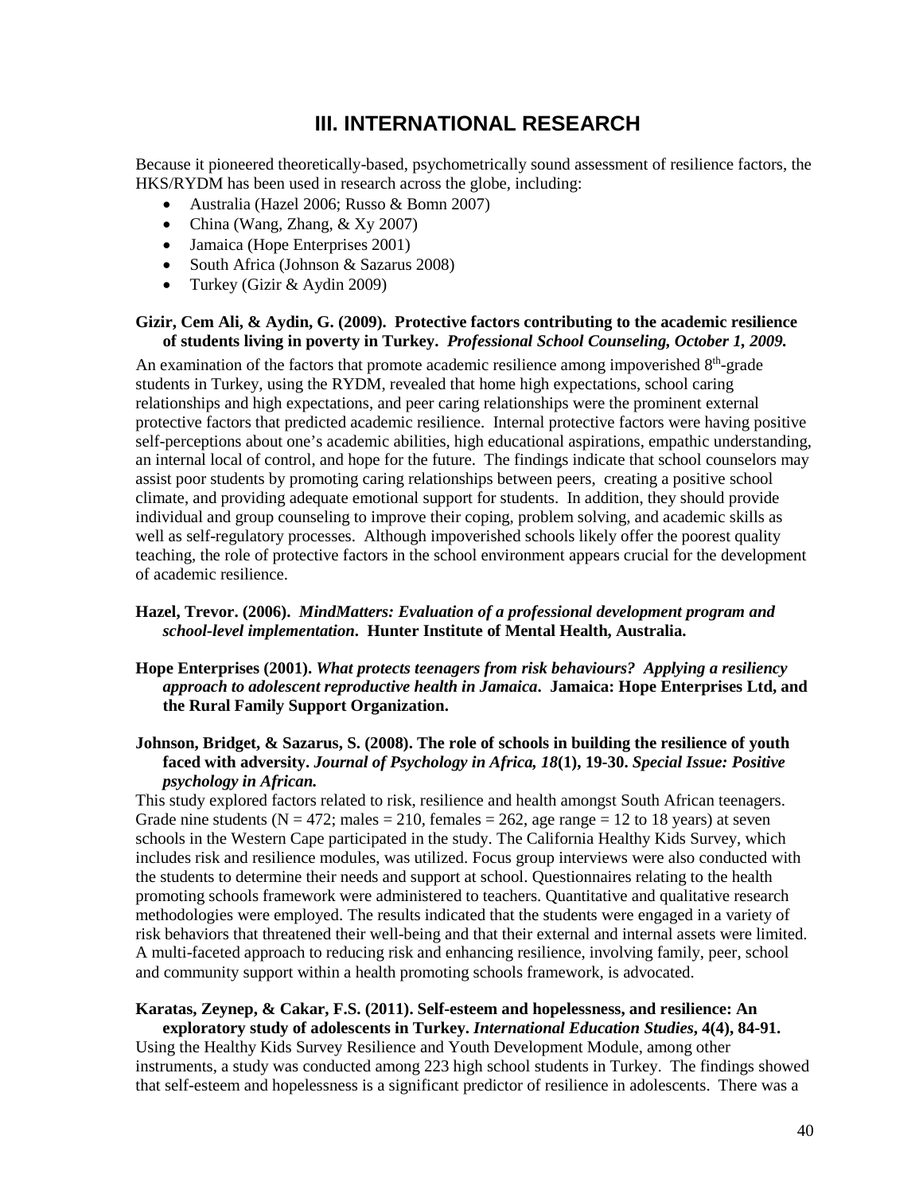# III. INTERNATIONAL RESEARCH

Because it pioneered theoretically-based, psychometrically sound assessment of resilience factors, the HKS/RYDM has been used in research across the globe, including:

- Australia (Hazel 2006; Russo & Bomn 2007)
- China (Wang, Zhang, & Xy 2007)
- Jamaica (Hope Enterprises 2001)
- South Africa (Johnson & Sazarus 2008)
- Turkey (Gizir & Aydin 2009)

**Gizir, Cem Ali, & Aydin, G. (2009). Protective factors contributing to the academic resilience of students living in poverty in Turkey.** ***Professional School Counseling, October 1, 2009.***

An examination of the factors that promote academic resilience among impoverished 8th-grade students in Turkey, using the RYDM, revealed that home high expectations, school caring relationships and high expectations, and peer caring relationships were the prominent external protective factors that predicted academic resilience. Internal protective factors were having positive self-perceptions about one's academic abilities, high educational aspirations, empathic understanding, an internal local of control, and hope for the future. The findings indicate that school counselors may assist poor students by promoting caring relationships between peers, creating a positive school climate, and providing adequate emotional support for students. In addition, they should provide individual and group counseling to improve their coping, problem solving, and academic skills as well as self-regulatory processes. Although impoverished schools likely offer the poorest quality teaching, the role of protective factors in the school environment appears crucial for the development of academic resilience.

**Hazel, Trevor. (2006).** ***MindMatters: Evaluation of a professional development program and school-level implementation*****. Hunter Institute of Mental Health, Australia.**

**Hope Enterprises (2001).** ***What protects teenagers from risk behaviours? Applying a resiliency approach to adolescent reproductive health in Jamaica*****. Jamaica: Hope Enterprises Ltd, and the Rural Family Support Organization.**

**Johnson, Bridget, & Sazarus, S. (2008). The role of schools in building the resilience of youth faced with adversity.** ***Journal of Psychology in Africa, 18*****(1), 19-30.** ***Special Issue: Positive psychology in African.***

This study explored factors related to risk, resilience and health amongst South African teenagers. Grade nine students (N = 472; males = 210, females = 262, age range = 12 to 18 years) at seven schools in the Western Cape participated in the study. The California Healthy Kids Survey, which includes risk and resilience modules, was utilized. Focus group interviews were also conducted with the students to determine their needs and support at school. Questionnaires relating to the health promoting schools framework were administered to teachers. Quantitative and qualitative research methodologies were employed. The results indicated that the students were engaged in a variety of risk behaviors that threatened their well-being and that their external and internal assets were limited. A multi-faceted approach to reducing risk and enhancing resilience, involving family, peer, school and community support within a health promoting schools framework, is advocated.

**Karatas, Zeynep, & Cakar, F.S. (2011). Self-esteem and hopelessness, and resilience: An exploratory study of adolescents in Turkey.** ***International Education Studies*****, 4(4), 84-91.**

Using the Healthy Kids Survey Resilience and Youth Development Module, among other instruments, a study was conducted among 223 high school students in Turkey. The findings showed that self-esteem and hopelessness is a significant predictor of resilience in adolescents. There was a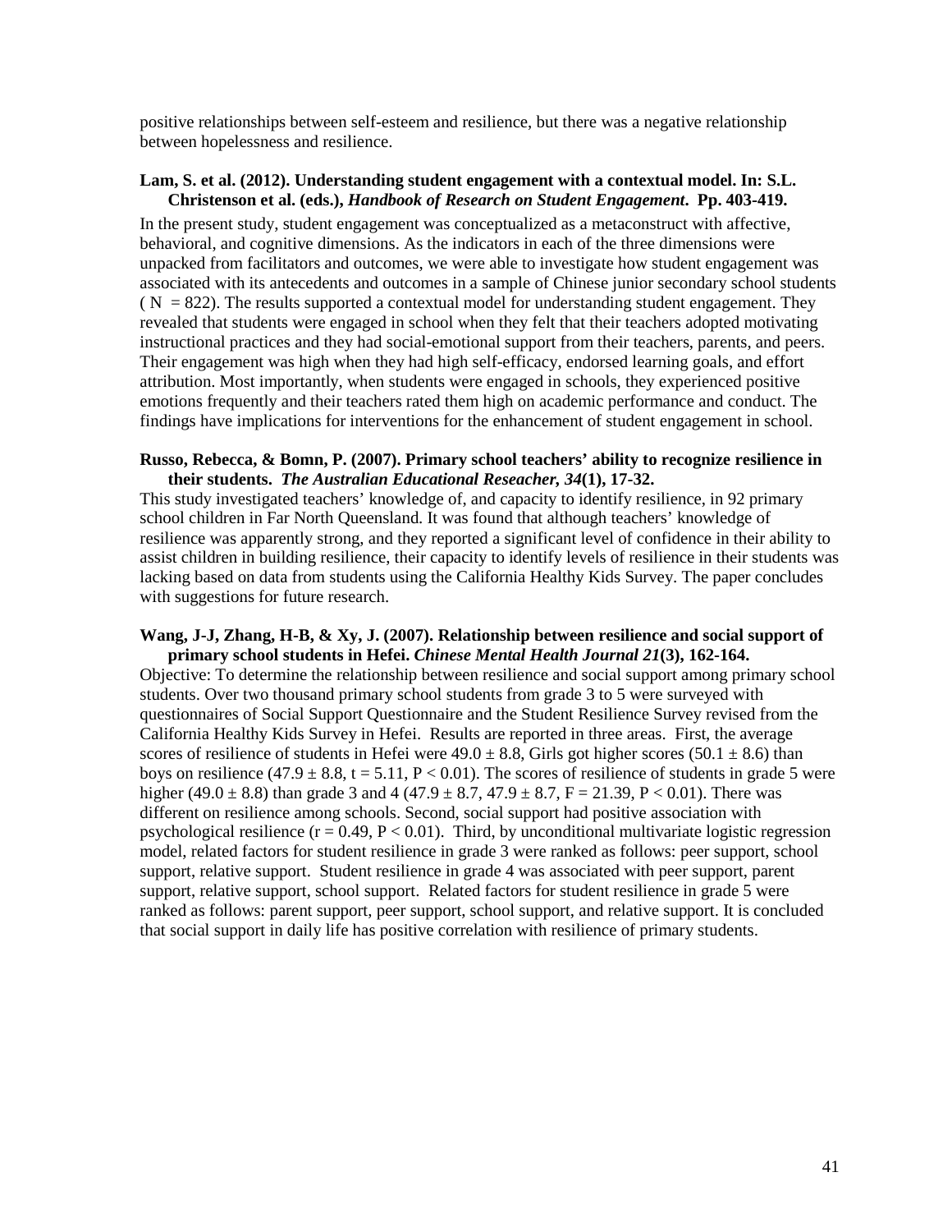positive relationships between self-esteem and resilience, but there was a negative relationship between hopelessness and resilience.

**Lam, S. et al. (2012). Understanding student engagement with a contextual model. In: S.L. Christenson et al. (eds.), *Handbook of Research on Student Engagement*. Pp. 403-419.**

In the present study, student engagement was conceptualized as a metaconstruct with affective, behavioral, and cognitive dimensions. As the indicators in each of the three dimensions were unpacked from facilitators and outcomes, we were able to investigate how student engagement was associated with its antecedents and outcomes in a sample of Chinese junior secondary school students ( N = 822). The results supported a contextual model for understanding student engagement. They revealed that students were engaged in school when they felt that their teachers adopted motivating instructional practices and they had social-emotional support from their teachers, parents, and peers. Their engagement was high when they had high self-efficacy, endorsed learning goals, and effort attribution. Most importantly, when students were engaged in schools, they experienced positive emotions frequently and their teachers rated them high on academic performance and conduct. The findings have implications for interventions for the enhancement of student engagement in school.

**Russo, Rebecca, & Bomn, P. (2007). Primary school teachers' ability to recognize resilience in their students. *The Australian Educational Reseacher, 34*(1), 17-32.**

This study investigated teachers' knowledge of, and capacity to identify resilience, in 92 primary school children in Far North Queensland. It was found that although teachers' knowledge of resilience was apparently strong, and they reported a significant level of confidence in their ability to assist children in building resilience, their capacity to identify levels of resilience in their students was lacking based on data from students using the California Healthy Kids Survey. The paper concludes with suggestions for future research.

**Wang, J-J, Zhang, H-B, & Xy, J. (2007). Relationship between resilience and social support of primary school students in Hefei. *Chinese Mental Health Journal 21*(3), 162-164.**

Objective: To determine the relationship between resilience and social support among primary school students. Over two thousand primary school students from grade 3 to 5 were surveyed with questionnaires of Social Support Questionnaire and the Student Resilience Survey revised from the California Healthy Kids Survey in Hefei. Results are reported in three areas. First, the average scores of resilience of students in Hefei were $49.0 \pm 8.8$, Girls got higher scores ($50.1 \pm 8.6$) than boys on resilience ($47.9 \pm 8.8$, $t = 5.11$, $P < 0.01$). The scores of resilience of students in grade 5 were higher ($49.0 \pm 8.8$) than grade 3 and 4 ($47.9 \pm 8.7$, $47.9 \pm 8.7$, $F = 21.39$, $P < 0.01$). There was different on resilience among schools. Second, social support had positive association with psychological resilience ($r = 0.49$, $P < 0.01$). Third, by unconditional multivariate logistic regression model, related factors for student resilience in grade 3 were ranked as follows: peer support, school support, relative support. Student resilience in grade 4 was associated with peer support, parent support, relative support, school support. Related factors for student resilience in grade 5 were ranked as follows: parent support, peer support, school support, and relative support. It is concluded that social support in daily life has positive correlation with resilience of primary students.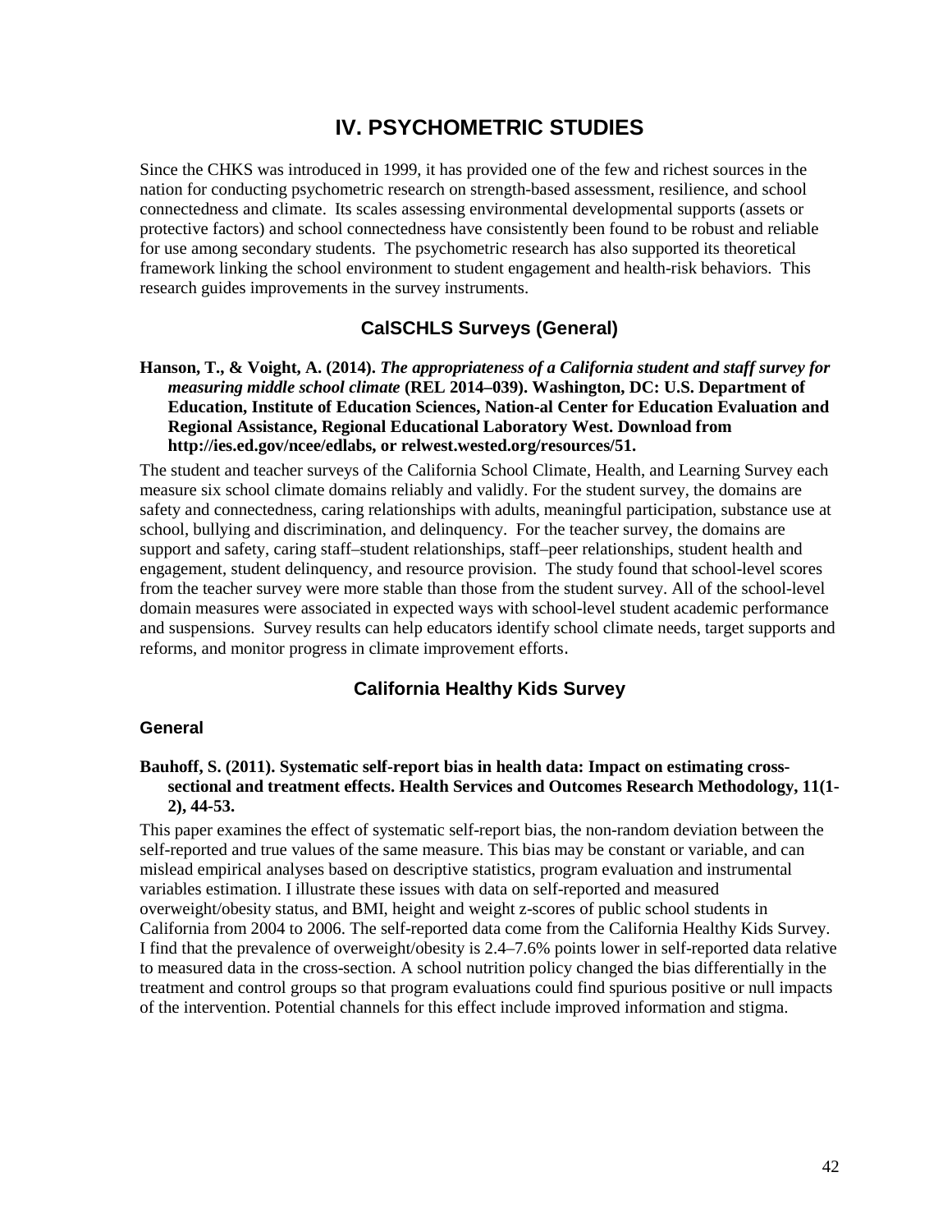# IV. PSYCHOMETRIC STUDIES

Since the CHKS was introduced in 1999, it has provided one of the few and richest sources in the nation for conducting psychometric research on strength-based assessment, resilience, and school connectedness and climate. Its scales assessing environmental developmental supports (assets or protective factors) and school connectedness have consistently been found to be robust and reliable for use among secondary students. The psychometric research has also supported its theoretical framework linking the school environment to student engagement and health-risk behaviors. This research guides improvements in the survey instruments.

## CalSCHLS Surveys (General)

**Hanson, T., & Voight, A. (2014). *The appropriateness of a California student and staff survey for measuring middle school climate* (REL 2014–039). Washington, DC: U.S. Department of Education, Institute of Education Sciences, Nation-al Center for Education Evaluation and Regional Assistance, Regional Educational Laboratory West. Download from http://ies.ed.gov/ncee/edlabs, or relwest.wested.org/resources/51.**

The student and teacher surveys of the California School Climate, Health, and Learning Survey each measure six school climate domains reliably and validly. For the student survey, the domains are safety and connectedness, caring relationships with adults, meaningful participation, substance use at school, bullying and discrimination, and delinquency. For the teacher survey, the domains are support and safety, caring staff–student relationships, staff–peer relationships, student health and engagement, student delinquency, and resource provision. The study found that school-level scores from the teacher survey were more stable than those from the student survey. All of the school-level domain measures were associated in expected ways with school-level student academic performance and suspensions. Survey results can help educators identify school climate needs, target supports and reforms, and monitor progress in climate improvement efforts.

## California Healthy Kids Survey

### General

**Bauhoff, S. (2011). Systematic self-report bias in health data: Impact on estimating cross-sectional and treatment effects. Health Services and Outcomes Research Methodology, 11(1-2), 44-53.**

This paper examines the effect of systematic self-report bias, the non-random deviation between the self-reported and true values of the same measure. This bias may be constant or variable, and can mislead empirical analyses based on descriptive statistics, program evaluation and instrumental variables estimation. I illustrate these issues with data on self-reported and measured overweight/obesity status, and BMI, height and weight z-scores of public school students in California from 2004 to 2006. The self-reported data come from the California Healthy Kids Survey. I find that the prevalence of overweight/obesity is 2.4–7.6% points lower in self-reported data relative to measured data in the cross-section. A school nutrition policy changed the bias differentially in the treatment and control groups so that program evaluations could find spurious positive or null impacts of the intervention. Potential channels for this effect include improved information and stigma.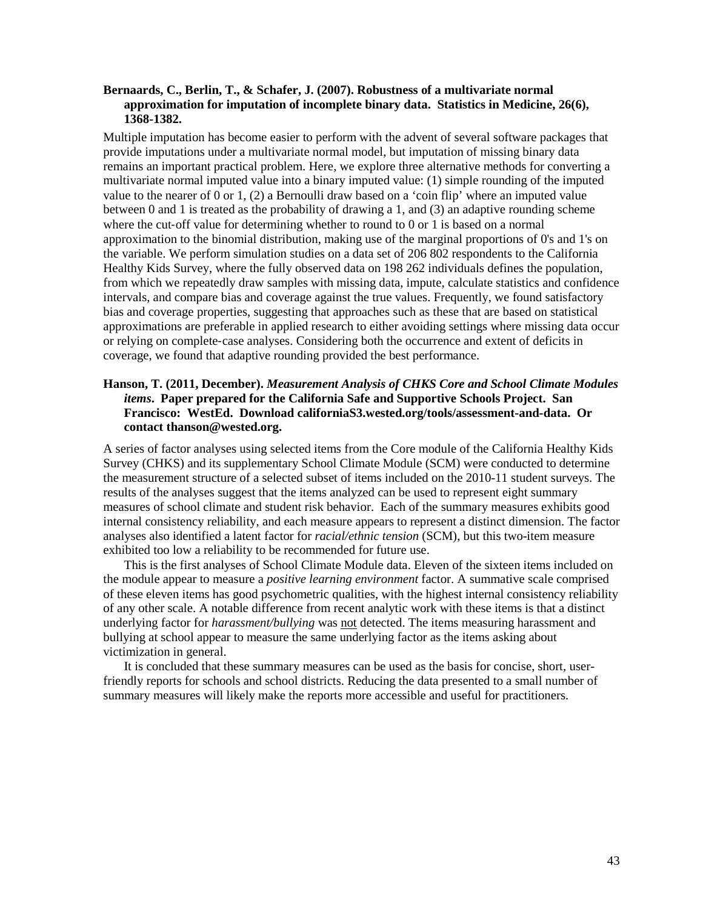**Bernaards, C., Berlin, T., & Schafer, J. (2007). Robustness of a multivariate normal approximation for imputation of incomplete binary data. Statistics in Medicine, 26(6), 1368-1382.**

Multiple imputation has become easier to perform with the advent of several software packages that provide imputations under a multivariate normal model, but imputation of missing binary data remains an important practical problem. Here, we explore three alternative methods for converting a multivariate normal imputed value into a binary imputed value: (1) simple rounding of the imputed value to the nearer of 0 or 1, (2) a Bernoulli draw based on a 'coin flip' where an imputed value between 0 and 1 is treated as the probability of drawing a 1, and (3) an adaptive rounding scheme where the cut-off value for determining whether to round to 0 or 1 is based on a normal approximation to the binomial distribution, making use of the marginal proportions of 0's and 1's on the variable. We perform simulation studies on a data set of 206 802 respondents to the California Healthy Kids Survey, where the fully observed data on 198 262 individuals defines the population, from which we repeatedly draw samples with missing data, impute, calculate statistics and confidence intervals, and compare bias and coverage against the true values. Frequently, we found satisfactory bias and coverage properties, suggesting that approaches such as these that are based on statistical approximations are preferable in applied research to either avoiding settings where missing data occur or relying on complete-case analyses. Considering both the occurrence and extent of deficits in coverage, we found that adaptive rounding provided the best performance.

**Hanson, T. (2011, December). *Measurement Analysis of CHKS Core and School Climate Modules items*. Paper prepared for the California Safe and Supportive Schools Project. San Francisco: WestEd. Download californiaS3.wested.org/tools/assessment-and-data. Or contact thanson@wested.org.**

A series of factor analyses using selected items from the Core module of the California Healthy Kids Survey (CHKS) and its supplementary School Climate Module (SCM) were conducted to determine the measurement structure of a selected subset of items included on the 2010-11 student surveys. The results of the analyses suggest that the items analyzed can be used to represent eight summary measures of school climate and student risk behavior. Each of the summary measures exhibits good internal consistency reliability, and each measure appears to represent a distinct dimension. The factor analyses also identified a latent factor for *racial/ethnic tension* (SCM), but this two-item measure exhibited too low a reliability to be recommended for future use.

This is the first analyses of School Climate Module data. Eleven of the sixteen items included on the module appear to measure a *positive learning environment* factor. A summative scale comprised of these eleven items has good psychometric qualities, with the highest internal consistency reliability of any other scale. A notable difference from recent analytic work with these items is that a distinct underlying factor for *harassment/bullying* was not detected. The items measuring harassment and bullying at school appear to measure the same underlying factor as the items asking about victimization in general.

It is concluded that these summary measures can be used as the basis for concise, short, user-friendly reports for schools and school districts. Reducing the data presented to a small number of summary measures will likely make the reports more accessible and useful for practitioners.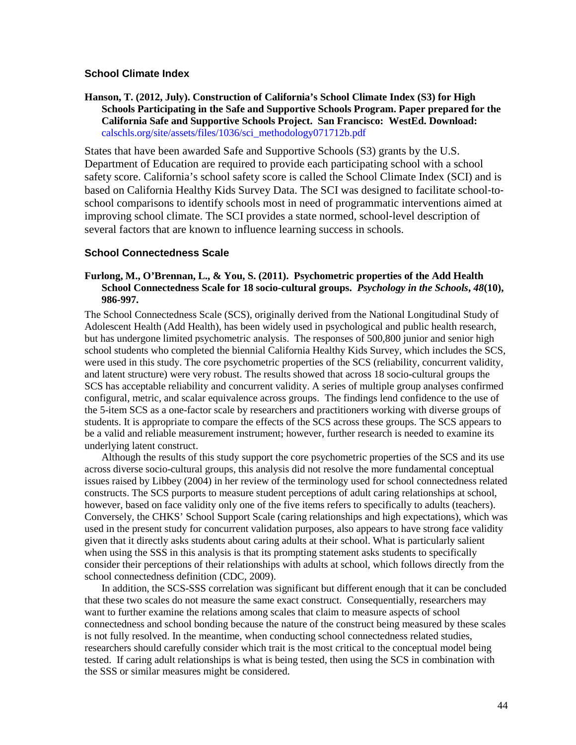### School Climate Index

**Hanson, T. (2012, July). Construction of California's School Climate Index (S3) for High Schools Participating in the Safe and Supportive Schools Program. Paper prepared for the California Safe and Supportive Schools Project. San Francisco: WestEd. Download:** calschls.org/site/assets/files/1036/sci_methodology071712b.pdf

States that have been awarded Safe and Supportive Schools (S3) grants by the U.S. Department of Education are required to provide each participating school with a school safety score. California's school safety score is called the School Climate Index (SCI) and is based on California Healthy Kids Survey Data. The SCI was designed to facilitate school-to-school comparisons to identify schools most in need of programmatic interventions aimed at improving school climate. The SCI provides a state normed, school-level description of several factors that are known to influence learning success in schools.

### School Connectedness Scale

**Furlong, M., O'Brennan, L., & You, S. (2011). Psychometric properties of the Add Health School Connectedness Scale for 18 socio-cultural groups. *Psychology in the Schools*, *48*(10), 986-997.**

The School Connectedness Scale (SCS), originally derived from the National Longitudinal Study of Adolescent Health (Add Health), has been widely used in psychological and public health research, but has undergone limited psychometric analysis. The responses of 500,800 junior and senior high school students who completed the biennial California Healthy Kids Survey, which includes the SCS, were used in this study. The core psychometric properties of the SCS (reliability, concurrent validity, and latent structure) were very robust. The results showed that across 18 socio-cultural groups the SCS has acceptable reliability and concurrent validity. A series of multiple group analyses confirmed configural, metric, and scalar equivalence across groups. The findings lend confidence to the use of the 5-item SCS as a one-factor scale by researchers and practitioners working with diverse groups of students. It is appropriate to compare the effects of the SCS across these groups. The SCS appears to be a valid and reliable measurement instrument; however, further research is needed to examine its underlying latent construct.

Although the results of this study support the core psychometric properties of the SCS and its use across diverse socio-cultural groups, this analysis did not resolve the more fundamental conceptual issues raised by Libbey (2004) in her review of the terminology used for school connectedness related constructs. The SCS purports to measure student perceptions of adult caring relationships at school, however, based on face validity only one of the five items refers to specifically to adults (teachers). Conversely, the CHKS' School Support Scale (caring relationships and high expectations), which was used in the present study for concurrent validation purposes, also appears to have strong face validity given that it directly asks students about caring adults at their school. What is particularly salient when using the SSS in this analysis is that its prompting statement asks students to specifically consider their perceptions of their relationships with adults at school, which follows directly from the school connectedness definition (CDC, 2009).

In addition, the SCS-SSS correlation was significant but different enough that it can be concluded that these two scales do not measure the same exact construct. Consequentially, researchers may want to further examine the relations among scales that claim to measure aspects of school connectedness and school bonding because the nature of the construct being measured by these scales is not fully resolved. In the meantime, when conducting school connectedness related studies, researchers should carefully consider which trait is the most critical to the conceptual model being tested. If caring adult relationships is what is being tested, then using the SCS in combination with the SSS or similar measures might be considered.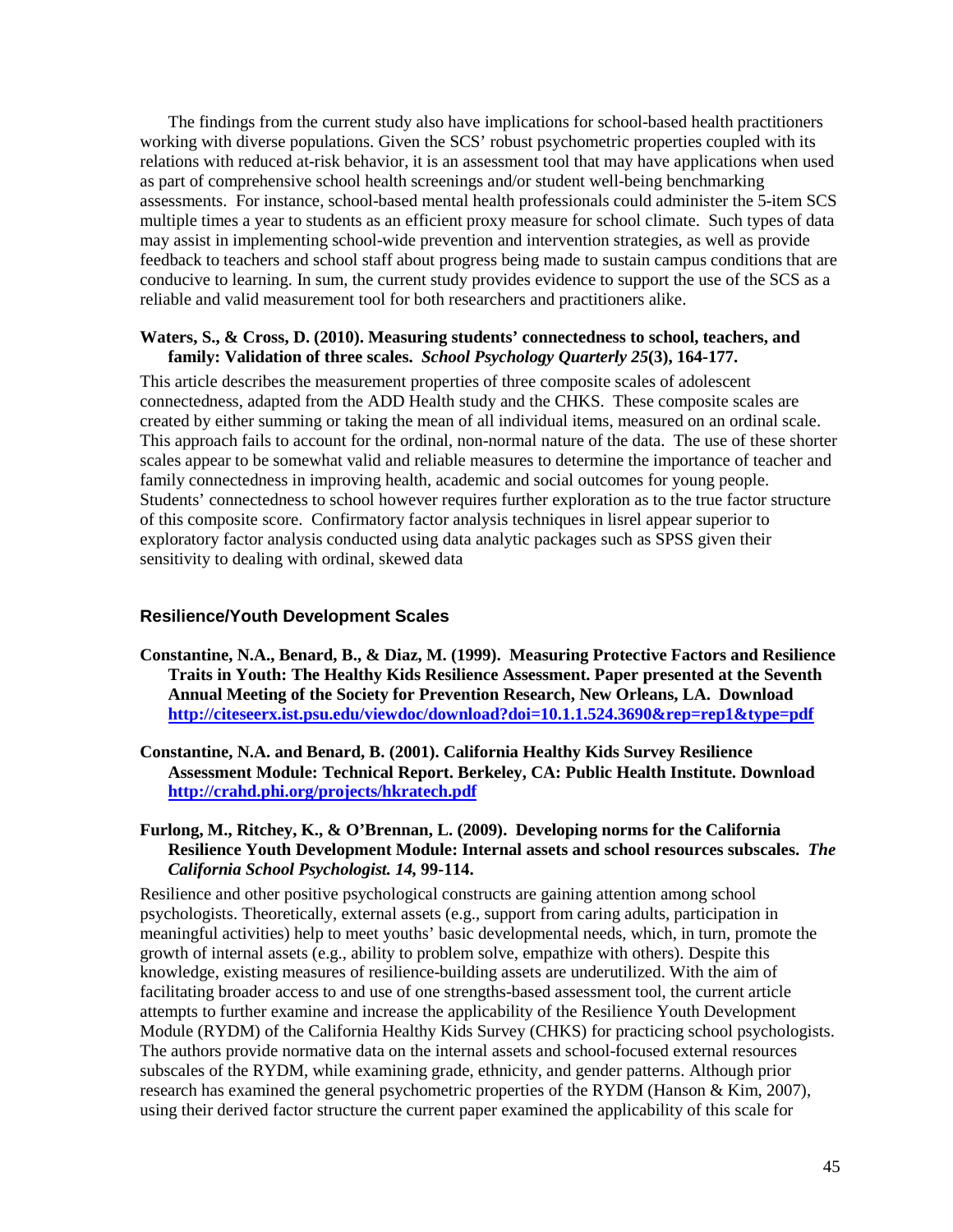The findings from the current study also have implications for school-based health practitioners working with diverse populations. Given the SCS' robust psychometric properties coupled with its relations with reduced at-risk behavior, it is an assessment tool that may have applications when used as part of comprehensive school health screenings and/or student well-being benchmarking assessments. For instance, school-based mental health professionals could administer the 5-item SCS multiple times a year to students as an efficient proxy measure for school climate. Such types of data may assist in implementing school-wide prevention and intervention strategies, as well as provide feedback to teachers and school staff about progress being made to sustain campus conditions that are conducive to learning. In sum, the current study provides evidence to support the use of the SCS as a reliable and valid measurement tool for both researchers and practitioners alike.

**Waters, S., & Cross, D. (2010). Measuring students' connectedness to school, teachers, and family: Validation of three scales.** ***School Psychology Quarterly 25*(3), 164-177.**

This article describes the measurement properties of three composite scales of adolescent connectedness, adapted from the ADD Health study and the CHKS. These composite scales are created by either summing or taking the mean of all individual items, measured on an ordinal scale. This approach fails to account for the ordinal, non-normal nature of the data. The use of these shorter scales appear to be somewhat valid and reliable measures to determine the importance of teacher and family connectedness in improving health, academic and social outcomes for young people. Students' connectedness to school however requires further exploration as to the true factor structure of this composite score. Confirmatory factor analysis techniques in lisrel appear superior to exploratory factor analysis conducted using data analytic packages such as SPSS given their sensitivity to dealing with ordinal, skewed data

## Resilience/Youth Development Scales

**Constantine, N.A., Benard, B., & Diaz, M. (1999). Measuring Protective Factors and Resilience Traits in Youth: The Healthy Kids Resilience Assessment. Paper presented at the Seventh Annual Meeting of the Society for Prevention Research, New Orleans, LA. Download http://citeseerx.ist.psu.edu/viewdoc/download?doi=10.1.1.524.3690&rep=rep1&type=pdf**

**Constantine, N.A. and Benard, B. (2001). California Healthy Kids Survey Resilience Assessment Module: Technical Report. Berkeley, CA: Public Health Institute. Download http://crahd.phi.org/projects/hkratech.pdf**

**Furlong, M., Ritchey, K., & O'Brennan, L. (2009). Developing norms for the California Resilience Youth Development Module: Internal assets and school resources subscales.** ***The California School Psychologist. 14,*** **99-114.**

Resilience and other positive psychological constructs are gaining attention among school psychologists. Theoretically, external assets (e.g., support from caring adults, participation in meaningful activities) help to meet youths' basic developmental needs, which, in turn, promote the growth of internal assets (e.g., ability to problem solve, empathize with others). Despite this knowledge, existing measures of resilience-building assets are underutilized. With the aim of facilitating broader access to and use of one strengths-based assessment tool, the current article attempts to further examine and increase the applicability of the Resilience Youth Development Module (RYDM) of the California Healthy Kids Survey (CHKS) for practicing school psychologists. The authors provide normative data on the internal assets and school-focused external resources subscales of the RYDM, while examining grade, ethnicity, and gender patterns. Although prior research has examined the general psychometric properties of the RYDM (Hanson & Kim, 2007), using their derived factor structure the current paper examined the applicability of this scale for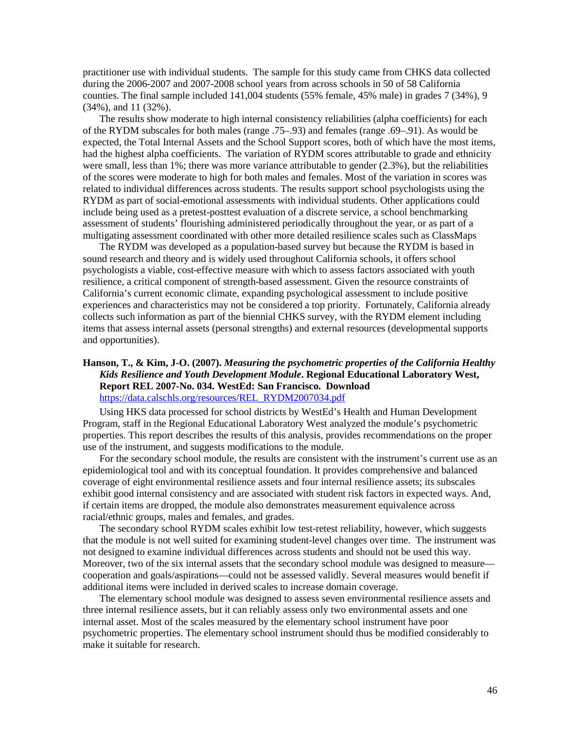practitioner use with individual students. The sample for this study came from CHKS data collected during the 2006-2007 and 2007-2008 school years from across schools in 50 of 58 California counties. The final sample included 141,004 students (55% female, 45% male) in grades 7 (34%), 9 (34%), and 11 (32%).

The results show moderate to high internal consistency reliabilities (alpha coefficients) for each of the RYDM subscales for both males (range .75–.93) and females (range .69–.91). As would be expected, the Total Internal Assets and the School Support scores, both of which have the most items, had the highest alpha coefficients. The variation of RYDM scores attributable to grade and ethnicity were small, less than 1%; there was more variance attributable to gender (2.3%), but the reliabilities of the scores were moderate to high for both males and females. Most of the variation in scores was related to individual differences across students. The results support school psychologists using the RYDM as part of social-emotional assessments with individual students. Other applications could include being used as a pretest-posttest evaluation of a discrete service, a school benchmarking assessment of students' flourishing administered periodically throughout the year, or as part of a multigating assessment coordinated with other more detailed resilience scales such as ClassMaps

The RYDM was developed as a population-based survey but because the RYDM is based in sound research and theory and is widely used throughout California schools, it offers school psychologists a viable, cost-effective measure with which to assess factors associated with youth resilience, a critical component of strength-based assessment. Given the resource constraints of California's current economic climate, expanding psychological assessment to include positive experiences and characteristics may not be considered a top priority. Fortunately, California already collects such information as part of the biennial CHKS survey, with the RYDM element including items that assess internal assets (personal strengths) and external resources (developmental supports and opportunities).

**Hanson, T., & Kim, J-O. (2007).** ***Measuring the psychometric properties of the California Healthy Kids Resilience and Youth Development Module*****. Regional Educational Laboratory West, Report REL 2007-No. 034. WestEd: San Francisco. Download** https://data.calschls.org/resources/REL_RYDM2007034.pdf

Using HKS data processed for school districts by WestEd's Health and Human Development Program, staff in the Regional Educational Laboratory West analyzed the module's psychometric properties. This report describes the results of this analysis, provides recommendations on the proper use of the instrument, and suggests modifications to the module.

For the secondary school module, the results are consistent with the instrument's current use as an epidemiological tool and with its conceptual foundation. It provides comprehensive and balanced coverage of eight environmental resilience assets and four internal resilience assets; its subscales exhibit good internal consistency and are associated with student risk factors in expected ways. And, if certain items are dropped, the module also demonstrates measurement equivalence across racial/ethnic groups, males and females, and grades.

The secondary school RYDM scales exhibit low test-retest reliability, however, which suggests that the module is not well suited for examining student-level changes over time. The instrument was not designed to examine individual differences across students and should not be used this way. Moreover, two of the six internal assets that the secondary school module was designed to measure—cooperation and goals/aspirations—could not be assessed validly. Several measures would benefit if additional items were included in derived scales to increase domain coverage.

The elementary school module was designed to assess seven environmental resilience assets and three internal resilience assets, but it can reliably assess only two environmental assets and one internal asset. Most of the scales measured by the elementary school instrument have poor psychometric properties. The elementary school instrument should thus be modified considerably to make it suitable for research.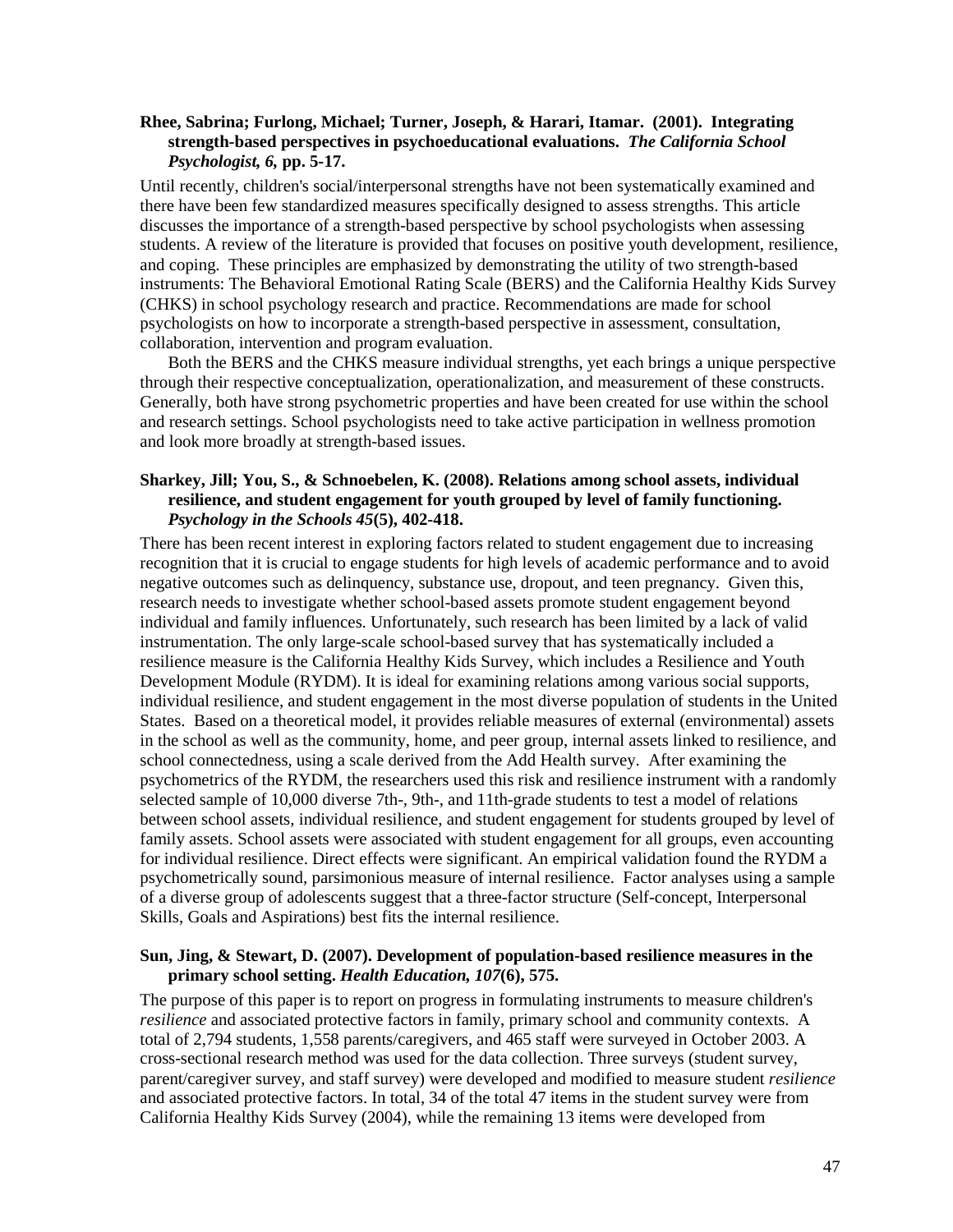**Rhee, Sabrina; Furlong, Michael; Turner, Joseph, & Harari, Itamar. (2001). Integrating strength-based perspectives in psychoeducational evaluations. *The California School Psychologist, 6,* pp. 5-17.**

Until recently, children's social/interpersonal strengths have not been systematically examined and there have been few standardized measures specifically designed to assess strengths. This article discusses the importance of a strength-based perspective by school psychologists when assessing students. A review of the literature is provided that focuses on positive youth development, resilience, and coping. These principles are emphasized by demonstrating the utility of two strength-based instruments: The Behavioral Emotional Rating Scale (BERS) and the California Healthy Kids Survey (CHKS) in school psychology research and practice. Recommendations are made for school psychologists on how to incorporate a strength-based perspective in assessment, consultation, collaboration, intervention and program evaluation.

Both the BERS and the CHKS measure individual strengths, yet each brings a unique perspective through their respective conceptualization, operationalization, and measurement of these constructs. Generally, both have strong psychometric properties and have been created for use within the school and research settings. School psychologists need to take active participation in wellness promotion and look more broadly at strength-based issues.

**Sharkey, Jill; You, S., & Schnoebelen, K. (2008). Relations among school assets, individual resilience, and student engagement for youth grouped by level of family functioning. *Psychology in the Schools 45*(5), 402-418.**

There has been recent interest in exploring factors related to student engagement due to increasing recognition that it is crucial to engage students for high levels of academic performance and to avoid negative outcomes such as delinquency, substance use, dropout, and teen pregnancy. Given this, research needs to investigate whether school-based assets promote student engagement beyond individual and family influences. Unfortunately, such research has been limited by a lack of valid instrumentation. The only large-scale school-based survey that has systematically included a resilience measure is the California Healthy Kids Survey, which includes a Resilience and Youth Development Module (RYDM). It is ideal for examining relations among various social supports, individual resilience, and student engagement in the most diverse population of students in the United States. Based on a theoretical model, it provides reliable measures of external (environmental) assets in the school as well as the community, home, and peer group, internal assets linked to resilience, and school connectedness, using a scale derived from the Add Health survey. After examining the psychometrics of the RYDM, the researchers used this risk and resilience instrument with a randomly selected sample of 10,000 diverse 7th-, 9th-, and 11th-grade students to test a model of relations between school assets, individual resilience, and student engagement for students grouped by level of family assets. School assets were associated with student engagement for all groups, even accounting for individual resilience. Direct effects were significant. An empirical validation found the RYDM a psychometrically sound, parsimonious measure of internal resilience. Factor analyses using a sample of a diverse group of adolescents suggest that a three-factor structure (Self-concept, Interpersonal Skills, Goals and Aspirations) best fits the internal resilience.

**Sun, Jing, & Stewart, D. (2007). Development of population-based resilience measures in the primary school setting. *Health Education, 107*(6), 575.**

The purpose of this paper is to report on progress in formulating instruments to measure children's *resilience* and associated protective factors in family, primary school and community contexts. A total of 2,794 students, 1,558 parents/caregivers, and 465 staff were surveyed in October 2003. A cross-sectional research method was used for the data collection. Three surveys (student survey, parent/caregiver survey, and staff survey) were developed and modified to measure student *resilience* and associated protective factors. In total, 34 of the total 47 items in the student survey were from California Healthy Kids Survey (2004), while the remaining 13 items were developed from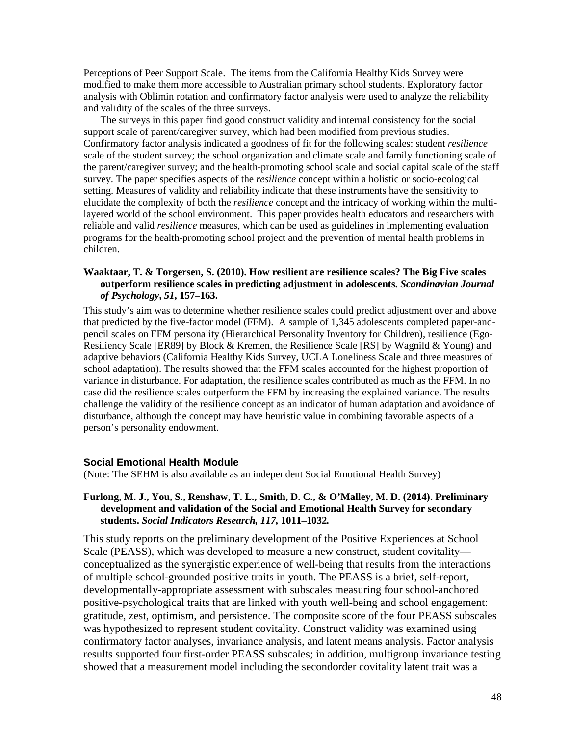Perceptions of Peer Support Scale. The items from the California Healthy Kids Survey were modified to make them more accessible to Australian primary school students. Exploratory factor analysis with Oblimin rotation and confirmatory factor analysis were used to analyze the reliability and validity of the scales of the three surveys.

The surveys in this paper find good construct validity and internal consistency for the social support scale of parent/caregiver survey, which had been modified from previous studies. Confirmatory factor analysis indicated a goodness of fit for the following scales: student *resilience* scale of the student survey; the school organization and climate scale and family functioning scale of the parent/caregiver survey; and the health-promoting school scale and social capital scale of the staff survey. The paper specifies aspects of the *resilience* concept within a holistic or socio-ecological setting. Measures of validity and reliability indicate that these instruments have the sensitivity to elucidate the complexity of both the *resilience* concept and the intricacy of working within the multi-layered world of the school environment. This paper provides health educators and researchers with reliable and valid *resilience* measures, which can be used as guidelines in implementing evaluation programs for the health-promoting school project and the prevention of mental health problems in children.

**Waaktaar, T. & Torgersen, S. (2010). How resilient are resilience scales? The Big Five scales outperform resilience scales in predicting adjustment in adolescents. *Scandinavian Journal of Psychology*, *51*, 157–163.**

This study's aim was to determine whether resilience scales could predict adjustment over and above that predicted by the five-factor model (FFM). A sample of 1,345 adolescents completed paper-and-pencil scales on FFM personality (Hierarchical Personality Inventory for Children), resilience (Ego-Resiliency Scale [ER89] by Block & Kremen, the Resilience Scale [RS] by Wagnild & Young) and adaptive behaviors (California Healthy Kids Survey, UCLA Loneliness Scale and three measures of school adaptation). The results showed that the FFM scales accounted for the highest proportion of variance in disturbance. For adaptation, the resilience scales contributed as much as the FFM. In no case did the resilience scales outperform the FFM by increasing the explained variance. The results challenge the validity of the resilience concept as an indicator of human adaptation and avoidance of disturbance, although the concept may have heuristic value in combining favorable aspects of a person's personality endowment.

### Social Emotional Health Module

(Note: The SEHM is also available as an independent Social Emotional Health Survey)

**Furlong, M. J., You, S., Renshaw, T. L., Smith, D. C., & O'Malley, M. D. (2014). Preliminary development and validation of the Social and Emotional Health Survey for secondary students. *Social Indicators Research, 117*, 1011–1032.**

This study reports on the preliminary development of the Positive Experiences at School Scale (PEASS), which was developed to measure a new construct, student covitality—conceptualized as the synergistic experience of well-being that results from the interactions of multiple school-grounded positive traits in youth. The PEASS is a brief, self-report, developmentally-appropriate assessment with subscales measuring four school-anchored positive-psychological traits that are linked with youth well-being and school engagement: gratitude, zest, optimism, and persistence. The composite score of the four PEASS subscales was hypothesized to represent student covitality. Construct validity was examined using confirmatory factor analyses, invariance analysis, and latent means analysis. Factor analysis results supported four first-order PEASS subscales; in addition, multigroup invariance testing showed that a measurement model including the secondorder covitality latent trait was a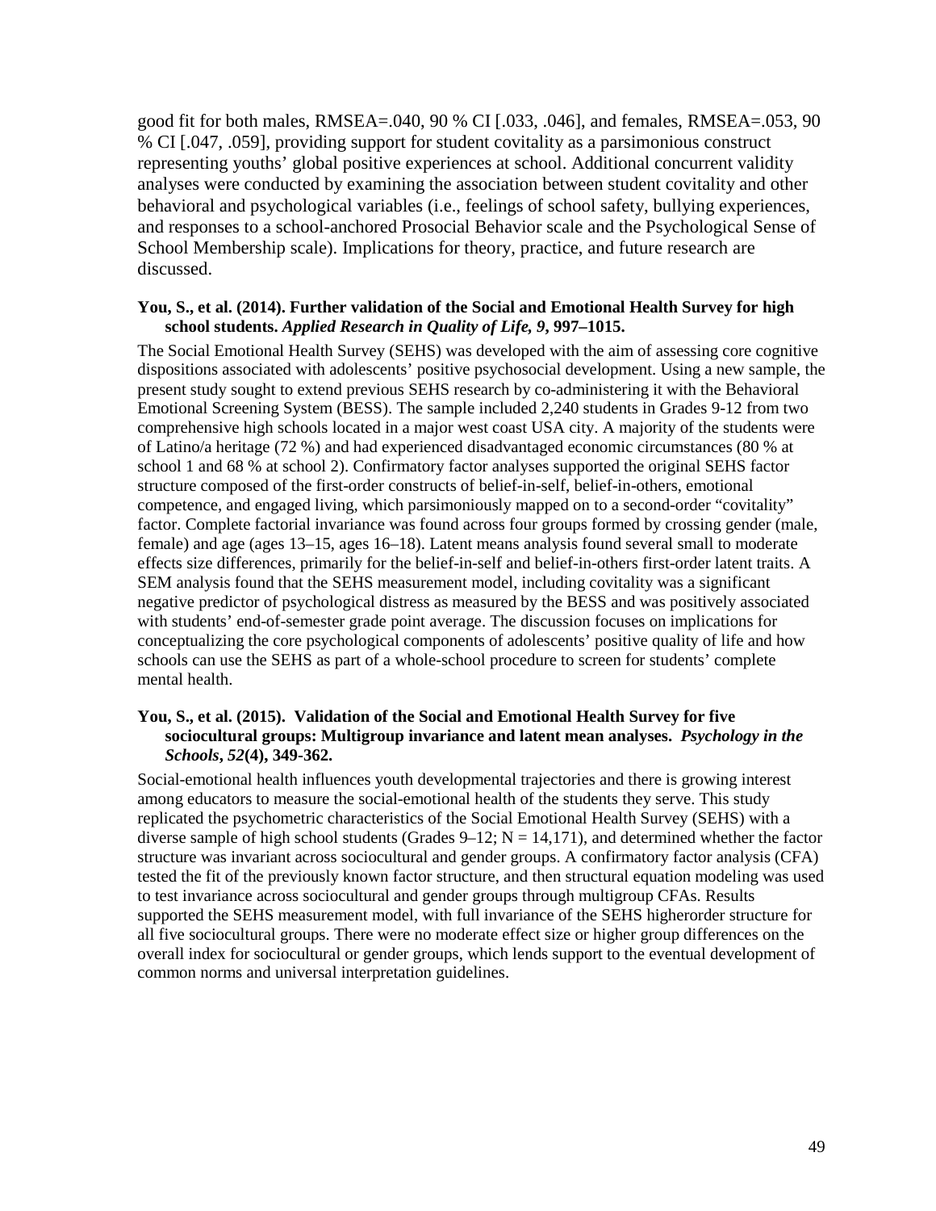good fit for both males, RMSEA=.040, 90 % CI [.033, .046], and females, RMSEA=.053, 90 % CI [.047, .059], providing support for student covitality as a parsimonious construct representing youths' global positive experiences at school. Additional concurrent validity analyses were conducted by examining the association between student covitality and other behavioral and psychological variables (i.e., feelings of school safety, bullying experiences, and responses to a school-anchored Prosocial Behavior scale and the Psychological Sense of School Membership scale). Implications for theory, practice, and future research are discussed.

**You, S., et al. (2014). Further validation of the Social and Emotional Health Survey for high school students. *Applied Research in Quality of Life, 9*, 997–1015.**

The Social Emotional Health Survey (SEHS) was developed with the aim of assessing core cognitive dispositions associated with adolescents' positive psychosocial development. Using a new sample, the present study sought to extend previous SEHS research by co-administering it with the Behavioral Emotional Screening System (BESS). The sample included 2,240 students in Grades 9-12 from two comprehensive high schools located in a major west coast USA city. A majority of the students were of Latino/a heritage (72 %) and had experienced disadvantaged economic circumstances (80 % at school 1 and 68 % at school 2). Confirmatory factor analyses supported the original SEHS factor structure composed of the first-order constructs of belief-in-self, belief-in-others, emotional competence, and engaged living, which parsimoniously mapped on to a second-order "covitality" factor. Complete factorial invariance was found across four groups formed by crossing gender (male, female) and age (ages 13–15, ages 16–18). Latent means analysis found several small to moderate effects size differences, primarily for the belief-in-self and belief-in-others first-order latent traits. A SEM analysis found that the SEHS measurement model, including covitality was a significant negative predictor of psychological distress as measured by the BESS and was positively associated with students' end-of-semester grade point average. The discussion focuses on implications for conceptualizing the core psychological components of adolescents' positive quality of life and how schools can use the SEHS as part of a whole-school procedure to screen for students' complete mental health.

**You, S., et al. (2015). Validation of the Social and Emotional Health Survey for five sociocultural groups: Multigroup invariance and latent mean analyses. *Psychology in the Schools*, *52*(4), 349-362.**

Social-emotional health influences youth developmental trajectories and there is growing interest among educators to measure the social-emotional health of the students they serve. This study replicated the psychometric characteristics of the Social Emotional Health Survey (SEHS) with a diverse sample of high school students (Grades 9–12; N = 14,171), and determined whether the factor structure was invariant across sociocultural and gender groups. A confirmatory factor analysis (CFA) tested the fit of the previously known factor structure, and then structural equation modeling was used to test invariance across sociocultural and gender groups through multigroup CFAs. Results supported the SEHS measurement model, with full invariance of the SEHS higherorder structure for all five sociocultural groups. There were no moderate effect size or higher group differences on the overall index for sociocultural or gender groups, which lends support to the eventual development of common norms and universal interpretation guidelines.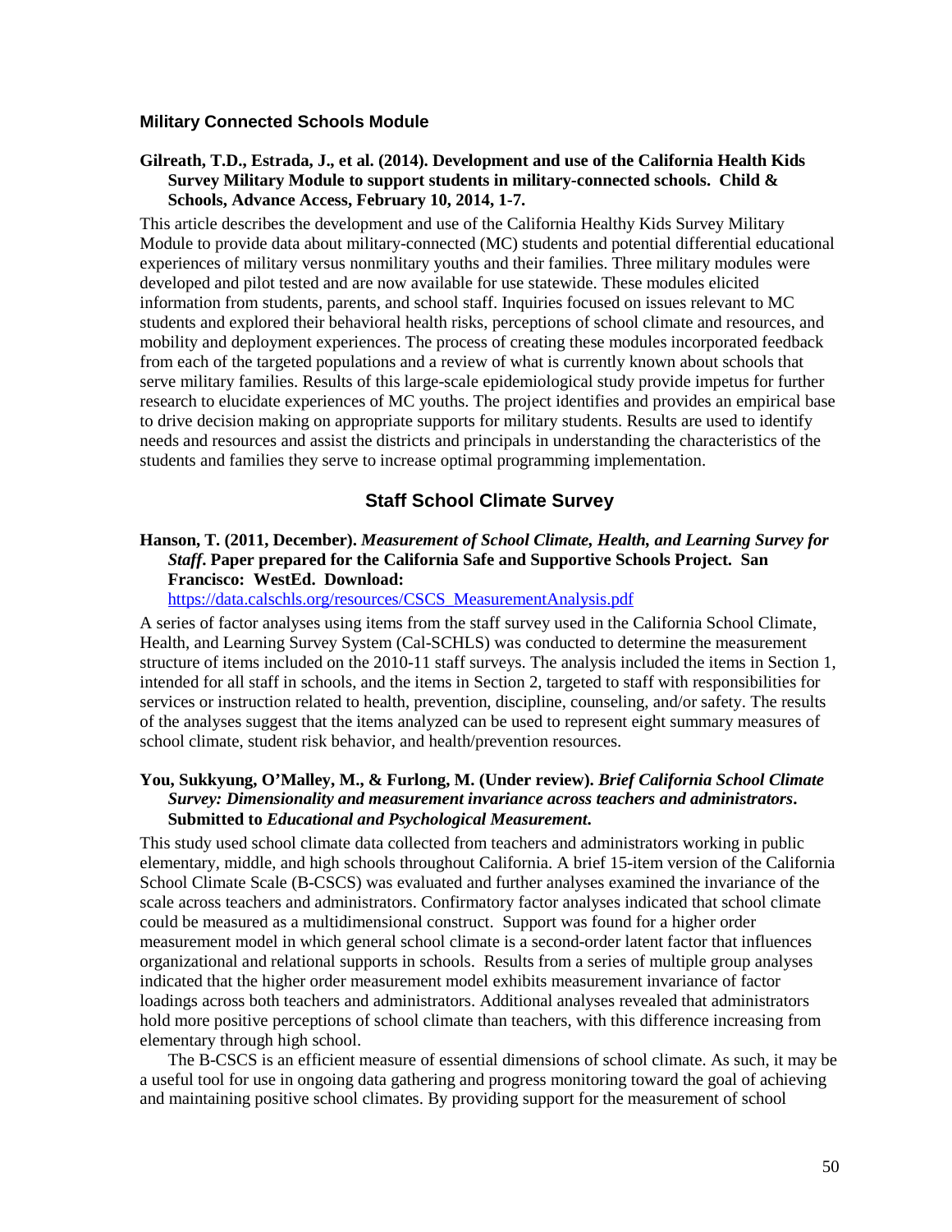### Military Connected Schools Module

**Gilreath, T.D., Estrada, J., et al. (2014). Development and use of the California Health Kids Survey Military Module to support students in military-connected schools. Child & Schools, Advance Access, February 10, 2014, 1-7.**

This article describes the development and use of the California Healthy Kids Survey Military Module to provide data about military-connected (MC) students and potential differential educational experiences of military versus nonmilitary youths and their families. Three military modules were developed and pilot tested and are now available for use statewide. These modules elicited information from students, parents, and school staff. Inquiries focused on issues relevant to MC students and explored their behavioral health risks, perceptions of school climate and resources, and mobility and deployment experiences. The process of creating these modules incorporated feedback from each of the targeted populations and a review of what is currently known about schools that serve military families. Results of this large-scale epidemiological study provide impetus for further research to elucidate experiences of MC youths. The project identifies and provides an empirical base to drive decision making on appropriate supports for military students. Results are used to identify needs and resources and assist the districts and principals in understanding the characteristics of the students and families they serve to increase optimal programming implementation.

## Staff School Climate Survey

**Hanson, T. (2011, December).** ***Measurement of School Climate, Health, and Learning Survey for Staff*****. Paper prepared for the California Safe and Supportive Schools Project. San Francisco: WestEd. Download:**
https://data.calschls.org/resources/CSCS_MeasurementAnalysis.pdf

A series of factor analyses using items from the staff survey used in the California School Climate, Health, and Learning Survey System (Cal-SCHLS) was conducted to determine the measurement structure of items included on the 2010-11 staff surveys. The analysis included the items in Section 1, intended for all staff in schools, and the items in Section 2, targeted to staff with responsibilities for services or instruction related to health, prevention, discipline, counseling, and/or safety. The results of the analyses suggest that the items analyzed can be used to represent eight summary measures of school climate, student risk behavior, and health/prevention resources.

**You, Sukkyung, O'Malley, M., & Furlong, M. (Under review).** ***Brief California School Climate Survey: Dimensionality and measurement invariance across teachers and administrators*****. Submitted to** ***Educational and Psychological Measurement*****.**

This study used school climate data collected from teachers and administrators working in public elementary, middle, and high schools throughout California. A brief 15-item version of the California School Climate Scale (B-CSCS) was evaluated and further analyses examined the invariance of the scale across teachers and administrators. Confirmatory factor analyses indicated that school climate could be measured as a multidimensional construct. Support was found for a higher order measurement model in which general school climate is a second-order latent factor that influences organizational and relational supports in schools. Results from a series of multiple group analyses indicated that the higher order measurement model exhibits measurement invariance of factor loadings across both teachers and administrators. Additional analyses revealed that administrators hold more positive perceptions of school climate than teachers, with this difference increasing from elementary through high school.

The B-CSCS is an efficient measure of essential dimensions of school climate. As such, it may be a useful tool for use in ongoing data gathering and progress monitoring toward the goal of achieving and maintaining positive school climates. By providing support for the measurement of school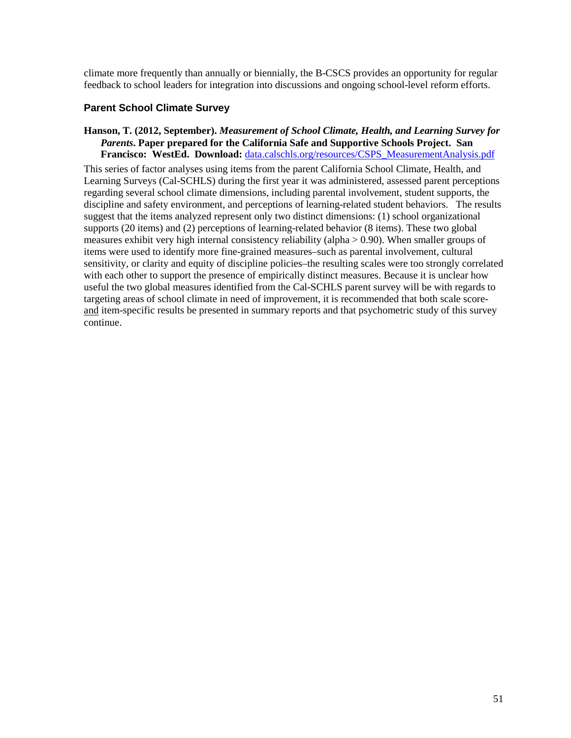climate more frequently than annually or biennially, the B-CSCS provides an opportunity for regular feedback to school leaders for integration into discussions and ongoing school-level reform efforts.

### Parent School Climate Survey

**Hanson, T. (2012, September).** ***Measurement of School Climate, Health, and Learning Survey for Parents*****. Paper prepared for the California Safe and Supportive Schools Project. San Francisco: WestEd. Download:** [data.calschls.org/resources/CSPS_MeasurementAnalysis.pdf](data.calschls.org/resources/CSPS_MeasurementAnalysis.pdf)

This series of factor analyses using items from the parent California School Climate, Health, and Learning Surveys (Cal-SCHLS) during the first year it was administered, assessed parent perceptions regarding several school climate dimensions, including parental involvement, student supports, the discipline and safety environment, and perceptions of learning-related student behaviors. The results suggest that the items analyzed represent only two distinct dimensions: (1) school organizational supports (20 items) and (2) perceptions of learning-related behavior (8 items). These two global measures exhibit very high internal consistency reliability (alpha > 0.90). When smaller groups of items were used to identify more fine-grained measures–such as parental involvement, cultural sensitivity, or clarity and equity of discipline policies–the resulting scales were too strongly correlated with each other to support the presence of empirically distinct measures. Because it is unclear how useful the two global measures identified from the Cal-SCHLS parent survey will be with regards to targeting areas of school climate in need of improvement, it is recommended that both scale score-and item-specific results be presented in summary reports and that psychometric study of this survey continue.